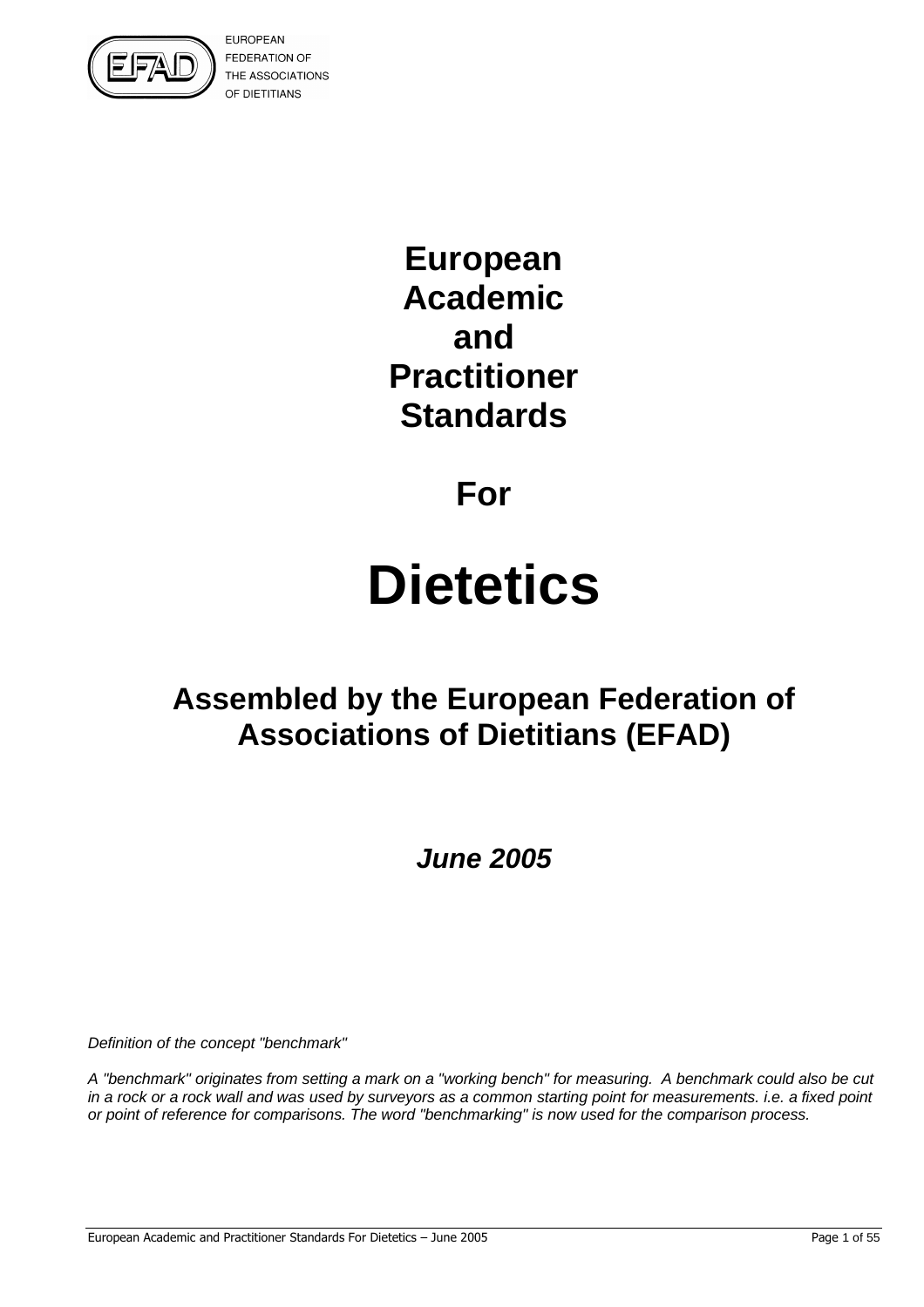EUROPEAN
FEDERATION OF
THE ASSOCIATIONS
OF DIETITIANS

# European Academic and Practitioner Standards

## For

# Dietetics

## Assembled by the European Federation of Associations of Dietitians (EFAD)

***June 2005***

*Definition of the concept "benchmark"*

*A "benchmark" originates from setting a mark on a "working bench" for measuring. A benchmark could also be cut in a rock or a rock wall and was used by surveyors as a common starting point for measurements. i.e. a fixed point or point of reference for comparisons. The word "benchmarking" is now used for the comparison process.*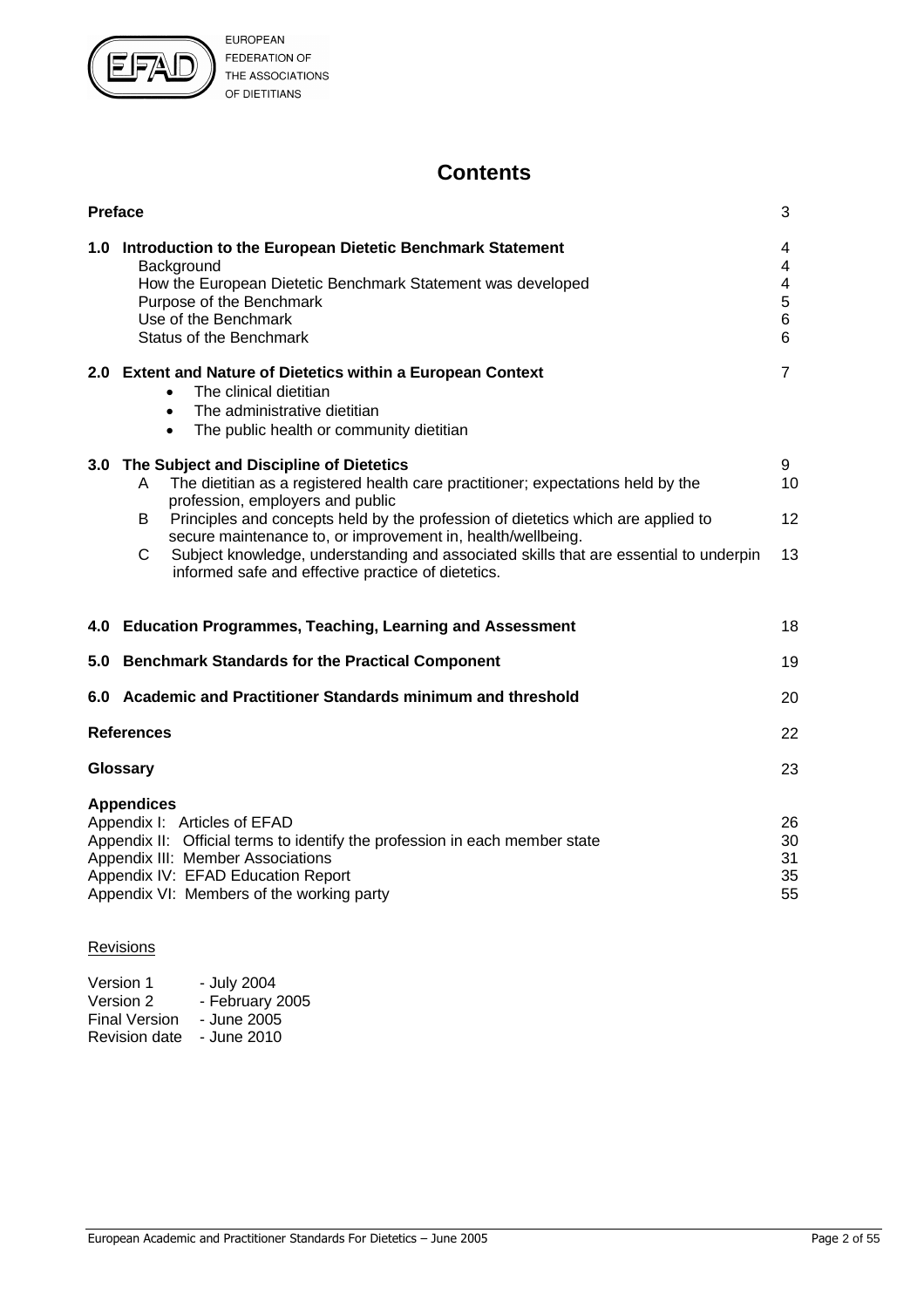EUROPEAN FEDERATION OF THE ASSOCIATIONS OF DIETITIANS

# Contents

| | |
|---|---|
| **Preface** | 3 |
| **1.0 Introduction to the European Dietetic Benchmark Statement** | 4 |
| Background | 4 |
| How the European Dietetic Benchmark Statement was developed | 4 |
| Purpose of the Benchmark | 5 |
| Use of the Benchmark | 6 |
| Status of the Benchmark | 6 |
| **2.0 Extent and Nature of Dietetics within a European Context** | 7 |
| • The clinical dietitian | |
| • The administrative dietitian | |
| • The public health or community dietitian | |
| **3.0 The Subject and Discipline of Dietetics** | 9 |
| A The dietitian as a registered health care practitioner; expectations held by the profession, employers and public | 10 |
| B Principles and concepts held by the profession of dietetics which are applied to secure maintenance to, or improvement in, health/wellbeing. | 12 |
| C Subject knowledge, understanding and associated skills that are essential to underpin informed safe and effective practice of dietetics. | 13 |
| **4.0 Education Programmes, Teaching, Learning and Assessment** | 18 |
| **5.0 Benchmark Standards for the Practical Component** | 19 |
| **6.0 Academic and Practitioner Standards minimum and threshold** | 20 |
| **References** | 22 |
| **Glossary** | 23 |
| **Appendices** | |
| Appendix I: Articles of EFAD | 26 |
| Appendix II: Official terms to identify the profession in each member state | 30 |
| Appendix III: Member Associations | 31 |
| Appendix IV: EFAD Education Report | 35 |
| Appendix VI: Members of the working party | 55 |

Revisions

| | |
|---|---|
| Version 1 | - July 2004 |
| Version 2 | - February 2005 |
| Final Version | - June 2005 |
| Revision date | - June 2010 |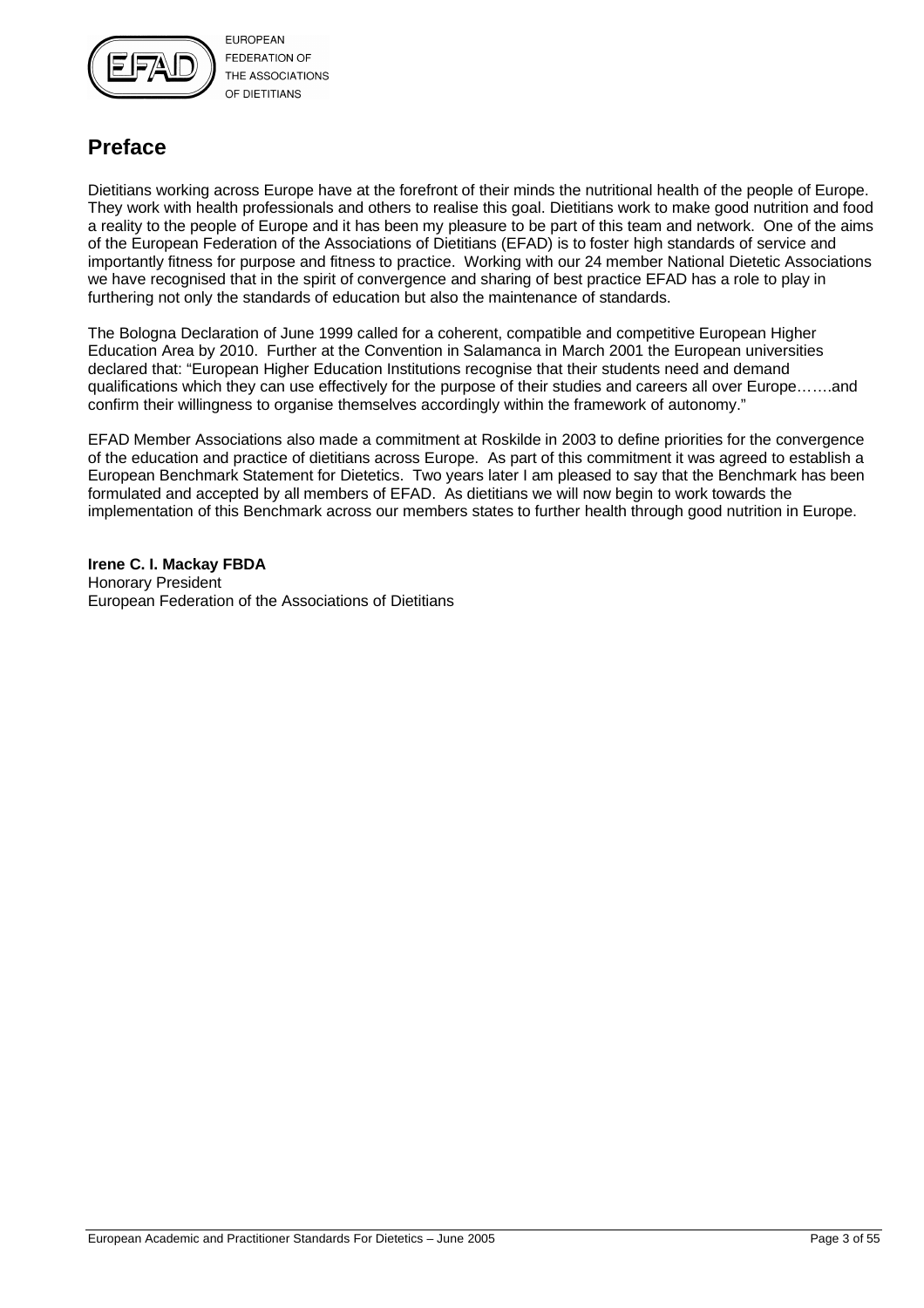# Preface

Dietitians working across Europe have at the forefront of their minds the nutritional health of the people of Europe. They work with health professionals and others to realise this goal. Dietitians work to make good nutrition and food a reality to the people of Europe and it has been my pleasure to be part of this team and network. One of the aims of the European Federation of the Associations of Dietitians (EFAD) is to foster high standards of service and importantly fitness for purpose and fitness to practice. Working with our 24 member National Dietetic Associations we have recognised that in the spirit of convergence and sharing of best practice EFAD has a role to play in furthering not only the standards of education but also the maintenance of standards.

The Bologna Declaration of June 1999 called for a coherent, compatible and competitive European Higher Education Area by 2010. Further at the Convention in Salamanca in March 2001 the European universities declared that: "European Higher Education Institutions recognise that their students need and demand qualifications which they can use effectively for the purpose of their studies and careers all over Europe…….and confirm their willingness to organise themselves accordingly within the framework of autonomy."

EFAD Member Associations also made a commitment at Roskilde in 2003 to define priorities for the convergence of the education and practice of dietitians across Europe. As part of this commitment it was agreed to establish a European Benchmark Statement for Dietetics. Two years later I am pleased to say that the Benchmark has been formulated and accepted by all members of EFAD. As dietitians we will now begin to work towards the implementation of this Benchmark across our members states to further health through good nutrition in Europe.

**Irene C. I. Mackay FBDA**
Honorary President
European Federation of the Associations of Dietitians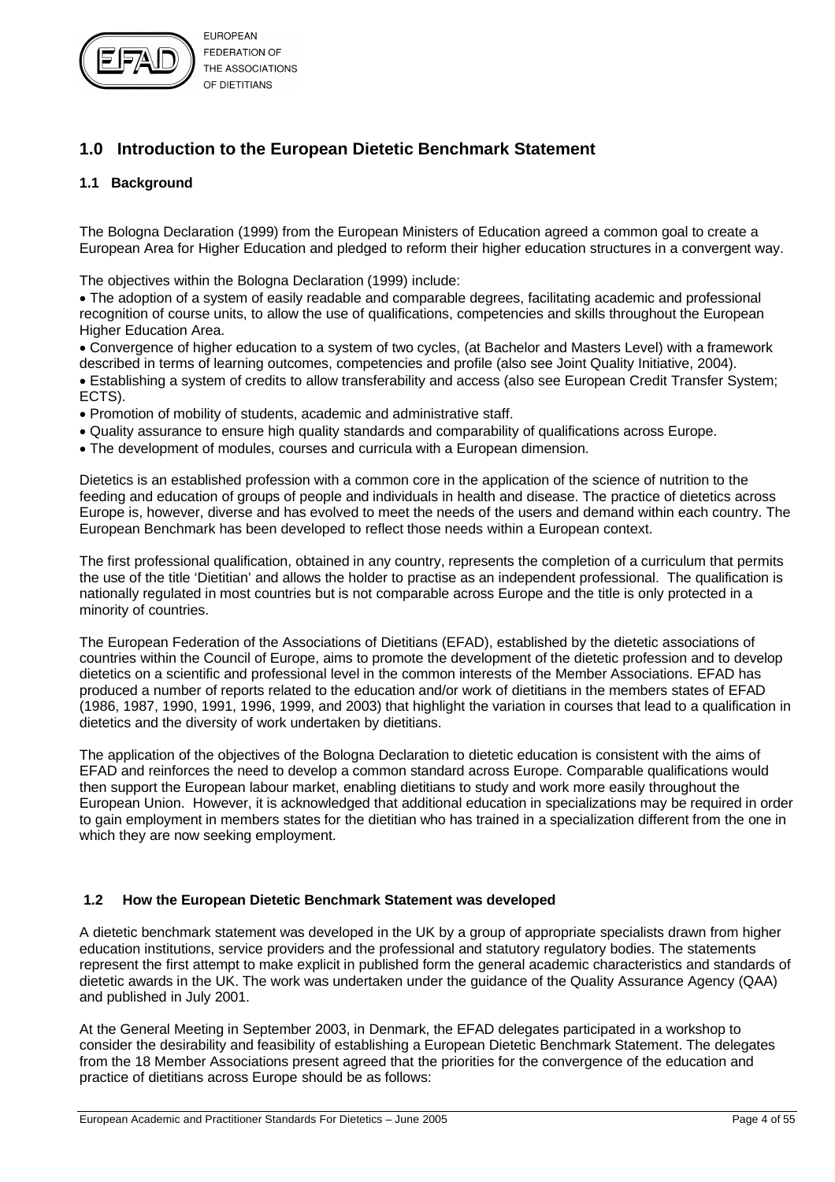## 1.0 Introduction to the European Dietetic Benchmark Statement

### 1.1 Background

The Bologna Declaration (1999) from the European Ministers of Education agreed a common goal to create a European Area for Higher Education and pledged to reform their higher education structures in a convergent way.

The objectives within the Bologna Declaration (1999) include:

- The adoption of a system of easily readable and comparable degrees, facilitating academic and professional recognition of course units, to allow the use of qualifications, competencies and skills throughout the European Higher Education Area.
- Convergence of higher education to a system of two cycles, (at Bachelor and Masters Level) with a framework described in terms of learning outcomes, competencies and profile (also see Joint Quality Initiative, 2004).
- Establishing a system of credits to allow transferability and access (also see European Credit Transfer System; ECTS).
- Promotion of mobility of students, academic and administrative staff.
- Quality assurance to ensure high quality standards and comparability of qualifications across Europe.
- The development of modules, courses and curricula with a European dimension.

Dietetics is an established profession with a common core in the application of the science of nutrition to the feeding and education of groups of people and individuals in health and disease. The practice of dietetics across Europe is, however, diverse and has evolved to meet the needs of the users and demand within each country. The European Benchmark has been developed to reflect those needs within a European context.

The first professional qualification, obtained in any country, represents the completion of a curriculum that permits the use of the title 'Dietitian' and allows the holder to practise as an independent professional. The qualification is nationally regulated in most countries but is not comparable across Europe and the title is only protected in a minority of countries.

The European Federation of the Associations of Dietitians (EFAD), established by the dietetic associations of countries within the Council of Europe, aims to promote the development of the dietetic profession and to develop dietetics on a scientific and professional level in the common interests of the Member Associations. EFAD has produced a number of reports related to the education and/or work of dietitians in the members states of EFAD (1986, 1987, 1990, 1991, 1996, 1999, and 2003) that highlight the variation in courses that lead to a qualification in dietetics and the diversity of work undertaken by dietitians.

The application of the objectives of the Bologna Declaration to dietetic education is consistent with the aims of EFAD and reinforces the need to develop a common standard across Europe. Comparable qualifications would then support the European labour market, enabling dietitians to study and work more easily throughout the European Union. However, it is acknowledged that additional education in specializations may be required in order to gain employment in members states for the dietitian who has trained in a specialization different from the one in which they are now seeking employment.

### 1.2 How the European Dietetic Benchmark Statement was developed

A dietetic benchmark statement was developed in the UK by a group of appropriate specialists drawn from higher education institutions, service providers and the professional and statutory regulatory bodies. The statements represent the first attempt to make explicit in published form the general academic characteristics and standards of dietetic awards in the UK. The work was undertaken under the guidance of the Quality Assurance Agency (QAA) and published in July 2001.

At the General Meeting in September 2003, in Denmark, the EFAD delegates participated in a workshop to consider the desirability and feasibility of establishing a European Dietetic Benchmark Statement. The delegates from the 18 Member Associations present agreed that the priorities for the convergence of the education and practice of dietitians across Europe should be as follows: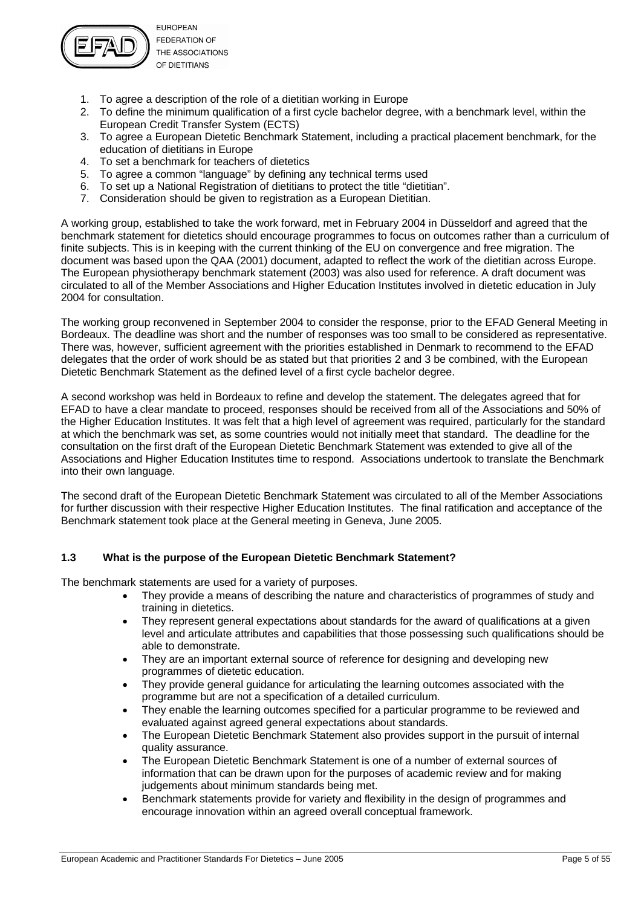1. To agree a description of the role of a dietitian working in Europe
2. To define the minimum qualification of a first cycle bachelor degree, with a benchmark level, within the European Credit Transfer System (ECTS)
3. To agree a European Dietetic Benchmark Statement, including a practical placement benchmark, for the education of dietitians in Europe
4. To set a benchmark for teachers of dietetics
5. To agree a common "language" by defining any technical terms used
6. To set up a National Registration of dietitians to protect the title "dietitian".
7. Consideration should be given to registration as a European Dietitian.

A working group, established to take the work forward, met in February 2004 in Düsseldorf and agreed that the benchmark statement for dietetics should encourage programmes to focus on outcomes rather than a curriculum of finite subjects. This is in keeping with the current thinking of the EU on convergence and free migration. The document was based upon the QAA (2001) document, adapted to reflect the work of the dietitian across Europe. The European physiotherapy benchmark statement (2003) was also used for reference. A draft document was circulated to all of the Member Associations and Higher Education Institutes involved in dietetic education in July 2004 for consultation.

The working group reconvened in September 2004 to consider the response, prior to the EFAD General Meeting in Bordeaux. The deadline was short and the number of responses was too small to be considered as representative. There was, however, sufficient agreement with the priorities established in Denmark to recommend to the EFAD delegates that the order of work should be as stated but that priorities 2 and 3 be combined, with the European Dietetic Benchmark Statement as the defined level of a first cycle bachelor degree.

A second workshop was held in Bordeaux to refine and develop the statement. The delegates agreed that for EFAD to have a clear mandate to proceed, responses should be received from all of the Associations and 50% of the Higher Education Institutes. It was felt that a high level of agreement was required, particularly for the standard at which the benchmark was set, as some countries would not initially meet that standard. The deadline for the consultation on the first draft of the European Dietetic Benchmark Statement was extended to give all of the Associations and Higher Education Institutes time to respond. Associations undertook to translate the Benchmark into their own language.

The second draft of the European Dietetic Benchmark Statement was circulated to all of the Member Associations for further discussion with their respective Higher Education Institutes. The final ratification and acceptance of the Benchmark statement took place at the General meeting in Geneva, June 2005.

### 1.3 What is the purpose of the European Dietetic Benchmark Statement?

The benchmark statements are used for a variety of purposes.

- They provide a means of describing the nature and characteristics of programmes of study and training in dietetics.
- They represent general expectations about standards for the award of qualifications at a given level and articulate attributes and capabilities that those possessing such qualifications should be able to demonstrate.
- They are an important external source of reference for designing and developing new programmes of dietetic education.
- They provide general guidance for articulating the learning outcomes associated with the programme but are not a specification of a detailed curriculum.
- They enable the learning outcomes specified for a particular programme to be reviewed and evaluated against agreed general expectations about standards.
- The European Dietetic Benchmark Statement also provides support in the pursuit of internal quality assurance.
- The European Dietetic Benchmark Statement is one of a number of external sources of information that can be drawn upon for the purposes of academic review and for making judgements about minimum standards being met.
- Benchmark statements provide for variety and flexibility in the design of programmes and encourage innovation within an agreed overall conceptual framework.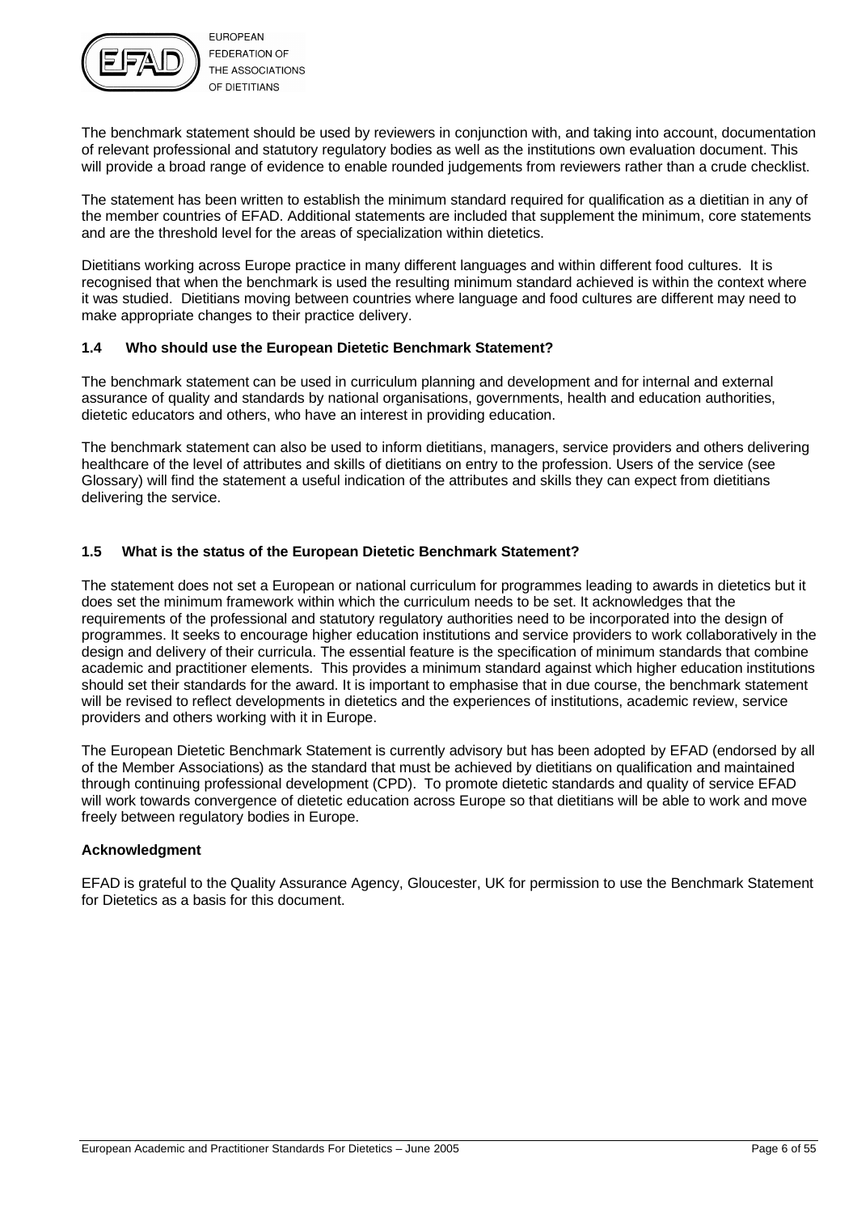The benchmark statement should be used by reviewers in conjunction with, and taking into account, documentation of relevant professional and statutory regulatory bodies as well as the institutions own evaluation document. This will provide a broad range of evidence to enable rounded judgements from reviewers rather than a crude checklist.

The statement has been written to establish the minimum standard required for qualification as a dietitian in any of the member countries of EFAD. Additional statements are included that supplement the minimum, core statements and are the threshold level for the areas of specialization within dietetics.

Dietitians working across Europe practice in many different languages and within different food cultures. It is recognised that when the benchmark is used the resulting minimum standard achieved is within the context where it was studied. Dietitians moving between countries where language and food cultures are different may need to make appropriate changes to their practice delivery.

### 1.4 Who should use the European Dietetic Benchmark Statement?

The benchmark statement can be used in curriculum planning and development and for internal and external assurance of quality and standards by national organisations, governments, health and education authorities, dietetic educators and others, who have an interest in providing education.

The benchmark statement can also be used to inform dietitians, managers, service providers and others delivering healthcare of the level of attributes and skills of dietitians on entry to the profession. Users of the service (see Glossary) will find the statement a useful indication of the attributes and skills they can expect from dietitians delivering the service.

### 1.5 What is the status of the European Dietetic Benchmark Statement?

The statement does not set a European or national curriculum for programmes leading to awards in dietetics but it does set the minimum framework within which the curriculum needs to be set. It acknowledges that the requirements of the professional and statutory regulatory authorities need to be incorporated into the design of programmes. It seeks to encourage higher education institutions and service providers to work collaboratively in the design and delivery of their curricula. The essential feature is the specification of minimum standards that combine academic and practitioner elements. This provides a minimum standard against which higher education institutions should set their standards for the award. It is important to emphasise that in due course, the benchmark statement will be revised to reflect developments in dietetics and the experiences of institutions, academic review, service providers and others working with it in Europe.

The European Dietetic Benchmark Statement is currently advisory but has been adopted by EFAD (endorsed by all of the Member Associations) as the standard that must be achieved by dietitians on qualification and maintained through continuing professional development (CPD). To promote dietetic standards and quality of service EFAD will work towards convergence of dietetic education across Europe so that dietitians will be able to work and move freely between regulatory bodies in Europe.

**Acknowledgment**

EFAD is grateful to the Quality Assurance Agency, Gloucester, UK for permission to use the Benchmark Statement for Dietetics as a basis for this document.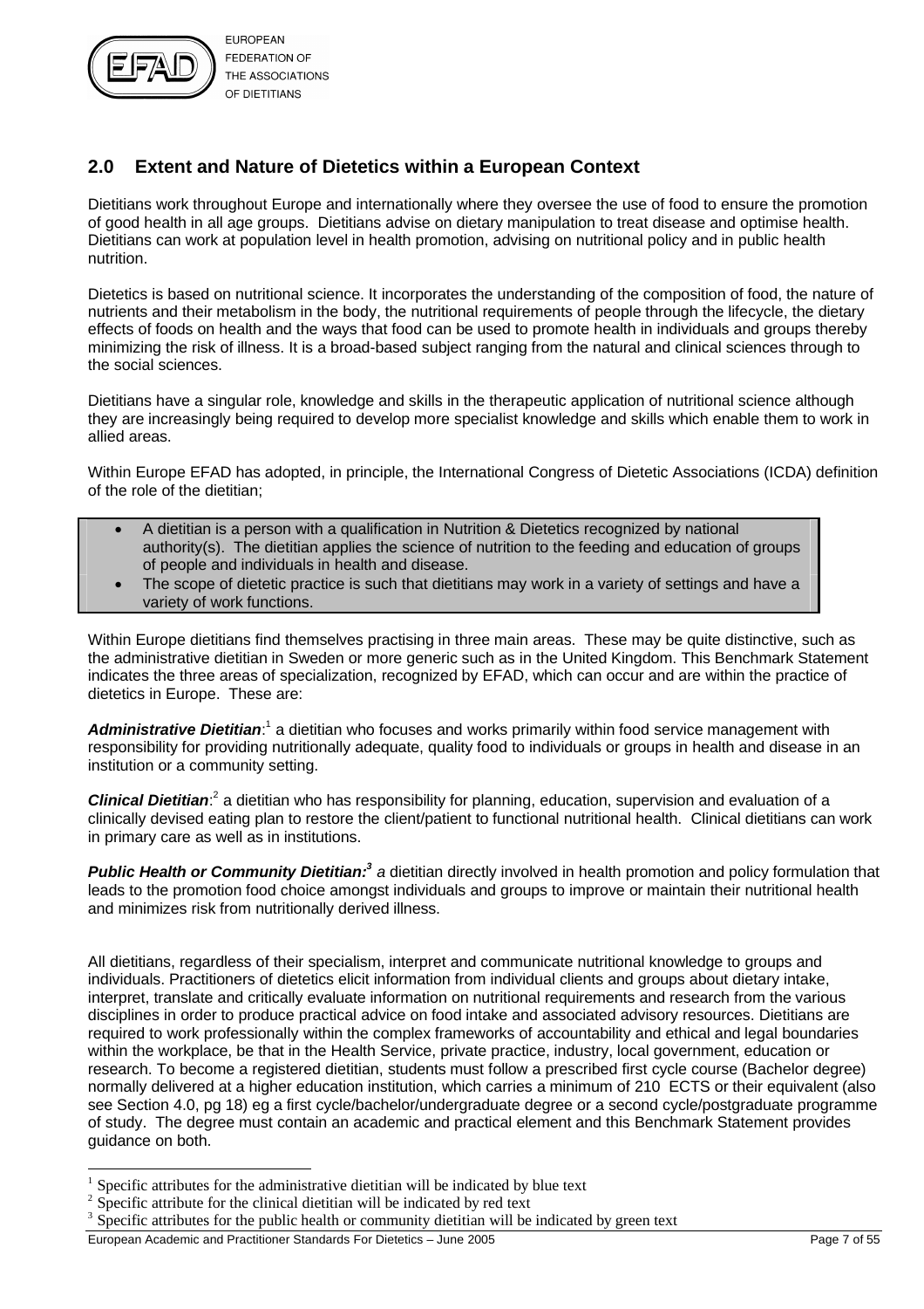## 2.0 Extent and Nature of Dietetics within a European Context

Dietitians work throughout Europe and internationally where they oversee the use of food to ensure the promotion of good health in all age groups. Dietitians advise on dietary manipulation to treat disease and optimise health. Dietitians can work at population level in health promotion, advising on nutritional policy and in public health nutrition.

Dietetics is based on nutritional science. It incorporates the understanding of the composition of food, the nature of nutrients and their metabolism in the body, the nutritional requirements of people through the lifecycle, the dietary effects of foods on health and the ways that food can be used to promote health in individuals and groups thereby minimizing the risk of illness. It is a broad-based subject ranging from the natural and clinical sciences through to the social sciences.

Dietitians have a singular role, knowledge and skills in the therapeutic application of nutritional science although they are increasingly being required to develop more specialist knowledge and skills which enable them to work in allied areas.

Within Europe EFAD has adopted, in principle, the International Congress of Dietetic Associations (ICDA) definition of the role of the dietitian;

- A dietitian is a person with a qualification in Nutrition & Dietetics recognized by national authority(s). The dietitian applies the science of nutrition to the feeding and education of groups of people and individuals in health and disease.
- The scope of dietetic practice is such that dietitians may work in a variety of settings and have a variety of work functions.

Within Europe dietitians find themselves practising in three main areas. These may be quite distinctive, such as the administrative dietitian in Sweden or more generic such as in the United Kingdom. This Benchmark Statement indicates the three areas of specialization, recognized by EFAD, which can occur and are within the practice of dietetics in Europe. These are:

***Administrative Dietitian***:[1] a dietitian who focuses and works primarily within food service management with responsibility for providing nutritionally adequate, quality food to individuals or groups in health and disease in an institution or a community setting.

***Clinical Dietitian***:[2] a dietitian who has responsibility for planning, education, supervision and evaluation of a clinically devised eating plan to restore the client/patient to functional nutritional health. Clinical dietitians can work in primary care as well as in institutions.

***Public Health or Community Dietitian:***[3] *a* dietitian directly involved in health promotion and policy formulation that leads to the promotion food choice amongst individuals and groups to improve or maintain their nutritional health and minimizes risk from nutritionally derived illness.

All dietitians, regardless of their specialism, interpret and communicate nutritional knowledge to groups and individuals. Practitioners of dietetics elicit information from individual clients and groups about dietary intake, interpret, translate and critically evaluate information on nutritional requirements and research from the various disciplines in order to produce practical advice on food intake and associated advisory resources. Dietitians are required to work professionally within the complex frameworks of accountability and ethical and legal boundaries within the workplace, be that in the Health Service, private practice, industry, local government, education or research. To become a registered dietitian, students must follow a prescribed first cycle course (Bachelor degree) normally delivered at a higher education institution, which carries a minimum of 210 ECTS or their equivalent (also see Section 4.0, pg 18) eg a first cycle/bachelor/undergraduate degree or a second cycle/postgraduate programme of study. The degree must contain an academic and practical element and this Benchmark Statement provides guidance on both.

---

[1] Specific attributes for the administrative dietitian will be indicated by blue text

[2] Specific attribute for the clinical dietitian will be indicated by red text

[3] Specific attributes for the public health or community dietitian will be indicated by green text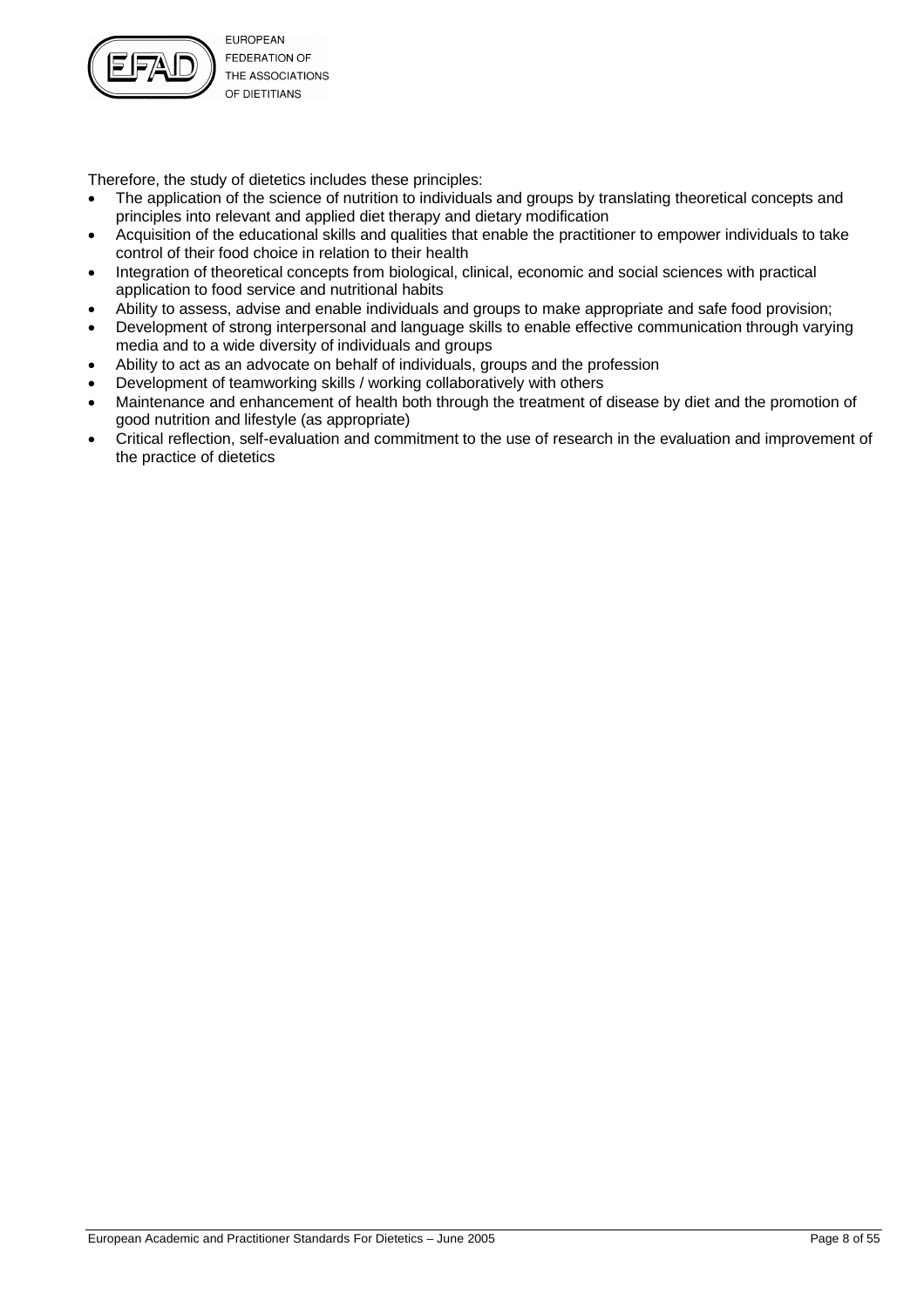Therefore, the study of dietetics includes these principles:

- The application of the science of nutrition to individuals and groups by translating theoretical concepts and principles into relevant and applied diet therapy and dietary modification
- Acquisition of the educational skills and qualities that enable the practitioner to empower individuals to take control of their food choice in relation to their health
- Integration of theoretical concepts from biological, clinical, economic and social sciences with practical application to food service and nutritional habits
- Ability to assess, advise and enable individuals and groups to make appropriate and safe food provision;
- Development of strong interpersonal and language skills to enable effective communication through varying media and to a wide diversity of individuals and groups
- Ability to act as an advocate on behalf of individuals, groups and the profession
- Development of teamworking skills / working collaboratively with others
- Maintenance and enhancement of health both through the treatment of disease by diet and the promotion of good nutrition and lifestyle (as appropriate)
- Critical reflection, self-evaluation and commitment to the use of research in the evaluation and improvement of the practice of dietetics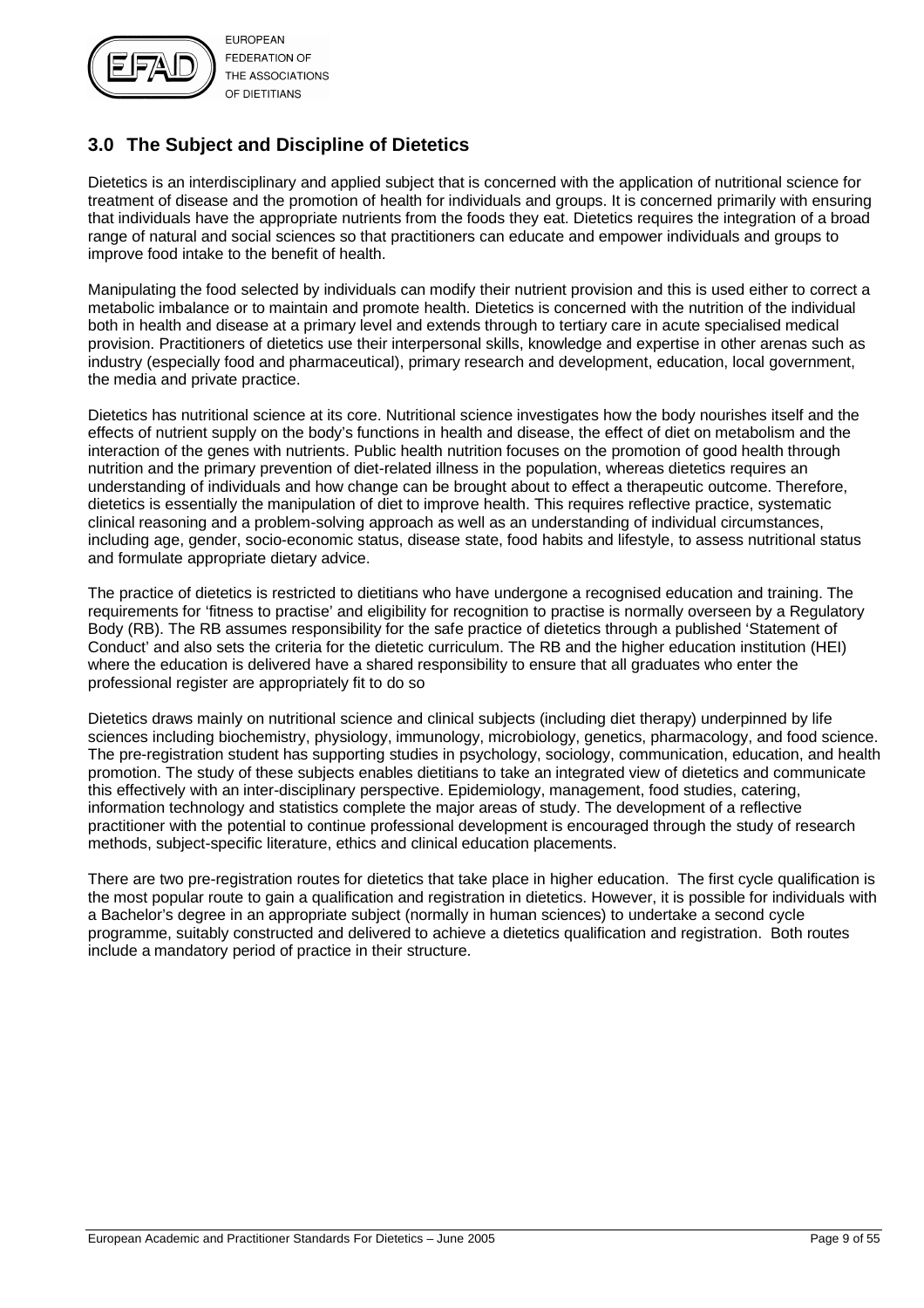## 3.0 The Subject and Discipline of Dietetics

Dietetics is an interdisciplinary and applied subject that is concerned with the application of nutritional science for treatment of disease and the promotion of health for individuals and groups. It is concerned primarily with ensuring that individuals have the appropriate nutrients from the foods they eat. Dietetics requires the integration of a broad range of natural and social sciences so that practitioners can educate and empower individuals and groups to improve food intake to the benefit of health.

Manipulating the food selected by individuals can modify their nutrient provision and this is used either to correct a metabolic imbalance or to maintain and promote health. Dietetics is concerned with the nutrition of the individual both in health and disease at a primary level and extends through to tertiary care in acute specialised medical provision. Practitioners of dietetics use their interpersonal skills, knowledge and expertise in other arenas such as industry (especially food and pharmaceutical), primary research and development, education, local government, the media and private practice.

Dietetics has nutritional science at its core. Nutritional science investigates how the body nourishes itself and the effects of nutrient supply on the body's functions in health and disease, the effect of diet on metabolism and the interaction of the genes with nutrients. Public health nutrition focuses on the promotion of good health through nutrition and the primary prevention of diet-related illness in the population, whereas dietetics requires an understanding of individuals and how change can be brought about to effect a therapeutic outcome. Therefore, dietetics is essentially the manipulation of diet to improve health. This requires reflective practice, systematic clinical reasoning and a problem-solving approach as well as an understanding of individual circumstances, including age, gender, socio-economic status, disease state, food habits and lifestyle, to assess nutritional status and formulate appropriate dietary advice.

The practice of dietetics is restricted to dietitians who have undergone a recognised education and training. The requirements for 'fitness to practise' and eligibility for recognition to practise is normally overseen by a Regulatory Body (RB). The RB assumes responsibility for the safe practice of dietetics through a published 'Statement of Conduct' and also sets the criteria for the dietetic curriculum. The RB and the higher education institution (HEI) where the education is delivered have a shared responsibility to ensure that all graduates who enter the professional register are appropriately fit to do so

Dietetics draws mainly on nutritional science and clinical subjects (including diet therapy) underpinned by life sciences including biochemistry, physiology, immunology, microbiology, genetics, pharmacology, and food science. The pre-registration student has supporting studies in psychology, sociology, communication, education, and health promotion. The study of these subjects enables dietitians to take an integrated view of dietetics and communicate this effectively with an inter-disciplinary perspective. Epidemiology, management, food studies, catering, information technology and statistics complete the major areas of study. The development of a reflective practitioner with the potential to continue professional development is encouraged through the study of research methods, subject-specific literature, ethics and clinical education placements.

There are two pre-registration routes for dietetics that take place in higher education. The first cycle qualification is the most popular route to gain a qualification and registration in dietetics. However, it is possible for individuals with a Bachelor's degree in an appropriate subject (normally in human sciences) to undertake a second cycle programme, suitably constructed and delivered to achieve a dietetics qualification and registration. Both routes include a mandatory period of practice in their structure.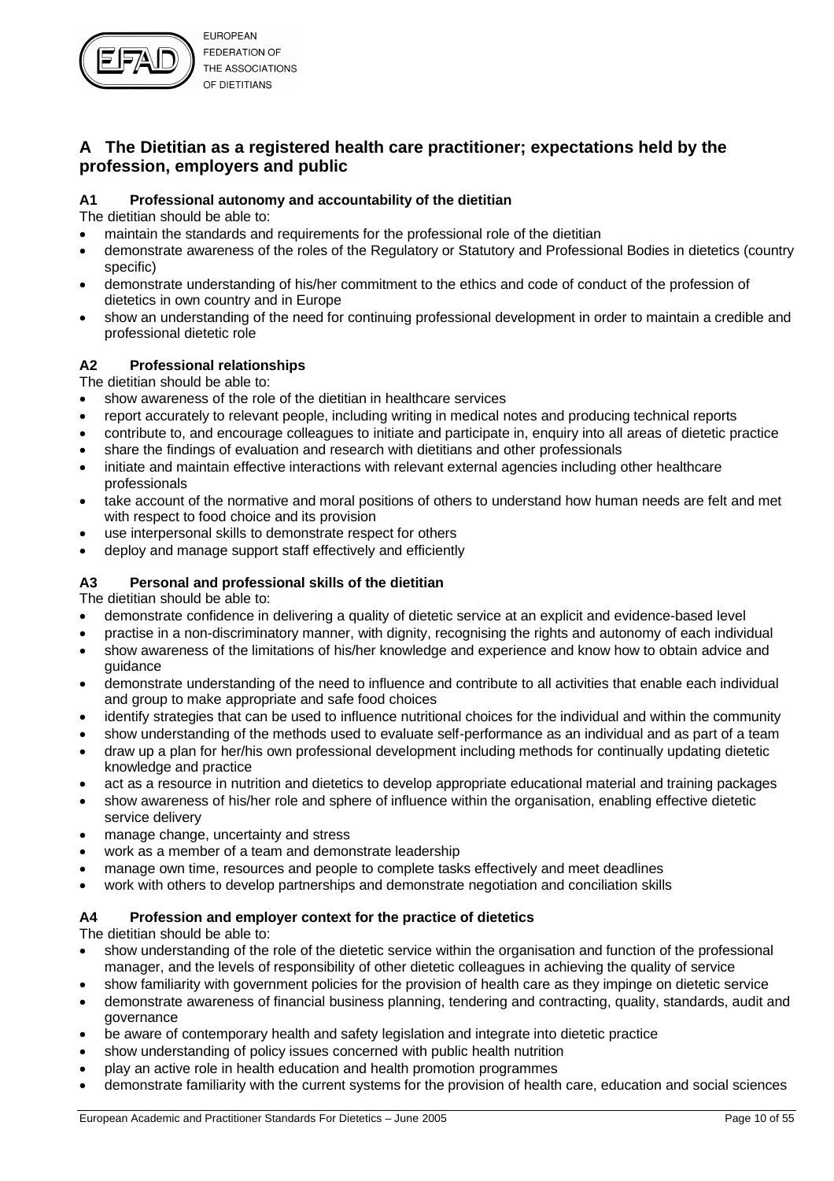## A The Dietitian as a registered health care practitioner; expectations held by the profession, employers and public

### A1 Professional autonomy and accountability of the dietitian

The dietitian should be able to:

- maintain the standards and requirements for the professional role of the dietitian
- demonstrate awareness of the roles of the Regulatory or Statutory and Professional Bodies in dietetics (country specific)
- demonstrate understanding of his/her commitment to the ethics and code of conduct of the profession of dietetics in own country and in Europe
- show an understanding of the need for continuing professional development in order to maintain a credible and professional dietetic role

### A2 Professional relationships

The dietitian should be able to:

- show awareness of the role of the dietitian in healthcare services
- report accurately to relevant people, including writing in medical notes and producing technical reports
- contribute to, and encourage colleagues to initiate and participate in, enquiry into all areas of dietetic practice
- share the findings of evaluation and research with dietitians and other professionals
- initiate and maintain effective interactions with relevant external agencies including other healthcare professionals
- take account of the normative and moral positions of others to understand how human needs are felt and met with respect to food choice and its provision
- use interpersonal skills to demonstrate respect for others
- deploy and manage support staff effectively and efficiently

### A3 Personal and professional skills of the dietitian

The dietitian should be able to:

- demonstrate confidence in delivering a quality of dietetic service at an explicit and evidence-based level
- practise in a non-discriminatory manner, with dignity, recognising the rights and autonomy of each individual
- show awareness of the limitations of his/her knowledge and experience and know how to obtain advice and guidance
- demonstrate understanding of the need to influence and contribute to all activities that enable each individual and group to make appropriate and safe food choices
- identify strategies that can be used to influence nutritional choices for the individual and within the community
- show understanding of the methods used to evaluate self-performance as an individual and as part of a team
- draw up a plan for her/his own professional development including methods for continually updating dietetic knowledge and practice
- act as a resource in nutrition and dietetics to develop appropriate educational material and training packages
- show awareness of his/her role and sphere of influence within the organisation, enabling effective dietetic service delivery
- manage change, uncertainty and stress
- work as a member of a team and demonstrate leadership
- manage own time, resources and people to complete tasks effectively and meet deadlines
- work with others to develop partnerships and demonstrate negotiation and conciliation skills

### A4 Profession and employer context for the practice of dietetics

The dietitian should be able to:

- show understanding of the role of the dietetic service within the organisation and function of the professional manager, and the levels of responsibility of other dietetic colleagues in achieving the quality of service
- show familiarity with government policies for the provision of health care as they impinge on dietetic service
- demonstrate awareness of financial business planning, tendering and contracting, quality, standards, audit and governance
- be aware of contemporary health and safety legislation and integrate into dietetic practice
- show understanding of policy issues concerned with public health nutrition
- play an active role in health education and health promotion programmes
- demonstrate familiarity with the current systems for the provision of health care, education and social sciences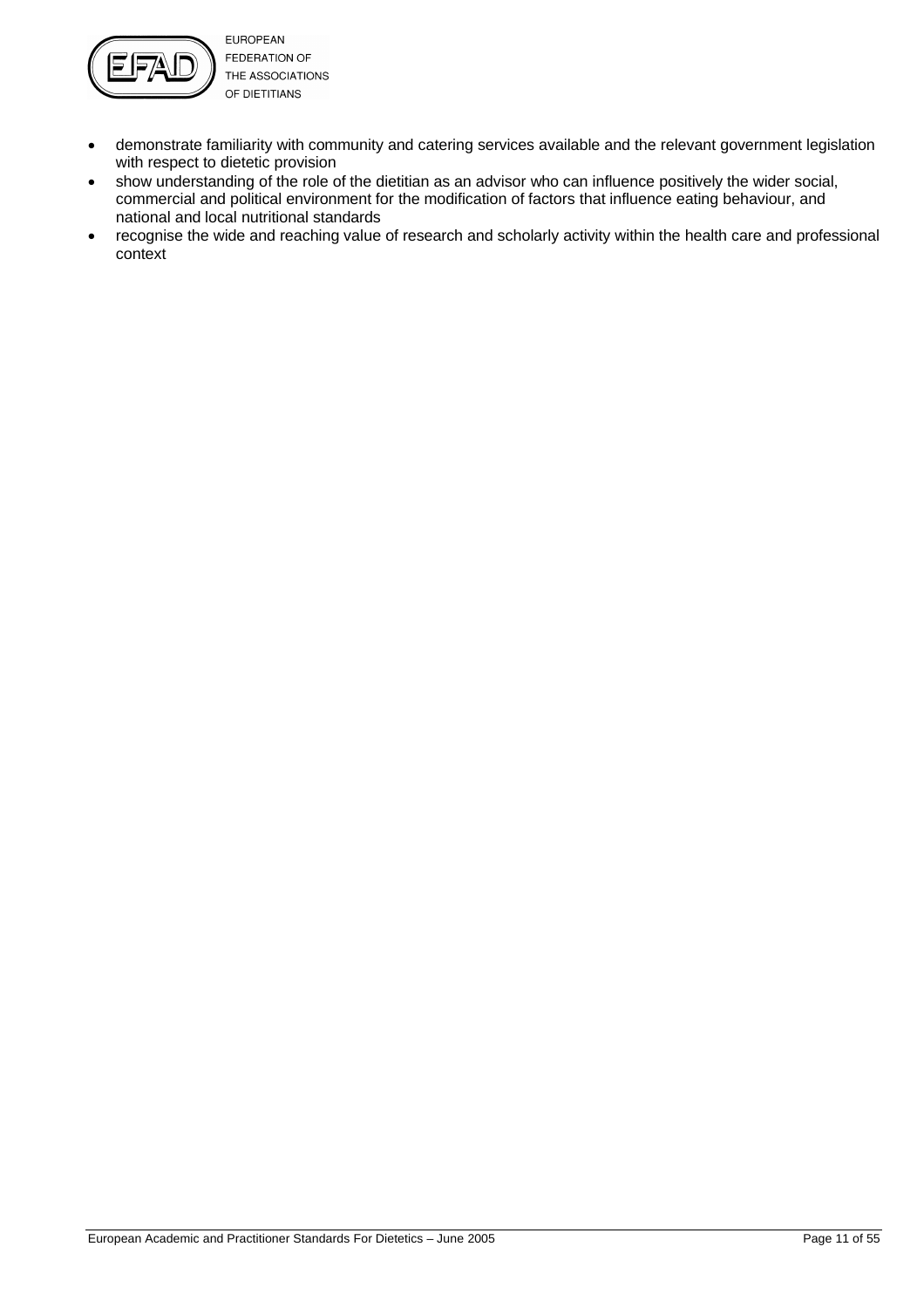- demonstrate familiarity with community and catering services available and the relevant government legislation with respect to dietetic provision
- show understanding of the role of the dietitian as an advisor who can influence positively the wider social, commercial and political environment for the modification of factors that influence eating behaviour, and national and local nutritional standards
- recognise the wide and reaching value of research and scholarly activity within the health care and professional context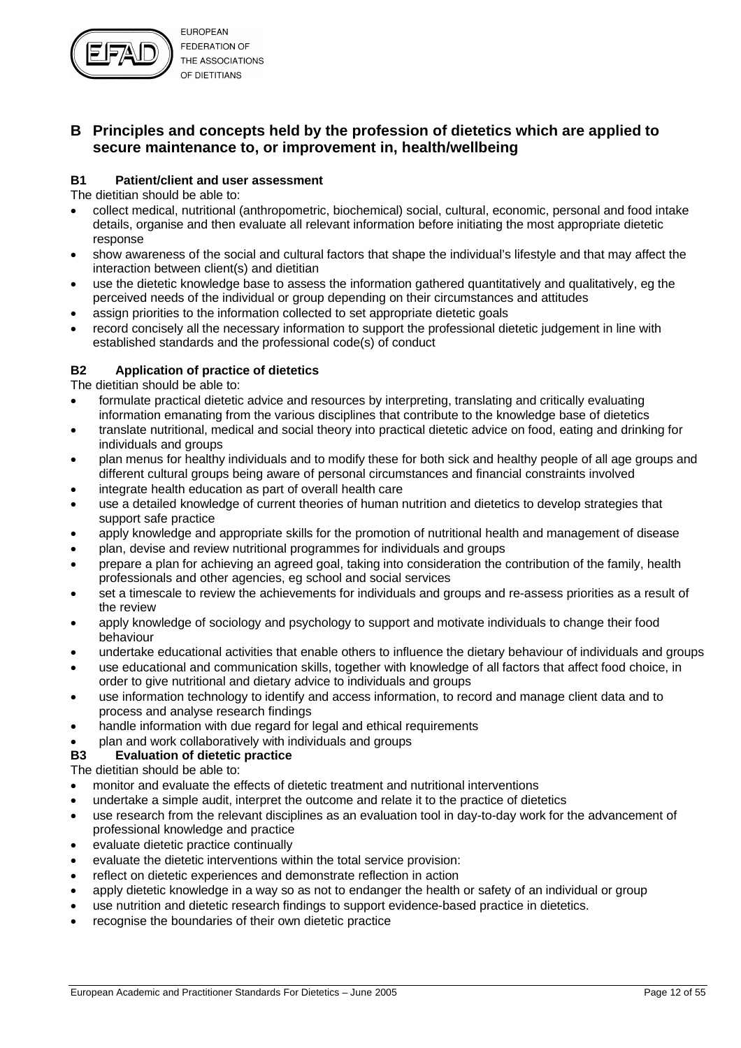## B Principles and concepts held by the profession of dietetics which are applied to secure maintenance to, or improvement in, health/wellbeing

### B1 Patient/client and user assessment

The dietitian should be able to:

- collect medical, nutritional (anthropometric, biochemical) social, cultural, economic, personal and food intake details, organise and then evaluate all relevant information before initiating the most appropriate dietetic response
- show awareness of the social and cultural factors that shape the individual's lifestyle and that may affect the interaction between client(s) and dietitian
- use the dietetic knowledge base to assess the information gathered quantitatively and qualitatively, eg the perceived needs of the individual or group depending on their circumstances and attitudes
- assign priorities to the information collected to set appropriate dietetic goals
- record concisely all the necessary information to support the professional dietetic judgement in line with established standards and the professional code(s) of conduct

### B2 Application of practice of dietetics

The dietitian should be able to:

- formulate practical dietetic advice and resources by interpreting, translating and critically evaluating information emanating from the various disciplines that contribute to the knowledge base of dietetics
- translate nutritional, medical and social theory into practical dietetic advice on food, eating and drinking for individuals and groups
- plan menus for healthy individuals and to modify these for both sick and healthy people of all age groups and different cultural groups being aware of personal circumstances and financial constraints involved
- integrate health education as part of overall health care
- use a detailed knowledge of current theories of human nutrition and dietetics to develop strategies that support safe practice
- apply knowledge and appropriate skills for the promotion of nutritional health and management of disease
- plan, devise and review nutritional programmes for individuals and groups
- prepare a plan for achieving an agreed goal, taking into consideration the contribution of the family, health professionals and other agencies, eg school and social services
- set a timescale to review the achievements for individuals and groups and re-assess priorities as a result of the review
- apply knowledge of sociology and psychology to support and motivate individuals to change their food behaviour
- undertake educational activities that enable others to influence the dietary behaviour of individuals and groups
- use educational and communication skills, together with knowledge of all factors that affect food choice, in order to give nutritional and dietary advice to individuals and groups
- use information technology to identify and access information, to record and manage client data and to process and analyse research findings
- handle information with due regard for legal and ethical requirements
- plan and work collaboratively with individuals and groups

### B3 Evaluation of dietetic practice

The dietitian should be able to:

- monitor and evaluate the effects of dietetic treatment and nutritional interventions
- undertake a simple audit, interpret the outcome and relate it to the practice of dietetics
- use research from the relevant disciplines as an evaluation tool in day-to-day work for the advancement of professional knowledge and practice
- evaluate dietetic practice continually
- evaluate the dietetic interventions within the total service provision:
- reflect on dietetic experiences and demonstrate reflection in action
- apply dietetic knowledge in a way so as not to endanger the health or safety of an individual or group
- use nutrition and dietetic research findings to support evidence-based practice in dietetics.
- recognise the boundaries of their own dietetic practice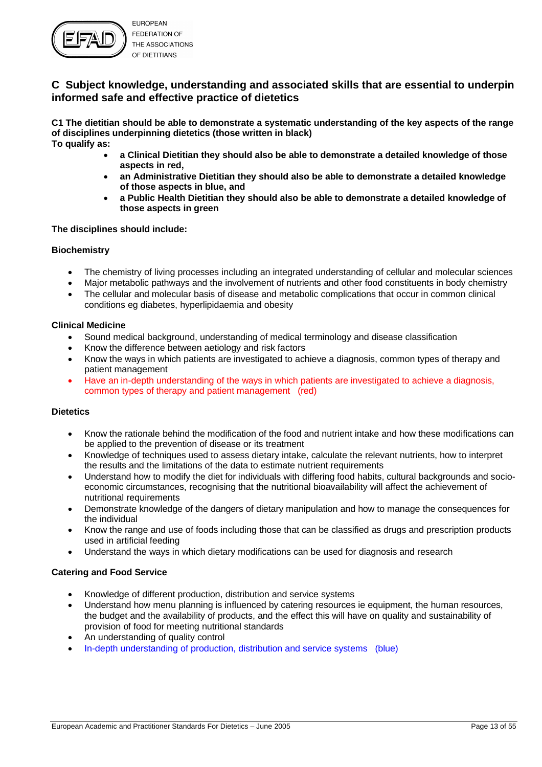## C Subject knowledge, understanding and associated skills that are essential to underpin informed safe and effective practice of dietetics

**C1 The dietitian should be able to demonstrate a systematic understanding of the key aspects of the range of disciplines underpinning dietetics (those written in black)**
**To qualify as:**

- **a Clinical Dietitian they should also be able to demonstrate a detailed knowledge of those aspects in red,**
- **an Administrative Dietitian they should also be able to demonstrate a detailed knowledge of those aspects in blue, and**
- **a Public Health Dietitian they should also be able to demonstrate a detailed knowledge of those aspects in green**

**The disciplines should include:**

**Biochemistry**

- The chemistry of living processes including an integrated understanding of cellular and molecular sciences
- Major metabolic pathways and the involvement of nutrients and other food constituents in body chemistry
- The cellular and molecular basis of disease and metabolic complications that occur in common clinical conditions eg diabetes, hyperlipidaemia and obesity

**Clinical Medicine**

- Sound medical background, understanding of medical terminology and disease classification
- Know the difference between aetiology and risk factors
- Know the ways in which patients are investigated to achieve a diagnosis, common types of therapy and patient management
- Have an in-depth understanding of the ways in which patients are investigated to achieve a diagnosis, common types of therapy and patient management (red)

**Dietetics**

- Know the rationale behind the modification of the food and nutrient intake and how these modifications can be applied to the prevention of disease or its treatment
- Knowledge of techniques used to assess dietary intake, calculate the relevant nutrients, how to interpret the results and the limitations of the data to estimate nutrient requirements
- Understand how to modify the diet for individuals with differing food habits, cultural backgrounds and socio-economic circumstances, recognising that the nutritional bioavailability will affect the achievement of nutritional requirements
- Demonstrate knowledge of the dangers of dietary manipulation and how to manage the consequences for the individual
- Know the range and use of foods including those that can be classified as drugs and prescription products used in artificial feeding
- Understand the ways in which dietary modifications can be used for diagnosis and research

**Catering and Food Service**

- Knowledge of different production, distribution and service systems
- Understand how menu planning is influenced by catering resources ie equipment, the human resources, the budget and the availability of products, and the effect this will have on quality and sustainability of provision of food for meeting nutritional standards
- An understanding of quality control
- In-depth understanding of production, distribution and service systems (blue)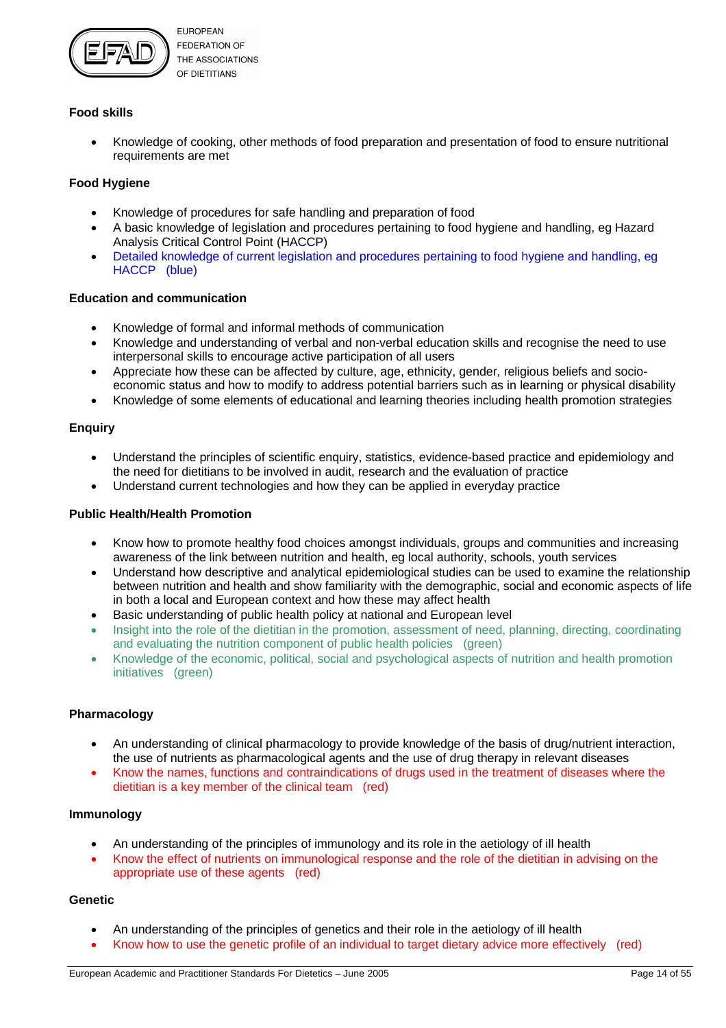### Food skills

- Knowledge of cooking, other methods of food preparation and presentation of food to ensure nutritional requirements are met

### Food Hygiene

- Knowledge of procedures for safe handling and preparation of food
- A basic knowledge of legislation and procedures pertaining to food hygiene and handling, eg Hazard Analysis Critical Control Point (HACCP)
- Detailed knowledge of current legislation and procedures pertaining to food hygiene and handling, eg HACCP (blue)

### Education and communication

- Knowledge of formal and informal methods of communication
- Knowledge and understanding of verbal and non-verbal education skills and recognise the need to use interpersonal skills to encourage active participation of all users
- Appreciate how these can be affected by culture, age, ethnicity, gender, religious beliefs and socio-economic status and how to modify to address potential barriers such as in learning or physical disability
- Knowledge of some elements of educational and learning theories including health promotion strategies

### Enquiry

- Understand the principles of scientific enquiry, statistics, evidence-based practice and epidemiology and the need for dietitians to be involved in audit, research and the evaluation of practice
- Understand current technologies and how they can be applied in everyday practice

### Public Health/Health Promotion

- Know how to promote healthy food choices amongst individuals, groups and communities and increasing awareness of the link between nutrition and health, eg local authority, schools, youth services
- Understand how descriptive and analytical epidemiological studies can be used to examine the relationship between nutrition and health and show familiarity with the demographic, social and economic aspects of life in both a local and European context and how these may affect health
- Basic understanding of public health policy at national and European level
- Insight into the role of the dietitian in the promotion, assessment of need, planning, directing, coordinating and evaluating the nutrition component of public health policies (green)
- Knowledge of the economic, political, social and psychological aspects of nutrition and health promotion initiatives (green)

### Pharmacology

- An understanding of clinical pharmacology to provide knowledge of the basis of drug/nutrient interaction, the use of nutrients as pharmacological agents and the use of drug therapy in relevant diseases
- Know the names, functions and contraindications of drugs used in the treatment of diseases where the dietitian is a key member of the clinical team (red)

### Immunology

- An understanding of the principles of immunology and its role in the aetiology of ill health
- Know the effect of nutrients on immunological response and the role of the dietitian in advising on the appropriate use of these agents (red)

### Genetic

- An understanding of the principles of genetics and their role in the aetiology of ill health
- Know how to use the genetic profile of an individual to target dietary advice more effectively (red)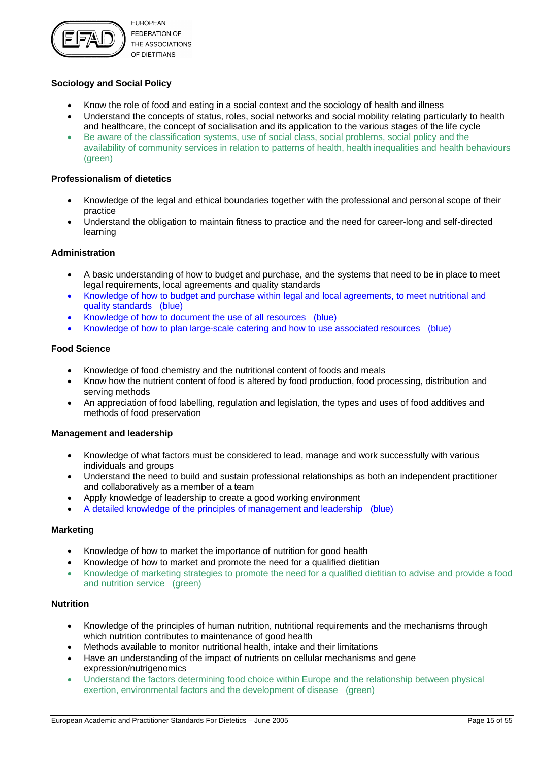**Sociology and Social Policy**

- Know the role of food and eating in a social context and the sociology of health and illness
- Understand the concepts of status, roles, social networks and social mobility relating particularly to health and healthcare, the concept of socialisation and its application to the various stages of the life cycle
- Be aware of the classification systems, use of social class, social problems, social policy and the availability of community services in relation to patterns of health, health inequalities and health behaviours (green)

**Professionalism of dietetics**

- Knowledge of the legal and ethical boundaries together with the professional and personal scope of their practice
- Understand the obligation to maintain fitness to practice and the need for career-long and self-directed learning

**Administration**

- A basic understanding of how to budget and purchase, and the systems that need to be in place to meet legal requirements, local agreements and quality standards
- Knowledge of how to budget and purchase within legal and local agreements, to meet nutritional and quality standards (blue)
- Knowledge of how to document the use of all resources (blue)
- Knowledge of how to plan large-scale catering and how to use associated resources (blue)

**Food Science**

- Knowledge of food chemistry and the nutritional content of foods and meals
- Know how the nutrient content of food is altered by food production, food processing, distribution and serving methods
- An appreciation of food labelling, regulation and legislation, the types and uses of food additives and methods of food preservation

**Management and leadership**

- Knowledge of what factors must be considered to lead, manage and work successfully with various individuals and groups
- Understand the need to build and sustain professional relationships as both an independent practitioner and collaboratively as a member of a team
- Apply knowledge of leadership to create a good working environment
- A detailed knowledge of the principles of management and leadership (blue)

**Marketing**

- Knowledge of how to market the importance of nutrition for good health
- Knowledge of how to market and promote the need for a qualified dietitian
- Knowledge of marketing strategies to promote the need for a qualified dietitian to advise and provide a food and nutrition service (green)

**Nutrition**

- Knowledge of the principles of human nutrition, nutritional requirements and the mechanisms through which nutrition contributes to maintenance of good health
- Methods available to monitor nutritional health, intake and their limitations
- Have an understanding of the impact of nutrients on cellular mechanisms and gene expression/nutrigenomics
- Understand the factors determining food choice within Europe and the relationship between physical exertion, environmental factors and the development of disease (green)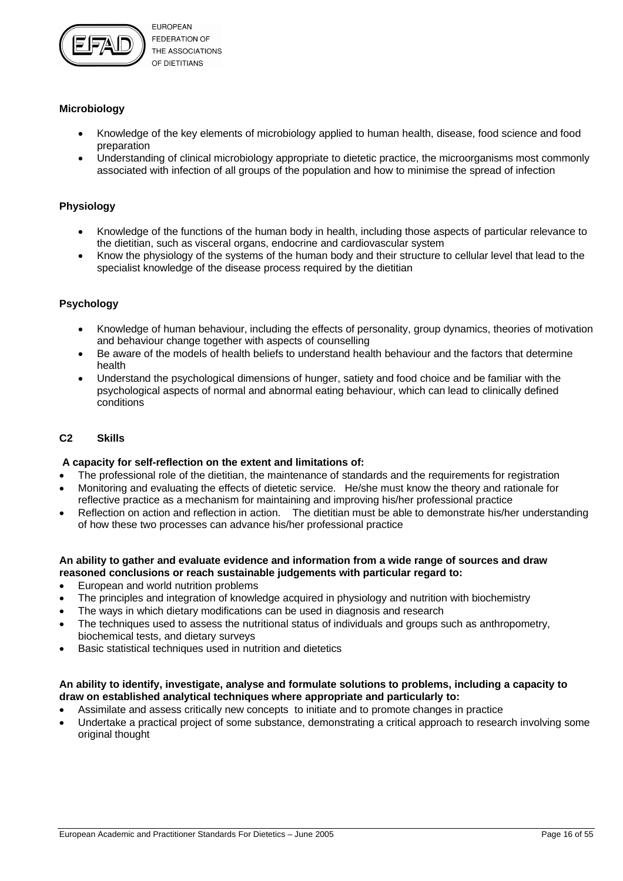### Microbiology

- Knowledge of the key elements of microbiology applied to human health, disease, food science and food preparation
- Understanding of clinical microbiology appropriate to dietetic practice, the microorganisms most commonly associated with infection of all groups of the population and how to minimise the spread of infection

### Physiology

- Knowledge of the functions of the human body in health, including those aspects of particular relevance to the dietitian, such as visceral organs, endocrine and cardiovascular system
- Know the physiology of the systems of the human body and their structure to cellular level that lead to the specialist knowledge of the disease process required by the dietitian

### Psychology

- Knowledge of human behaviour, including the effects of personality, group dynamics, theories of motivation and behaviour change together with aspects of counselling
- Be aware of the models of health beliefs to understand health behaviour and the factors that determine health
- Understand the psychological dimensions of hunger, satiety and food choice and be familiar with the psychological aspects of normal and abnormal eating behaviour, which can lead to clinically defined conditions

## C2 Skills

**A capacity for self-reflection on the extent and limitations of:**

- The professional role of the dietitian, the maintenance of standards and the requirements for registration
- Monitoring and evaluating the effects of dietetic service. He/she must know the theory and rationale for reflective practice as a mechanism for maintaining and improving his/her professional practice
- Reflection on action and reflection in action. The dietitian must be able to demonstrate his/her understanding of how these two processes can advance his/her professional practice

**An ability to gather and evaluate evidence and information from a wide range of sources and draw reasoned conclusions or reach sustainable judgements with particular regard to:**

- European and world nutrition problems
- The principles and integration of knowledge acquired in physiology and nutrition with biochemistry
- The ways in which dietary modifications can be used in diagnosis and research
- The techniques used to assess the nutritional status of individuals and groups such as anthropometry, biochemical tests, and dietary surveys
- Basic statistical techniques used in nutrition and dietetics

**An ability to identify, investigate, analyse and formulate solutions to problems, including a capacity to draw on established analytical techniques where appropriate and particularly to:**

- Assimilate and assess critically new concepts to initiate and to promote changes in practice
- Undertake a practical project of some substance, demonstrating a critical approach to research involving some original thought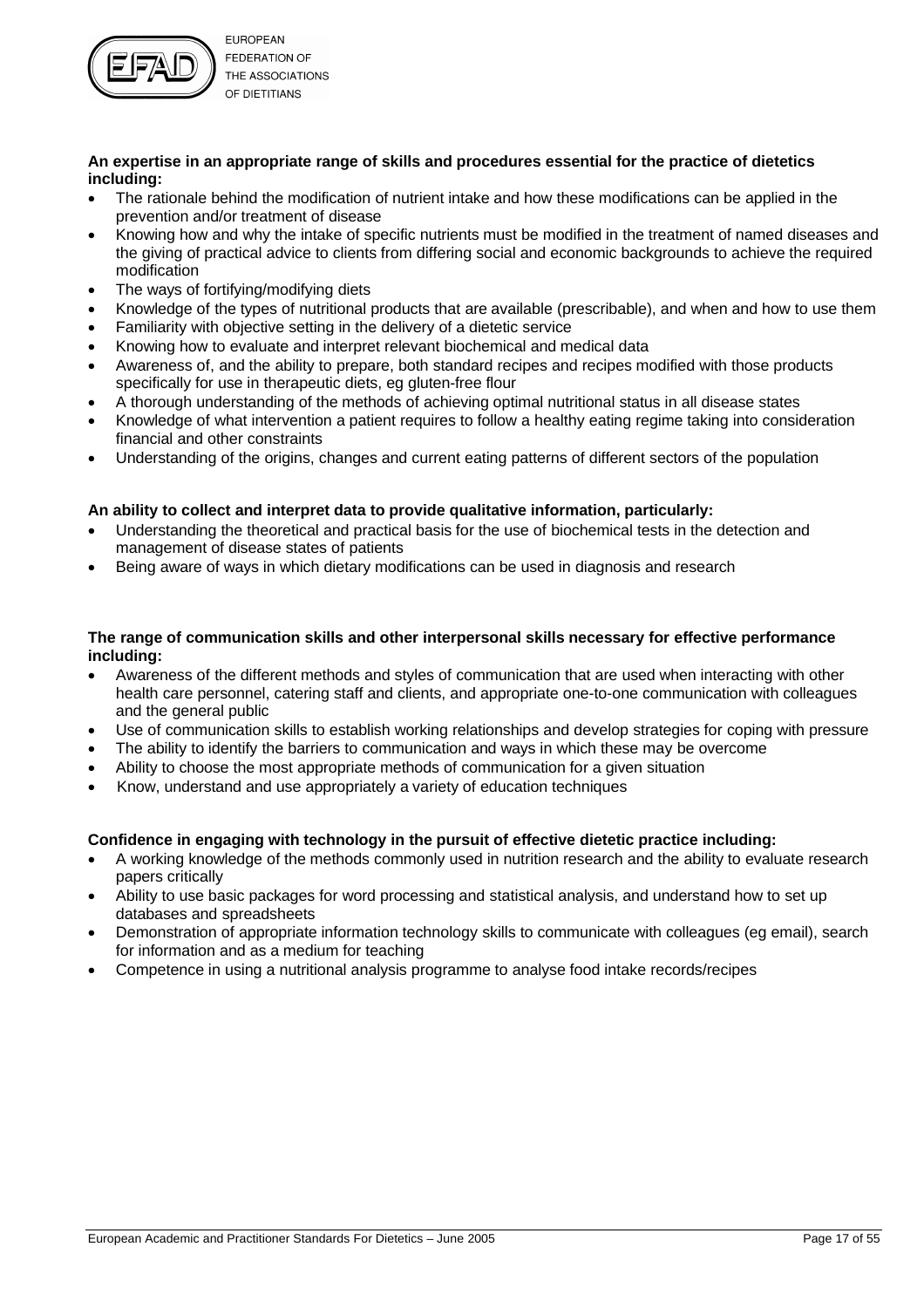**An expertise in an appropriate range of skills and procedures essential for the practice of dietetics including:**

- The rationale behind the modification of nutrient intake and how these modifications can be applied in the prevention and/or treatment of disease
- Knowing how and why the intake of specific nutrients must be modified in the treatment of named diseases and the giving of practical advice to clients from differing social and economic backgrounds to achieve the required modification
- The ways of fortifying/modifying diets
- Knowledge of the types of nutritional products that are available (prescribable), and when and how to use them
- Familiarity with objective setting in the delivery of a dietetic service
- Knowing how to evaluate and interpret relevant biochemical and medical data
- Awareness of, and the ability to prepare, both standard recipes and recipes modified with those products specifically for use in therapeutic diets, eg gluten-free flour
- A thorough understanding of the methods of achieving optimal nutritional status in all disease states
- Knowledge of what intervention a patient requires to follow a healthy eating regime taking into consideration financial and other constraints
- Understanding of the origins, changes and current eating patterns of different sectors of the population

**An ability to collect and interpret data to provide qualitative information, particularly:**

- Understanding the theoretical and practical basis for the use of biochemical tests in the detection and management of disease states of patients
- Being aware of ways in which dietary modifications can be used in diagnosis and research

**The range of communication skills and other interpersonal skills necessary for effective performance including:**

- Awareness of the different methods and styles of communication that are used when interacting with other health care personnel, catering staff and clients, and appropriate one-to-one communication with colleagues and the general public
- Use of communication skills to establish working relationships and develop strategies for coping with pressure
- The ability to identify the barriers to communication and ways in which these may be overcome
- Ability to choose the most appropriate methods of communication for a given situation
- Know, understand and use appropriately a variety of education techniques

**Confidence in engaging with technology in the pursuit of effective dietetic practice including:**

- A working knowledge of the methods commonly used in nutrition research and the ability to evaluate research papers critically
- Ability to use basic packages for word processing and statistical analysis, and understand how to set up databases and spreadsheets
- Demonstration of appropriate information technology skills to communicate with colleagues (eg email), search for information and as a medium for teaching
- Competence in using a nutritional analysis programme to analyse food intake records/recipes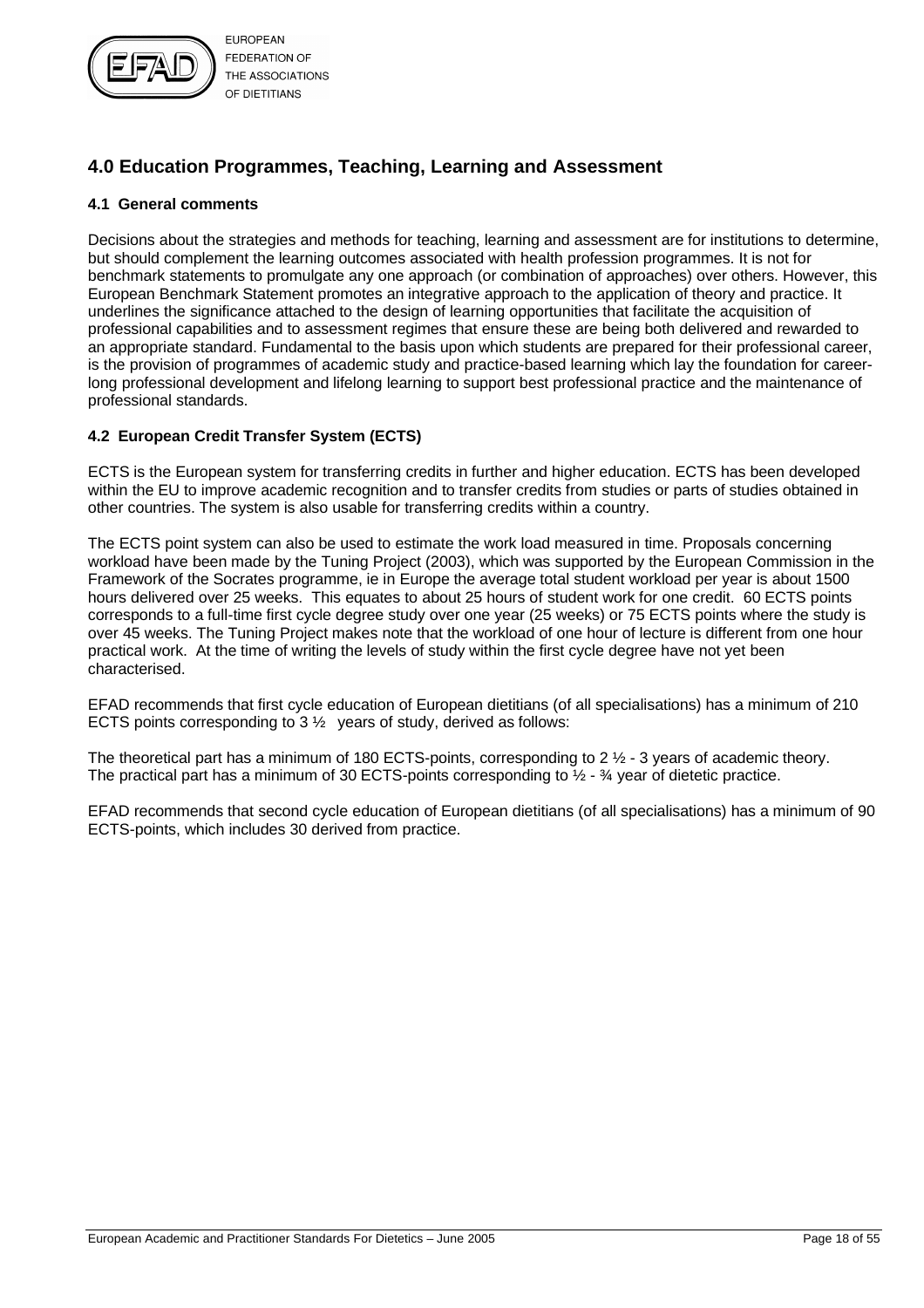## 4.0 Education Programmes, Teaching, Learning and Assessment

### 4.1 General comments

Decisions about the strategies and methods for teaching, learning and assessment are for institutions to determine, but should complement the learning outcomes associated with health profession programmes. It is not for benchmark statements to promulgate any one approach (or combination of approaches) over others. However, this European Benchmark Statement promotes an integrative approach to the application of theory and practice. It underlines the significance attached to the design of learning opportunities that facilitate the acquisition of professional capabilities and to assessment regimes that ensure these are being both delivered and rewarded to an appropriate standard. Fundamental to the basis upon which students are prepared for their professional career, is the provision of programmes of academic study and practice-based learning which lay the foundation for career-long professional development and lifelong learning to support best professional practice and the maintenance of professional standards.

### 4.2 European Credit Transfer System (ECTS)

ECTS is the European system for transferring credits in further and higher education. ECTS has been developed within the EU to improve academic recognition and to transfer credits from studies or parts of studies obtained in other countries. The system is also usable for transferring credits within a country.

The ECTS point system can also be used to estimate the work load measured in time. Proposals concerning workload have been made by the Tuning Project (2003), which was supported by the European Commission in the Framework of the Socrates programme, ie in Europe the average total student workload per year is about 1500 hours delivered over 25 weeks. This equates to about 25 hours of student work for one credit. 60 ECTS points corresponds to a full-time first cycle degree study over one year (25 weeks) or 75 ECTS points where the study is over 45 weeks. The Tuning Project makes note that the workload of one hour of lecture is different from one hour practical work. At the time of writing the levels of study within the first cycle degree have not yet been characterised.

EFAD recommends that first cycle education of European dietitians (of all specialisations) has a minimum of 210 ECTS points corresponding to 3 ½ years of study, derived as follows:

The theoretical part has a minimum of 180 ECTS-points, corresponding to 2 ½ - 3 years of academic theory.
The practical part has a minimum of 30 ECTS-points corresponding to ½ - ¾ year of dietetic practice.

EFAD recommends that second cycle education of European dietitians (of all specialisations) has a minimum of 90 ECTS-points, which includes 30 derived from practice.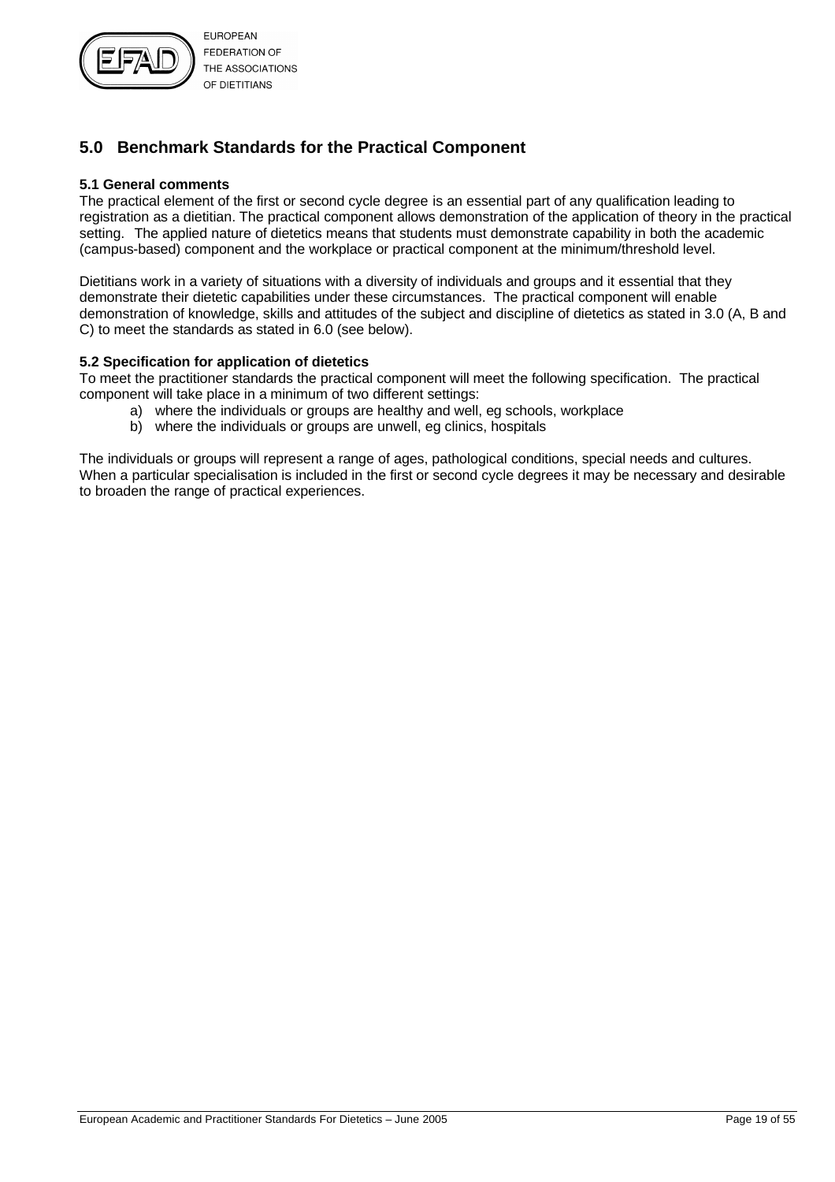## 5.0 Benchmark Standards for the Practical Component

### 5.1 General comments

The practical element of the first or second cycle degree is an essential part of any qualification leading to registration as a dietitian. The practical component allows demonstration of the application of theory in the practical setting. The applied nature of dietetics means that students must demonstrate capability in both the academic (campus-based) component and the workplace or practical component at the minimum/threshold level.

Dietitians work in a variety of situations with a diversity of individuals and groups and it essential that they demonstrate their dietetic capabilities under these circumstances. The practical component will enable demonstration of knowledge, skills and attitudes of the subject and discipline of dietetics as stated in 3.0 (A, B and C) to meet the standards as stated in 6.0 (see below).

### 5.2 Specification for application of dietetics

To meet the practitioner standards the practical component will meet the following specification. The practical component will take place in a minimum of two different settings:

a) where the individuals or groups are healthy and well, eg schools, workplace
b) where the individuals or groups are unwell, eg clinics, hospitals

The individuals or groups will represent a range of ages, pathological conditions, special needs and cultures. When a particular specialisation is included in the first or second cycle degrees it may be necessary and desirable to broaden the range of practical experiences.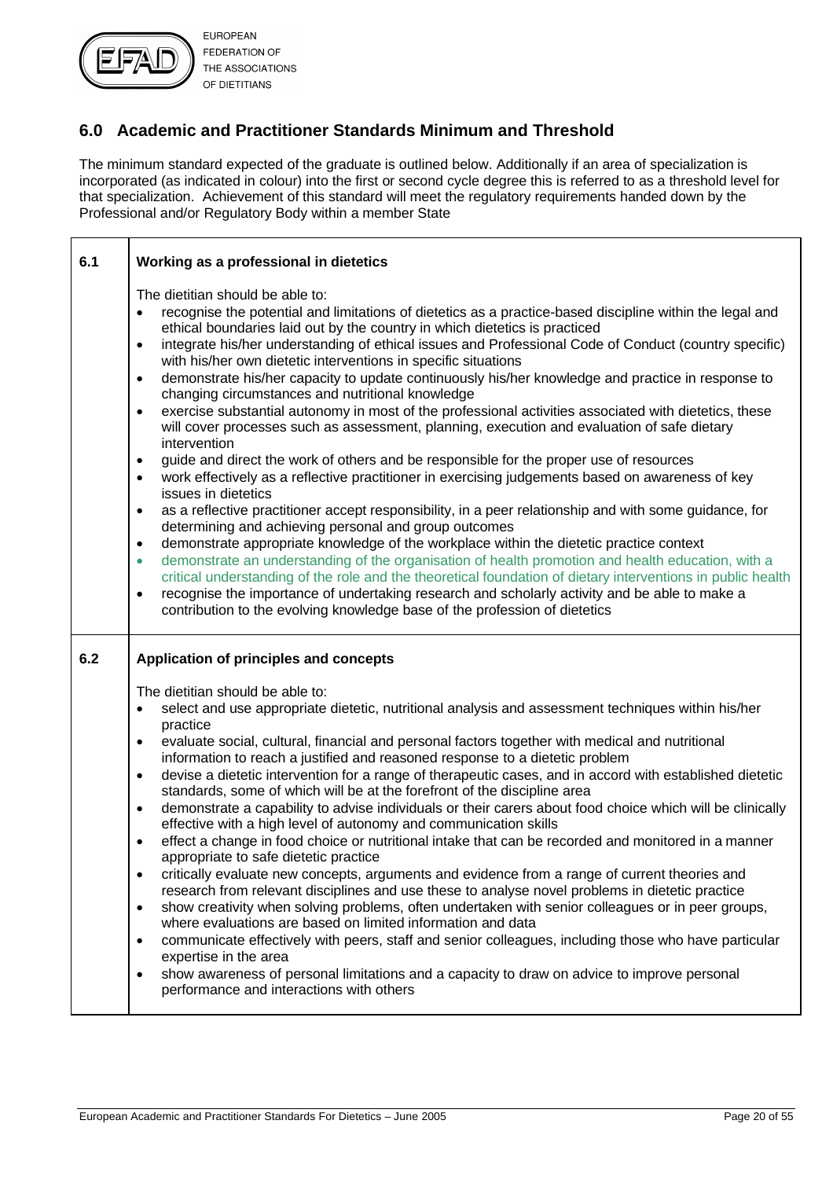## 6.0 Academic and Practitioner Standards Minimum and Threshold

The minimum standard expected of the graduate is outlined below. Additionally if an area of specialization is incorporated (as indicated in colour) into the first or second cycle degree this is referred to as a threshold level for that specialization. Achievement of this standard will meet the regulatory requirements handed down by the Professional and/or Regulatory Body within a member State

| | |
|---|---|
| **6.1** | **Working as a professional in dietetics**<br><br>The dietitian should be able to:<br>• recognise the potential and limitations of dietetics as a practice-based discipline within the legal and ethical boundaries laid out by the country in which dietetics is practiced<br>• integrate his/her understanding of ethical issues and Professional Code of Conduct (country specific) with his/her own dietetic interventions in specific situations<br>• demonstrate his/her capacity to update continuously his/her knowledge and practice in response to changing circumstances and nutritional knowledge<br>• exercise substantial autonomy in most of the professional activities associated with dietetics, these will cover processes such as assessment, planning, execution and evaluation of safe dietary intervention<br>• guide and direct the work of others and be responsible for the proper use of resources<br>• work effectively as a reflective practitioner in exercising judgements based on awareness of key issues in dietetics<br>• as a reflective practitioner accept responsibility, in a peer relationship and with some guidance, for determining and achieving personal and group outcomes<br>• demonstrate appropriate knowledge of the workplace within the dietetic practice context<br>• demonstrate an understanding of the organisation of health promotion and health education, with a critical understanding of the role and the theoretical foundation of dietary interventions in public health<br>• recognise the importance of undertaking research and scholarly activity and be able to make a contribution to the evolving knowledge base of the profession of dietetics |
| **6.2** | **Application of principles and concepts**<br><br>The dietitian should be able to:<br>• select and use appropriate dietetic, nutritional analysis and assessment techniques within his/her practice<br>• evaluate social, cultural, financial and personal factors together with medical and nutritional information to reach a justified and reasoned response to a dietetic problem<br>• devise a dietetic intervention for a range of therapeutic cases, and in accord with established dietetic standards, some of which will be at the forefront of the discipline area<br>• demonstrate a capability to advise individuals or their carers about food choice which will be clinically effective with a high level of autonomy and communication skills<br>• effect a change in food choice or nutritional intake that can be recorded and monitored in a manner appropriate to safe dietetic practice<br>• critically evaluate new concepts, arguments and evidence from a range of current theories and research from relevant disciplines and use these to analyse novel problems in dietetic practice<br>• show creativity when solving problems, often undertaken with senior colleagues or in peer groups, where evaluations are based on limited information and data<br>• communicate effectively with peers, staff and senior colleagues, including those who have particular expertise in the area<br>• show awareness of personal limitations and a capacity to draw on advice to improve personal performance and interactions with others |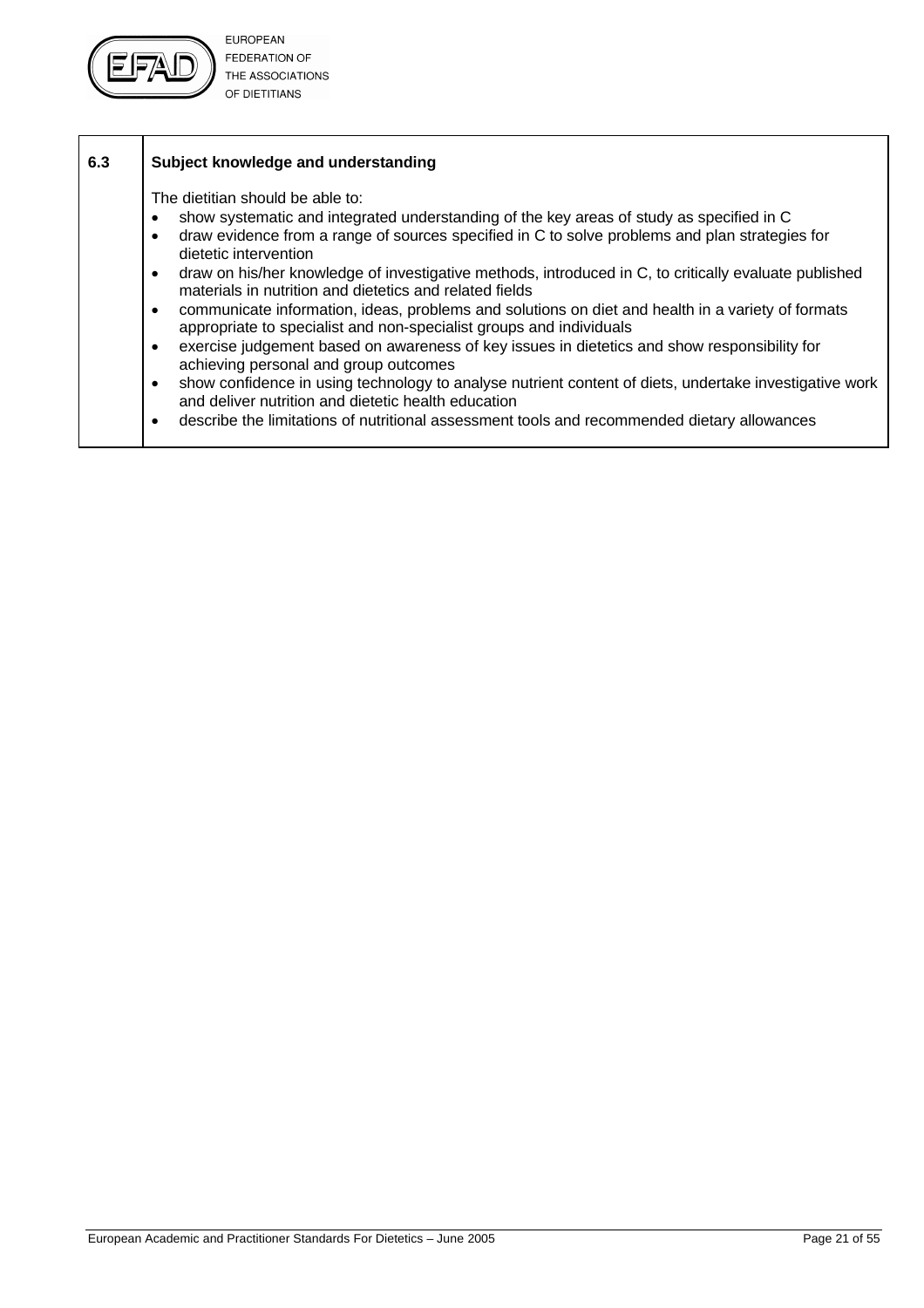| 6.3 | **Subject knowledge and understanding**<br><br>The dietitian should be able to:<br>• show systematic and integrated understanding of the key areas of study as specified in C<br>• draw evidence from a range of sources specified in C to solve problems and plan strategies for dietetic intervention<br>• draw on his/her knowledge of investigative methods, introduced in C, to critically evaluate published materials in nutrition and dietetics and related fields<br>• communicate information, ideas, problems and solutions on diet and health in a variety of formats appropriate to specialist and non-specialist groups and individuals<br>• exercise judgement based on awareness of key issues in dietetics and show responsibility for achieving personal and group outcomes<br>• show confidence in using technology to analyse nutrient content of diets, undertake investigative work and deliver nutrition and dietetic health education<br>• describe the limitations of nutritional assessment tools and recommended dietary allowances |
|---|---|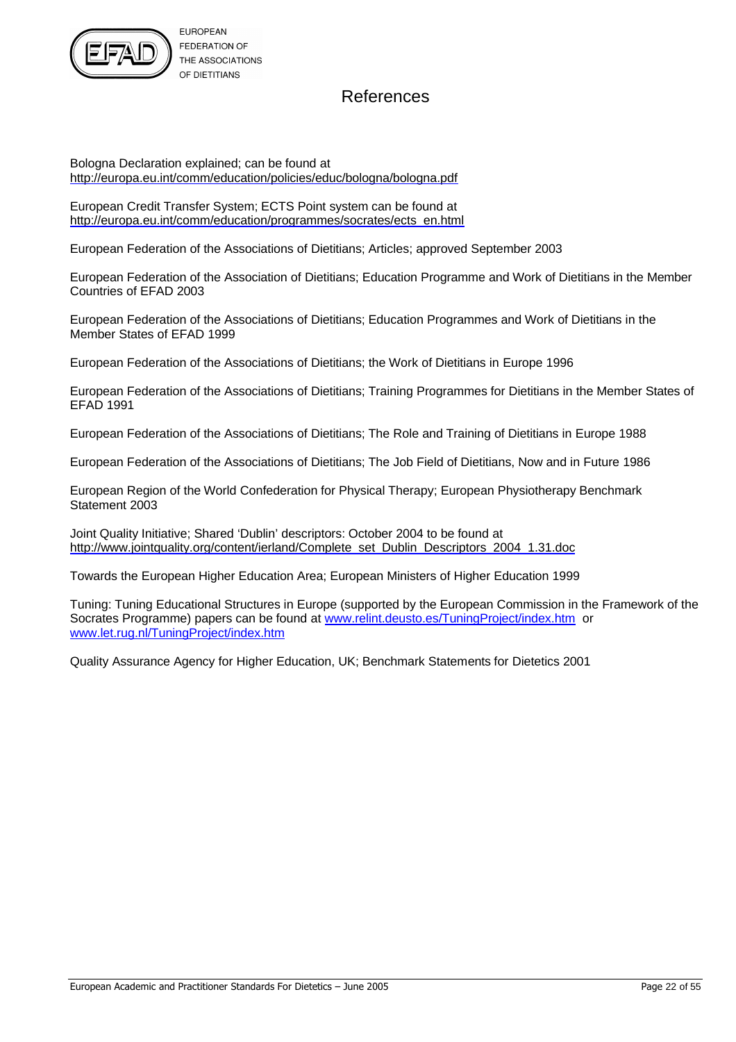# References

Bologna Declaration explained; can be found at
http://europa.eu.int/comm/education/policies/educ/bologna/bologna.pdf

European Credit Transfer System; ECTS Point system can be found at
http://europa.eu.int/comm/education/programmes/socrates/ects_en.html

European Federation of the Associations of Dietitians; Articles; approved September 2003

European Federation of the Association of Dietitians; Education Programme and Work of Dietitians in the Member Countries of EFAD 2003

European Federation of the Associations of Dietitians; Education Programmes and Work of Dietitians in the Member States of EFAD 1999

European Federation of the Associations of Dietitians; the Work of Dietitians in Europe 1996

European Federation of the Associations of Dietitians; Training Programmes for Dietitians in the Member States of EFAD 1991

European Federation of the Associations of Dietitians; The Role and Training of Dietitians in Europe 1988

European Federation of the Associations of Dietitians; The Job Field of Dietitians, Now and in Future 1986

European Region of the World Confederation for Physical Therapy; European Physiotherapy Benchmark Statement 2003

Joint Quality Initiative; Shared 'Dublin' descriptors: October 2004 to be found at
http://www.jointquality.org/content/ierland/Complete_set_Dublin_Descriptors_2004_1.31.doc

Towards the European Higher Education Area; European Ministers of Higher Education 1999

Tuning: Tuning Educational Structures in Europe (supported by the European Commission in the Framework of the Socrates Programme) papers can be found at www.relint.deusto.es/TuningProject/index.htm or www.let.rug.nl/TuningProject/index.htm

Quality Assurance Agency for Higher Education, UK; Benchmark Statements for Dietetics 2001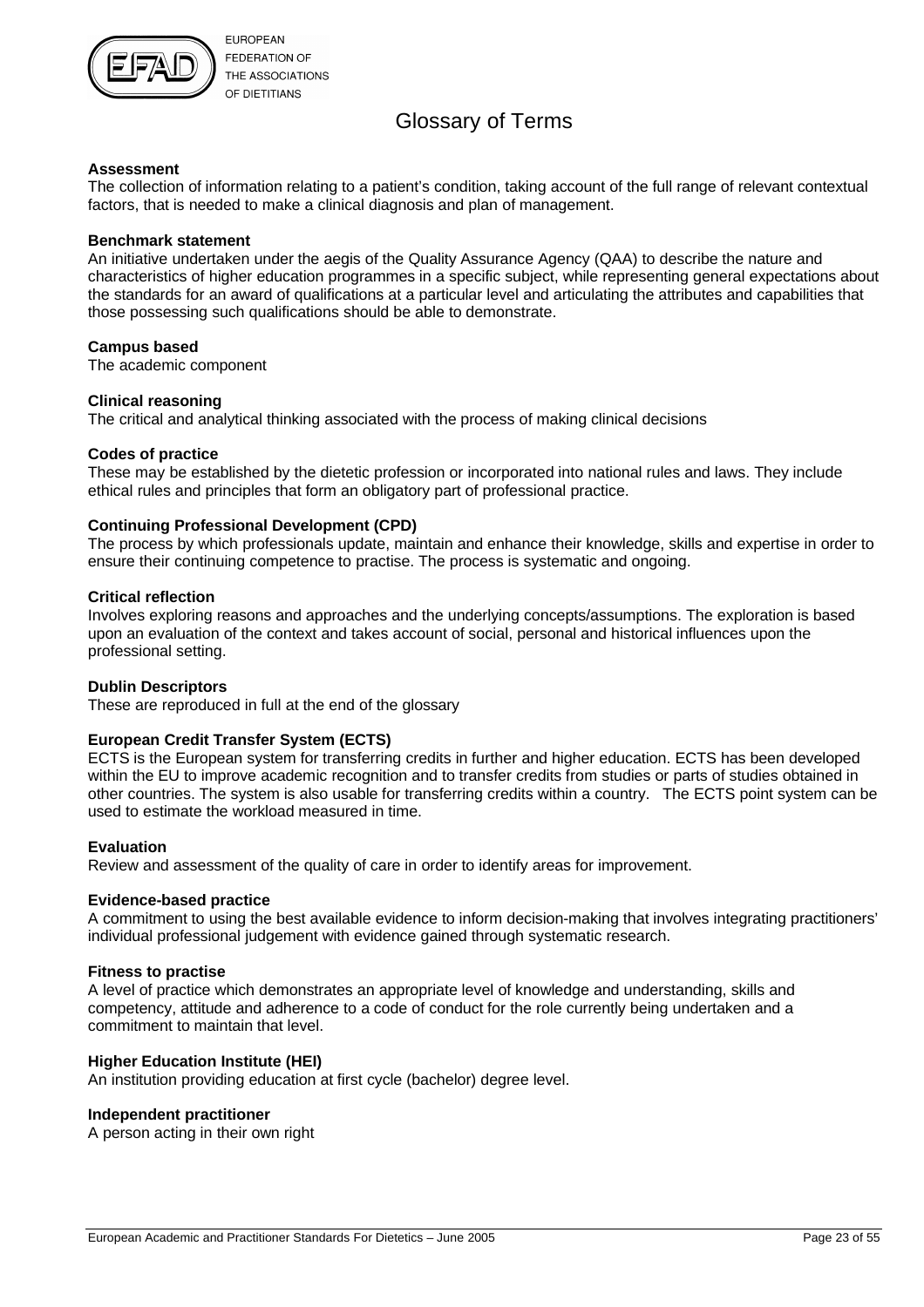# Glossary of Terms

**Assessment**
The collection of information relating to a patient's condition, taking account of the full range of relevant contextual factors, that is needed to make a clinical diagnosis and plan of management.

**Benchmark statement**
An initiative undertaken under the aegis of the Quality Assurance Agency (QAA) to describe the nature and characteristics of higher education programmes in a specific subject, while representing general expectations about the standards for an award of qualifications at a particular level and articulating the attributes and capabilities that those possessing such qualifications should be able to demonstrate.

**Campus based**
The academic component

**Clinical reasoning**
The critical and analytical thinking associated with the process of making clinical decisions

**Codes of practice**
These may be established by the dietetic profession or incorporated into national rules and laws. They include ethical rules and principles that form an obligatory part of professional practice.

**Continuing Professional Development (CPD)**
The process by which professionals update, maintain and enhance their knowledge, skills and expertise in order to ensure their continuing competence to practise. The process is systematic and ongoing.

**Critical reflection**
Involves exploring reasons and approaches and the underlying concepts/assumptions. The exploration is based upon an evaluation of the context and takes account of social, personal and historical influences upon the professional setting.

**Dublin Descriptors**
These are reproduced in full at the end of the glossary

**European Credit Transfer System (ECTS)**
ECTS is the European system for transferring credits in further and higher education. ECTS has been developed within the EU to improve academic recognition and to transfer credits from studies or parts of studies obtained in other countries. The system is also usable for transferring credits within a country. The ECTS point system can be used to estimate the workload measured in time.

**Evaluation**
Review and assessment of the quality of care in order to identify areas for improvement.

**Evidence-based practice**
A commitment to using the best available evidence to inform decision-making that involves integrating practitioners' individual professional judgement with evidence gained through systematic research.

**Fitness to practise**
A level of practice which demonstrates an appropriate level of knowledge and understanding, skills and competency, attitude and adherence to a code of conduct for the role currently being undertaken and a commitment to maintain that level.

**Higher Education Institute (HEI)**
An institution providing education at first cycle (bachelor) degree level.

**Independent practitioner**
A person acting in their own right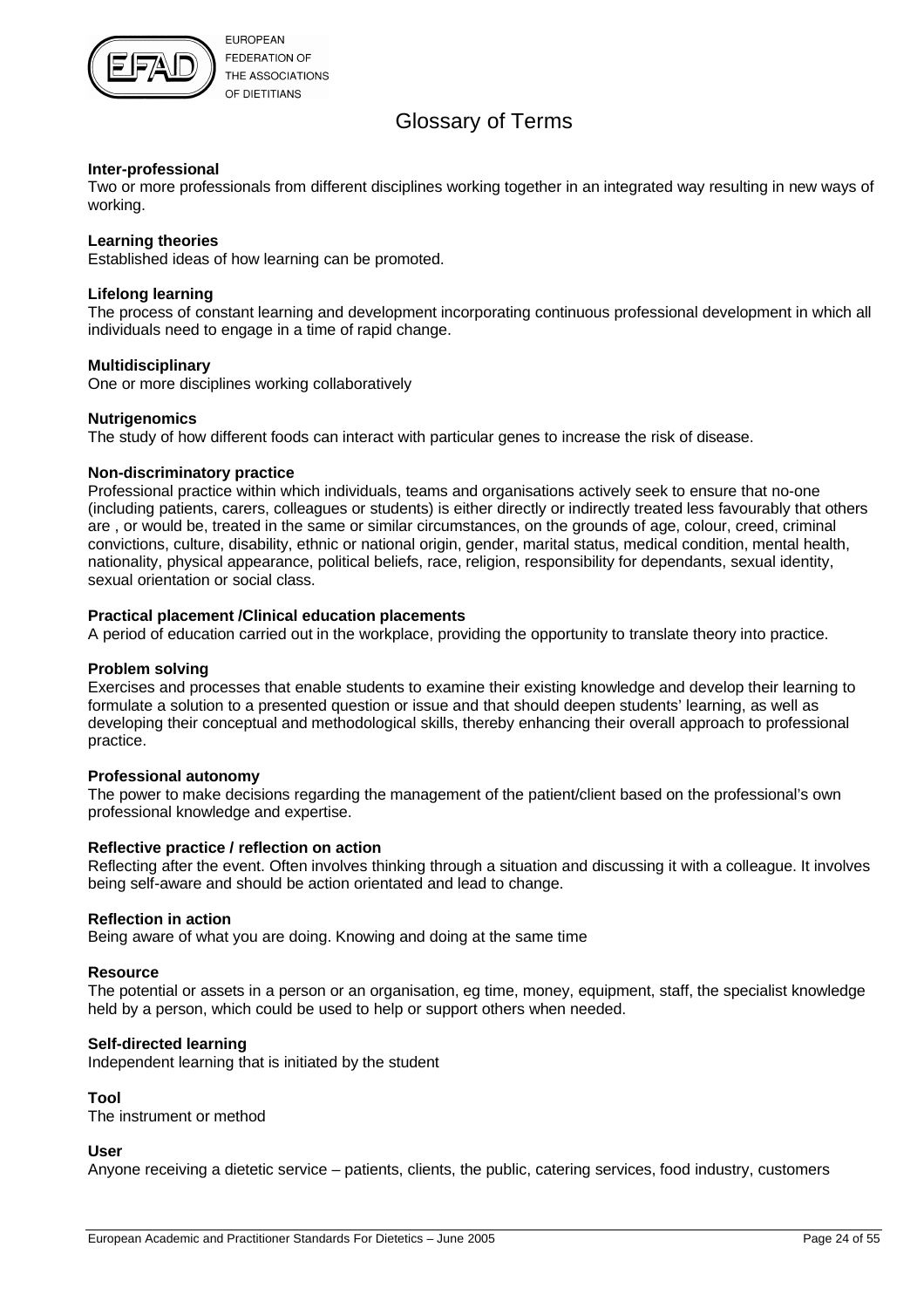# Glossary of Terms

**Inter-professional**
Two or more professionals from different disciplines working together in an integrated way resulting in new ways of working.

**Learning theories**
Established ideas of how learning can be promoted.

**Lifelong learning**
The process of constant learning and development incorporating continuous professional development in which all individuals need to engage in a time of rapid change.

**Multidisciplinary**
One or more disciplines working collaboratively

**Nutrigenomics**
The study of how different foods can interact with particular genes to increase the risk of disease.

**Non-discriminatory practice**
Professional practice within which individuals, teams and organisations actively seek to ensure that no-one (including patients, carers, colleagues or students) is either directly or indirectly treated less favourably that others are , or would be, treated in the same or similar circumstances, on the grounds of age, colour, creed, criminal convictions, culture, disability, ethnic or national origin, gender, marital status, medical condition, mental health, nationality, physical appearance, political beliefs, race, religion, responsibility for dependants, sexual identity, sexual orientation or social class.

**Practical placement /Clinical education placements**
A period of education carried out in the workplace, providing the opportunity to translate theory into practice.

**Problem solving**
Exercises and processes that enable students to examine their existing knowledge and develop their learning to formulate a solution to a presented question or issue and that should deepen students' learning, as well as developing their conceptual and methodological skills, thereby enhancing their overall approach to professional practice.

**Professional autonomy**
The power to make decisions regarding the management of the patient/client based on the professional's own professional knowledge and expertise.

**Reflective practice / reflection on action**
Reflecting after the event. Often involves thinking through a situation and discussing it with a colleague. It involves being self-aware and should be action orientated and lead to change.

**Reflection in action**
Being aware of what you are doing. Knowing and doing at the same time

**Resource**
The potential or assets in a person or an organisation, eg time, money, equipment, staff, the specialist knowledge held by a person, which could be used to help or support others when needed.

**Self-directed learning**
Independent learning that is initiated by the student

**Tool**
The instrument or method

**User**
Anyone receiving a dietetic service – patients, clients, the public, catering services, food industry, customers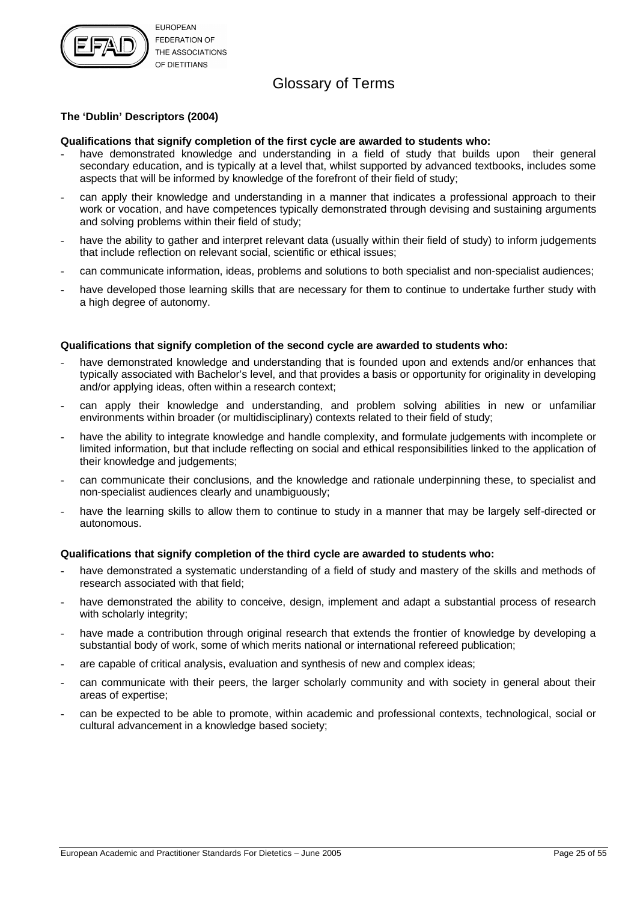# Glossary of Terms

**The 'Dublin' Descriptors (2004)**

**Qualifications that signify completion of the first cycle are awarded to students who:**

- have demonstrated knowledge and understanding in a field of study that builds upon their general secondary education, and is typically at a level that, whilst supported by advanced textbooks, includes some aspects that will be informed by knowledge of the forefront of their field of study;
- can apply their knowledge and understanding in a manner that indicates a professional approach to their work or vocation, and have competences typically demonstrated through devising and sustaining arguments and solving problems within their field of study;
- have the ability to gather and interpret relevant data (usually within their field of study) to inform judgements that include reflection on relevant social, scientific or ethical issues;
- can communicate information, ideas, problems and solutions to both specialist and non-specialist audiences;
- have developed those learning skills that are necessary for them to continue to undertake further study with a high degree of autonomy.

**Qualifications that signify completion of the second cycle are awarded to students who:**

- have demonstrated knowledge and understanding that is founded upon and extends and/or enhances that typically associated with Bachelor's level, and that provides a basis or opportunity for originality in developing and/or applying ideas, often within a research context;
- can apply their knowledge and understanding, and problem solving abilities in new or unfamiliar environments within broader (or multidisciplinary) contexts related to their field of study;
- have the ability to integrate knowledge and handle complexity, and formulate judgements with incomplete or limited information, but that include reflecting on social and ethical responsibilities linked to the application of their knowledge and judgements;
- can communicate their conclusions, and the knowledge and rationale underpinning these, to specialist and non-specialist audiences clearly and unambiguously;
- have the learning skills to allow them to continue to study in a manner that may be largely self-directed or autonomous.

**Qualifications that signify completion of the third cycle are awarded to students who:**

- have demonstrated a systematic understanding of a field of study and mastery of the skills and methods of research associated with that field;
- have demonstrated the ability to conceive, design, implement and adapt a substantial process of research with scholarly integrity;
- have made a contribution through original research that extends the frontier of knowledge by developing a substantial body of work, some of which merits national or international refereed publication;
- are capable of critical analysis, evaluation and synthesis of new and complex ideas;
- can communicate with their peers, the larger scholarly community and with society in general about their areas of expertise;
- can be expected to be able to promote, within academic and professional contexts, technological, social or cultural advancement in a knowledge based society;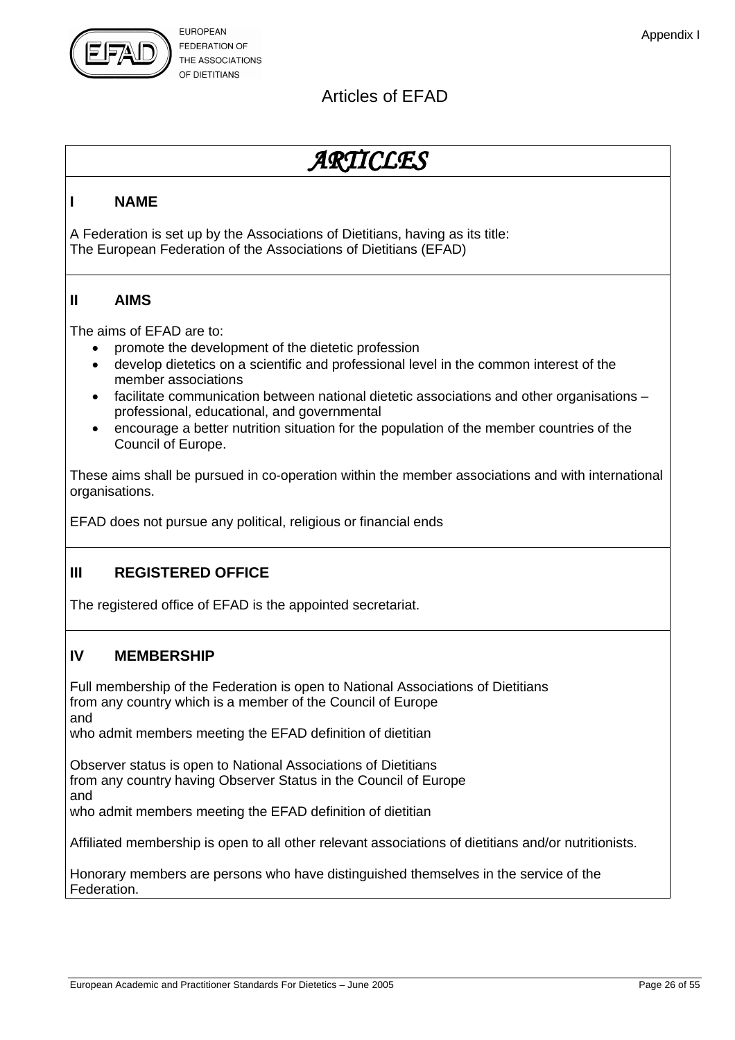Appendix I

EUROPEAN FEDERATION OF THE ASSOCIATIONS OF DIETITIANS

Articles of EFAD

# *ARTICLES*

## I NAME

A Federation is set up by the Associations of Dietitians, having as its title:
The European Federation of the Associations of Dietitians (EFAD)

## II AIMS

The aims of EFAD are to:

- promote the development of the dietetic profession
- develop dietetics on a scientific and professional level in the common interest of the member associations
- facilitate communication between national dietetic associations and other organisations – professional, educational, and governmental
- encourage a better nutrition situation for the population of the member countries of the Council of Europe.

These aims shall be pursued in co-operation within the member associations and with international organisations.

EFAD does not pursue any political, religious or financial ends

## III REGISTERED OFFICE

The registered office of EFAD is the appointed secretariat.

## IV MEMBERSHIP

Full membership of the Federation is open to National Associations of Dietitians
from any country which is a member of the Council of Europe
and
who admit members meeting the EFAD definition of dietitian

Observer status is open to National Associations of Dietitians
from any country having Observer Status in the Council of Europe
and
who admit members meeting the EFAD definition of dietitian

Affiliated membership is open to all other relevant associations of dietitians and/or nutritionists.

Honorary members are persons who have distinguished themselves in the service of the Federation.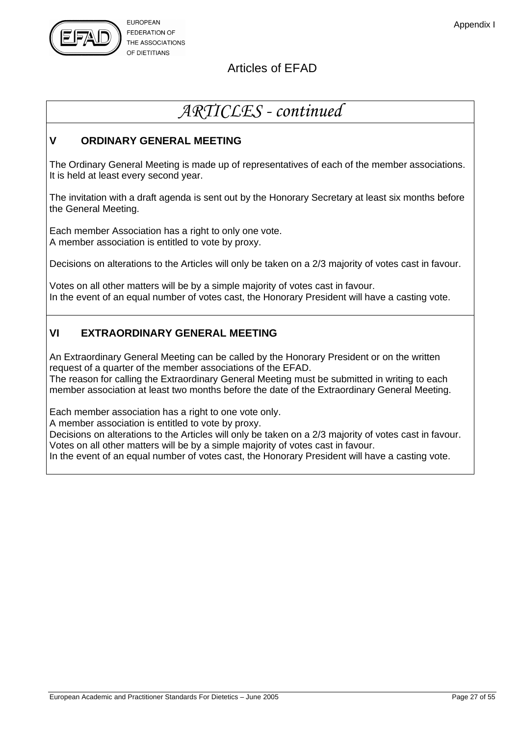# ARTICLES - continued

## V ORDINARY GENERAL MEETING

The Ordinary General Meeting is made up of representatives of each of the member associations. It is held at least every second year.

The invitation with a draft agenda is sent out by the Honorary Secretary at least six months before the General Meeting.

Each member Association has a right to only one vote.
A member association is entitled to vote by proxy.

Decisions on alterations to the Articles will only be taken on a 2/3 majority of votes cast in favour.

Votes on all other matters will be by a simple majority of votes cast in favour.
In the event of an equal number of votes cast, the Honorary President will have a casting vote.

## VI EXTRAORDINARY GENERAL MEETING

An Extraordinary General Meeting can be called by the Honorary President or on the written request of a quarter of the member associations of the EFAD.
The reason for calling the Extraordinary General Meeting must be submitted in writing to each member association at least two months before the date of the Extraordinary General Meeting.

Each member association has a right to one vote only.
A member association is entitled to vote by proxy.
Decisions on alterations to the Articles will only be taken on a 2/3 majority of votes cast in favour.
Votes on all other matters will be by a simple majority of votes cast in favour.
In the event of an equal number of votes cast, the Honorary President will have a casting vote.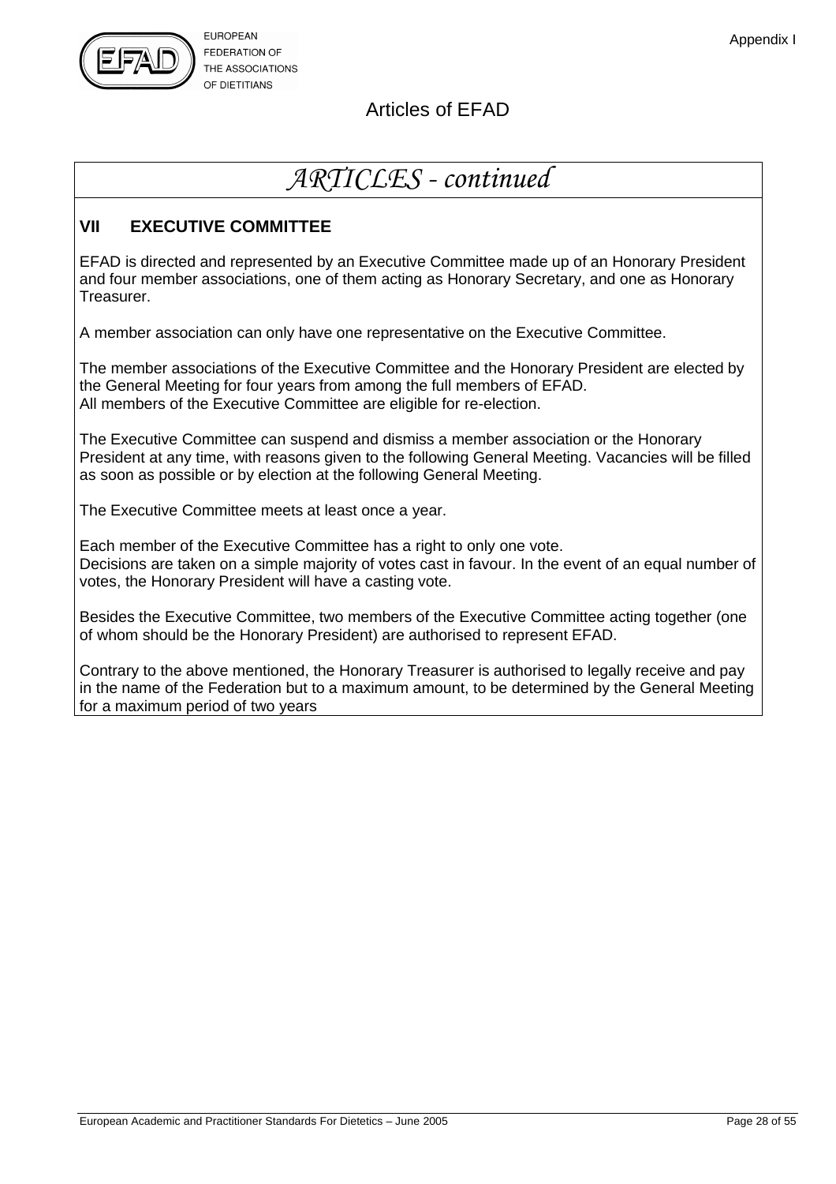# Articles of EFAD

## *ARTICLES - continued*

### VII EXECUTIVE COMMITTEE

EFAD is directed and represented by an Executive Committee made up of an Honorary President and four member associations, one of them acting as Honorary Secretary, and one as Honorary Treasurer.

A member association can only have one representative on the Executive Committee.

The member associations of the Executive Committee and the Honorary President are elected by the General Meeting for four years from among the full members of EFAD.
All members of the Executive Committee are eligible for re-election.

The Executive Committee can suspend and dismiss a member association or the Honorary President at any time, with reasons given to the following General Meeting. Vacancies will be filled as soon as possible or by election at the following General Meeting.

The Executive Committee meets at least once a year.

Each member of the Executive Committee has a right to only one vote.
Decisions are taken on a simple majority of votes cast in favour. In the event of an equal number of votes, the Honorary President will have a casting vote.

Besides the Executive Committee, two members of the Executive Committee acting together (one of whom should be the Honorary President) are authorised to represent EFAD.

Contrary to the above mentioned, the Honorary Treasurer is authorised to legally receive and pay in the name of the Federation but to a maximum amount, to be determined by the General Meeting for a maximum period of two years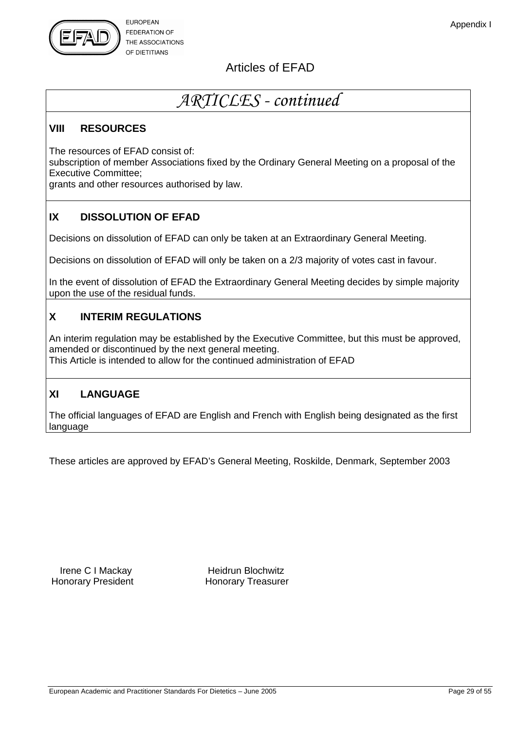# Articles of EFAD

## *ARTICLES - continued*

### VIII RESOURCES

The resources of EFAD consist of:
subscription of member Associations fixed by the Ordinary General Meeting on a proposal of the Executive Committee;
grants and other resources authorised by law.

### IX DISSOLUTION OF EFAD

Decisions on dissolution of EFAD can only be taken at an Extraordinary General Meeting.

Decisions on dissolution of EFAD will only be taken on a 2/3 majority of votes cast in favour.

In the event of dissolution of EFAD the Extraordinary General Meeting decides by simple majority upon the use of the residual funds.

### X INTERIM REGULATIONS

An interim regulation may be established by the Executive Committee, but this must be approved, amended or discontinued by the next general meeting.
This Article is intended to allow for the continued administration of EFAD

### XI LANGUAGE

The official languages of EFAD are English and French with English being designated as the first language

These articles are approved by EFAD's General Meeting, Roskilde, Denmark, September 2003

Irene C I Mackay
Honorary President

Heidrun Blochwitz
Honorary Treasurer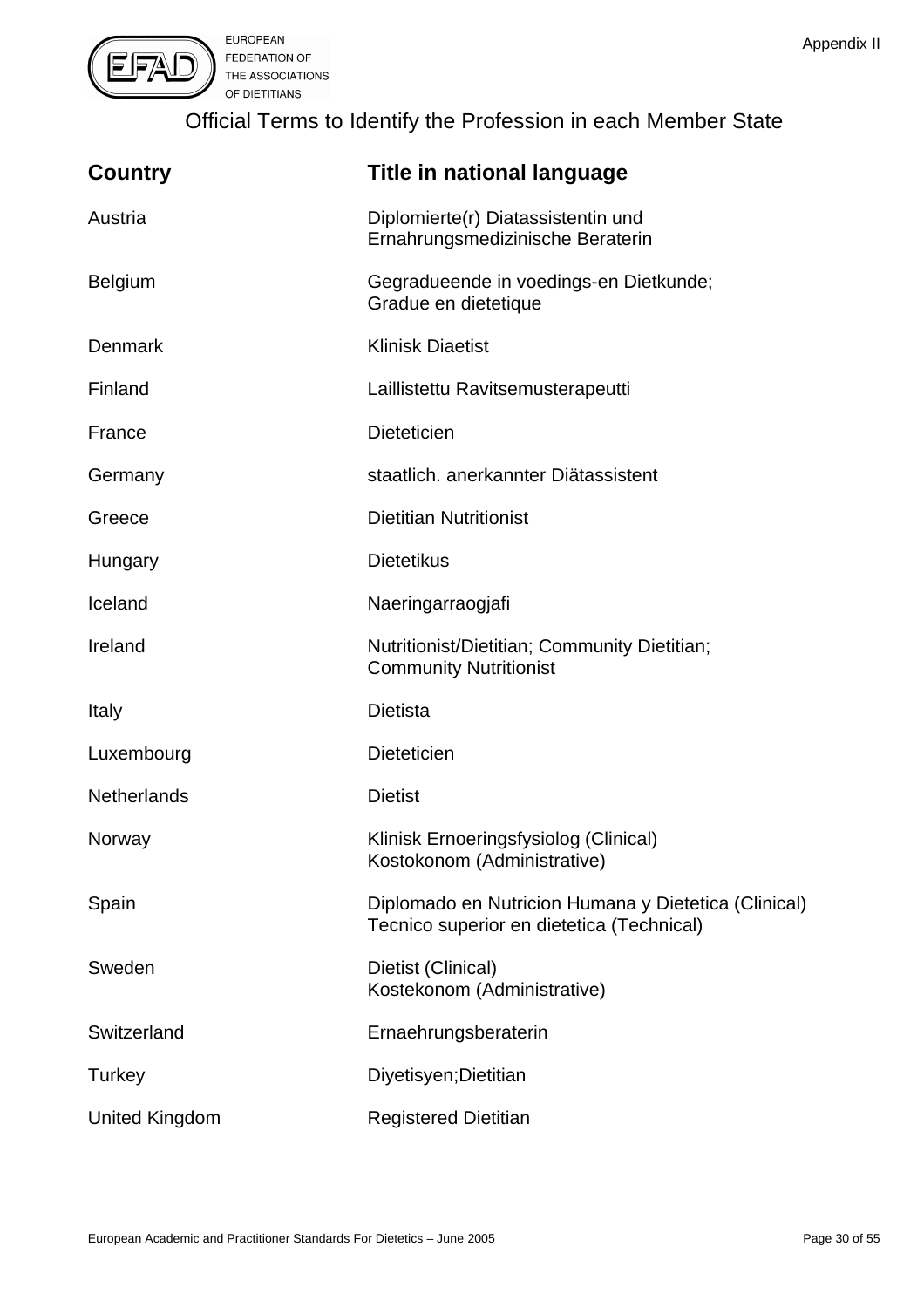Appendix II

# Official Terms to Identify the Profession in each Member State

| Country | Title in national language |
| --- | --- |
| Austria | Diplomierte(r) Diatassistentin und Ernahrungsmedizinische Beraterin |
| Belgium | Gegradueende in voedings-en Dietkunde; Gradue en dietetique |
| Denmark | Klinisk Diaetist |
| Finland | Laillistettu Ravitsemusterapeutti |
| France | Dieteticien |
| Germany | staatlich. anerkannter Diätassistent |
| Greece | Dietitian Nutritionist |
| Hungary | Dietetikus |
| Iceland | Naeringarraogjafi |
| Ireland | Nutritionist/Dietitian; Community Dietitian; Community Nutritionist |
| Italy | Dietista |
| Luxembourg | Dieteticien |
| Netherlands | Dietist |
| Norway | Klinisk Ernoeringsfysiolog (Clinical) Kostokonom (Administrative) |
| Spain | Diplomado en Nutricion Humana y Dietetica (Clinical) Tecnico superior en dietetica (Technical) |
| Sweden | Dietist (Clinical) Kostekonom (Administrative) |
| Switzerland | Ernaehrungsberaterin |
| Turkey | Diyetisyen;Dietitian |
| United Kingdom | Registered Dietitian |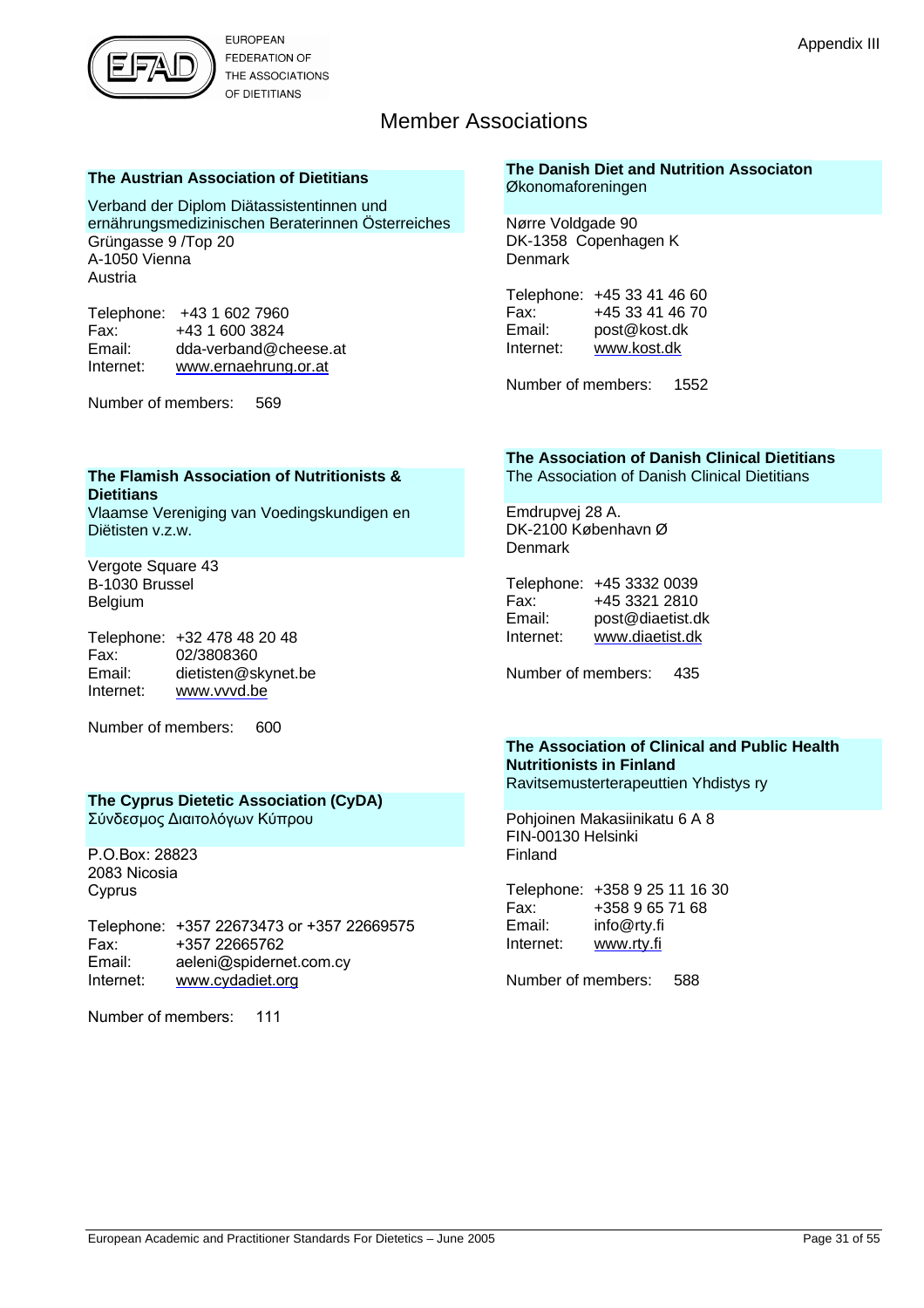# Member Associations

### The Austrian Association of Dietitians

Verband der Diplom Diätassistentinnen und ernährungsmedizinischen Beraterinnen Österreiches
Grüngasse 9 /Top 20
A-1050 Vienna
Austria

Telephone: +43 1 602 7960
Fax: +43 1 600 3824
Email: dda-verband@cheese.at
Internet: www.ernaehrung.or.at

Number of members: 569

### The Flamish Association of Nutritionists & Dietitians

Vlaamse Vereniging van Voedingskundigen en Diëtisten v.z.w.

Vergote Square 43
B-1030 Brussel
Belgium

Telephone: +32 478 48 20 48
Fax: 02/3808360
Email: dietisten@skynet.be
Internet: www.vvvd.be

Number of members: 600

### The Cyprus Dietetic Association (CyDA)

Σύνδεσμος Διαιτολόγων Κύπρου

P.O.Box: 28823
2083 Nicosia
Cyprus

Telephone: +357 22673473 or +357 22669575
Fax: +357 22665762
Email: aeleni@spidernet.com.cy
Internet: www.cydadiet.org

Number of members: 111

### The Danish Diet and Nutrition Associaton

Økonomaforeningen

Nørre Voldgade 90
DK-1358 Copenhagen K
Denmark

Telephone: +45 33 41 46 60
Fax: +45 33 41 46 70
Email: post@kost.dk
Internet: www.kost.dk

Number of members: 1552

### The Association of Danish Clinical Dietitians

The Association of Danish Clinical Dietitians

Emdrupvej 28 A.
DK-2100 København Ø
Denmark

Telephone: +45 3332 0039
Fax: +45 3321 2810
Email: post@diaetist.dk
Internet: www.diaetist.dk

Number of members: 435

### The Association of Clinical and Public Health Nutritionists in Finland

Ravitsemusterterapeuttien Yhdistys ry

Pohjoinen Makasiinikatu 6 A 8
FIN-00130 Helsinki
Finland

Telephone: +358 9 25 11 16 30
Fax: +358 9 65 71 68
Email: info@rty.fi
Internet: www.rty.fi

Number of members: 588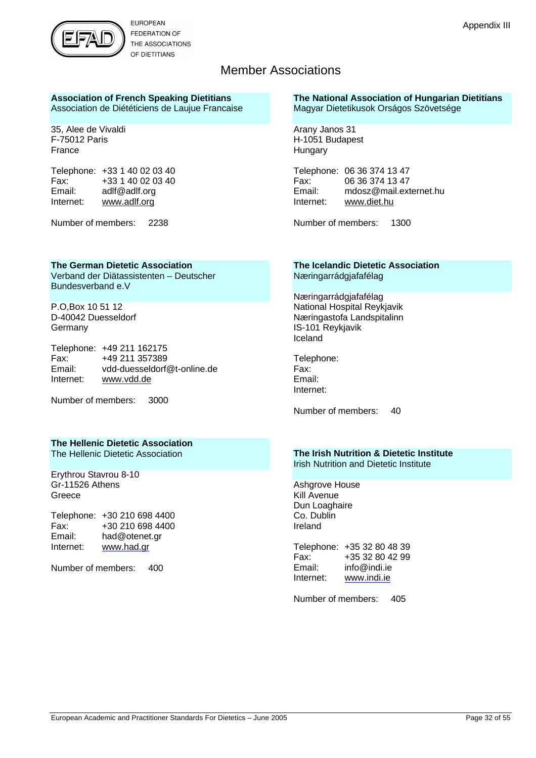# Member Associations

**Association of French Speaking Dietitians**
Association de Diététiciens de Laujue Francaise

35, Alee de Vivaldi
F-75012 Paris
France

Telephone: +33 1 40 02 03 40
Fax: +33 1 40 02 03 40
Email: adlf@adlf.org
Internet: www.adlf.org

Number of members: 2238

**The German Dietetic Association**
Verband der Diätassistenten – Deutscher Bundesverband e.V

P.O,Box 10 51 12
D-40042 Duesseldorf
Germany

Telephone: +49 211 162175
Fax: +49 211 357389
Email: vdd-duesseldorf@t-online.de
Internet: www.vdd.de

Number of members: 3000

**The Hellenic Dietetic Association**
The Hellenic Dietetic Association

Erythrou Stavrou 8-10
Gr-11526 Athens
Greece

Telephone: +30 210 698 4400
Fax: +30 210 698 4400
Email: had@otenet.gr
Internet: www.had.gr

Number of members: 400

**The National Association of Hungarian Dietitians**
Magyar Dietetikusok Orságos Szövetsége

Arany Janos 31
H-1051 Budapest
Hungary

Telephone: 06 36 374 13 47
Fax: 06 36 374 13 47
Email: mdosz@mail.externet.hu
Internet: www.diet.hu

Number of members: 1300

**The Icelandic Dietetic Association**
Næringarráðgjafafélag

Næringarráðgjafafélag
National Hospital Reykjavik
Næringastofa Landspitalinn
IS-101 Reykjavik
Iceland

Telephone:
Fax:
Email:
Internet:

Number of members: 40

**The Irish Nutrition & Dietetic Institute**
Irish Nutrition and Dietetic Institute

Ashgrove House
Kill Avenue
Dun Loaghaire
Co. Dublin
Ireland

Telephone: +35 32 80 48 39
Fax: +35 32 80 42 99
Email: info@indi.ie
Internet: www.indi.ie

Number of members: 405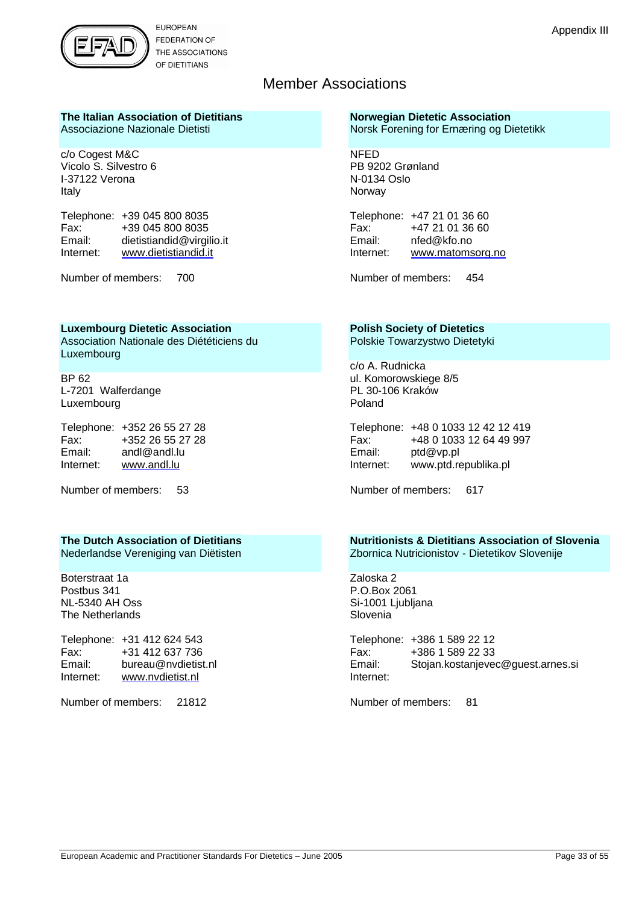EUROPEAN FEDERATION OF THE ASSOCIATIONS OF DIETITIANS

Appendix III

# Member Associations

**The Italian Association of Dietitians**
Associazione Nazionale Dietisti

c/o Cogest M&C
Vicolo S. Silvestro 6
I-37122 Verona
Italy

Telephone: +39 045 800 8035
Fax: +39 045 800 8035
Email: dietistiandid@virgilio.it
Internet: www.dietistiandid.it

Number of members: 700

**Luxembourg Dietetic Association**
Association Nationale des Diététiciens du Luxembourg

BP 62
L-7201 Walferdange
Luxembourg

Telephone: +352 26 55 27 28
Fax: +352 26 55 27 28
Email: andl@andl.lu
Internet: www.andl.lu

Number of members: 53

**The Dutch Association of Dietitians**
Nederlandse Vereniging van Diëtisten

Boterstraat 1a
Postbus 341
NL-5340 AH Oss
The Netherlands

Telephone: +31 412 624 543
Fax: +31 412 637 736
Email: bureau@nvdietist.nl
Internet: www.nvdietist.nl

Number of members: 21812

**Norwegian Dietetic Association**
Norsk Forening for Ernæring og Dietetikk

NFED
PB 9202 Grønland
N-0134 Oslo
Norway

Telephone: +47 21 01 36 60
Fax: +47 21 01 36 60
Email: nfed@kfo.no
Internet: www.matomsorg.no

Number of members: 454

**Polish Society of Dietetics**
Polskie Towarzystwo Dietetyki

c/o A. Rudnicka
ul. Komorowskiege 8/5
PL 30-106 Kraków
Poland

Telephone: +48 0 1033 12 42 12 419
Fax: +48 0 1033 12 64 49 997
Email: ptd@vp.pl
Internet: www.ptd.republika.pl

Number of members: 617

**Nutritionists & Dietitians Association of Slovenia**
Zbornica Nutricionistov - Dietetikov Slovenije

Zaloska 2
P.O.Box 2061
Si-1001 Ljubljana
Slovenia

Telephone: +386 1 589 22 12
Fax: +386 1 589 22 33
Email: Stojan.kostanjevec@guest.arnes.si
Internet:

Number of members: 81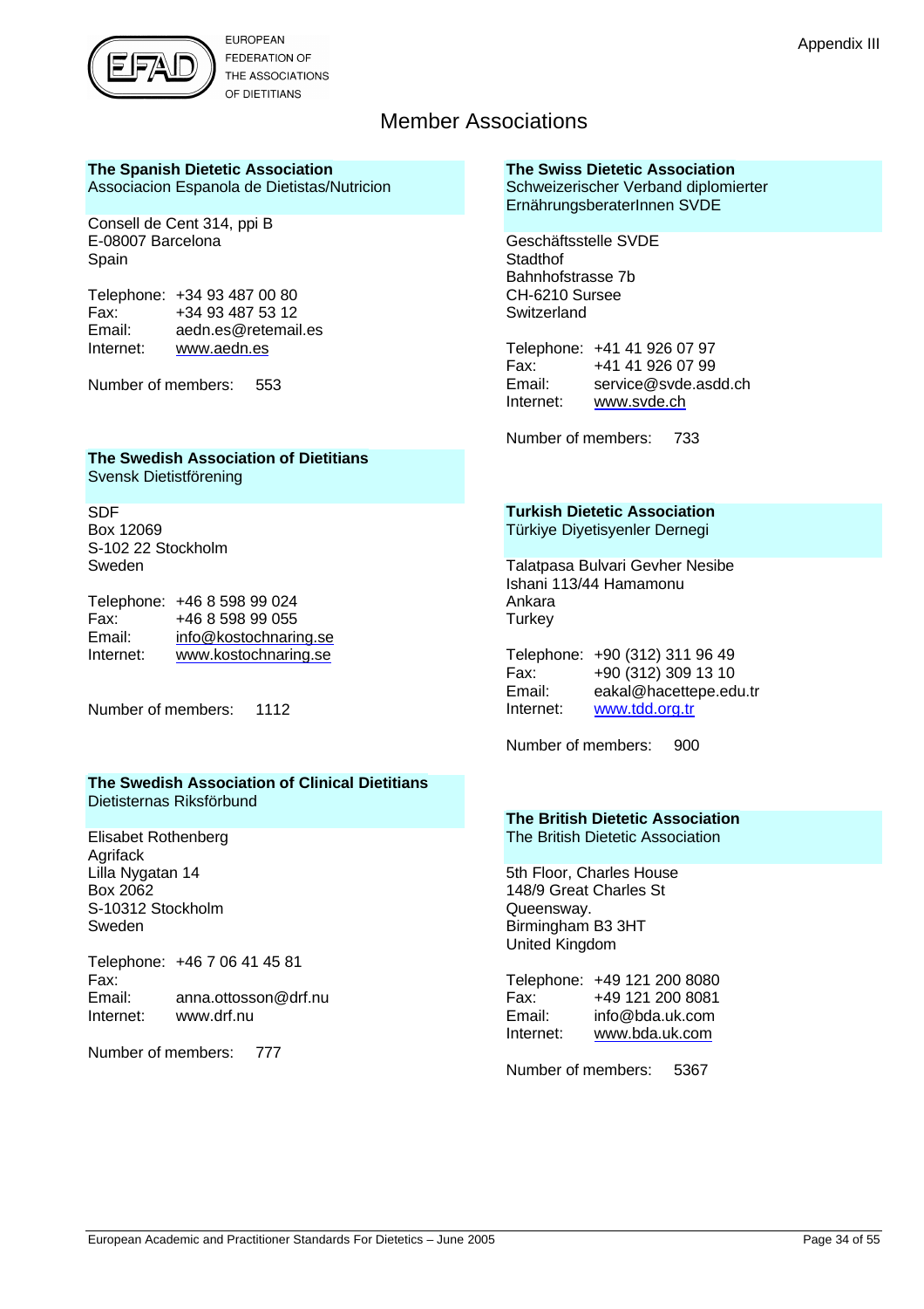# Member Associations

**The Spanish Dietetic Association**
Associacion Espanola de Dietistas/Nutricion

Consell de Cent 314, ppi B
E-08007 Barcelona
Spain

Telephone: +34 93 487 00 80
Fax: +34 93 487 53 12
Email: aedn.es@retemail.es
Internet: www.aedn.es

Number of members: 553

**The Swedish Association of Dietitians**
Svensk Dietistförening

SDF
Box 12069
S-102 22 Stockholm
Sweden

Telephone: +46 8 598 99 024
Fax: +46 8 598 99 055
Email: info@kostochnaring.se
Internet: www.kostochnaring.se

Number of members: 1112

**The Swedish Association of Clinical Dietitians**
Dietisternas Riksförbund

Elisabet Rothenberg
Agrifack
Lilla Nygatan 14
Box 2062
S-10312 Stockholm
Sweden

Telephone: +46 7 06 41 45 81
Fax:
Email: anna.ottosson@drf.nu
Internet: www.drf.nu

Number of members: 777

**The Swiss Dietetic Association**
Schweizerischer Verband diplomierter ErnährungsberaterInnen SVDE

Geschäftsstelle SVDE
Stadthof
Bahnhofstrasse 7b
CH-6210 Sursee
Switzerland

Telephone: +41 41 926 07 97
Fax: +41 41 926 07 99
Email: service@svde.asdd.ch
Internet: www.svde.ch

Number of members: 733

**Turkish Dietetic Association**
Türkiye Diyetisyenler Dernegi

Talatpasa Bulvari Gevher Nesibe
Ishani 113/44 Hamamonu
Ankara
Turkey

Telephone: +90 (312) 311 96 49
Fax: +90 (312) 309 13 10
Email: eakal@hacettepe.edu.tr
Internet: www.tdd.org.tr

Number of members: 900

**The British Dietetic Association**
The British Dietetic Association

5th Floor, Charles House
148/9 Great Charles St
Queensway.
Birmingham B3 3HT
United Kingdom

Telephone: +49 121 200 8080
Fax: +49 121 200 8081
Email: info@bda.uk.com
Internet: www.bda.uk.com

Number of members: 5367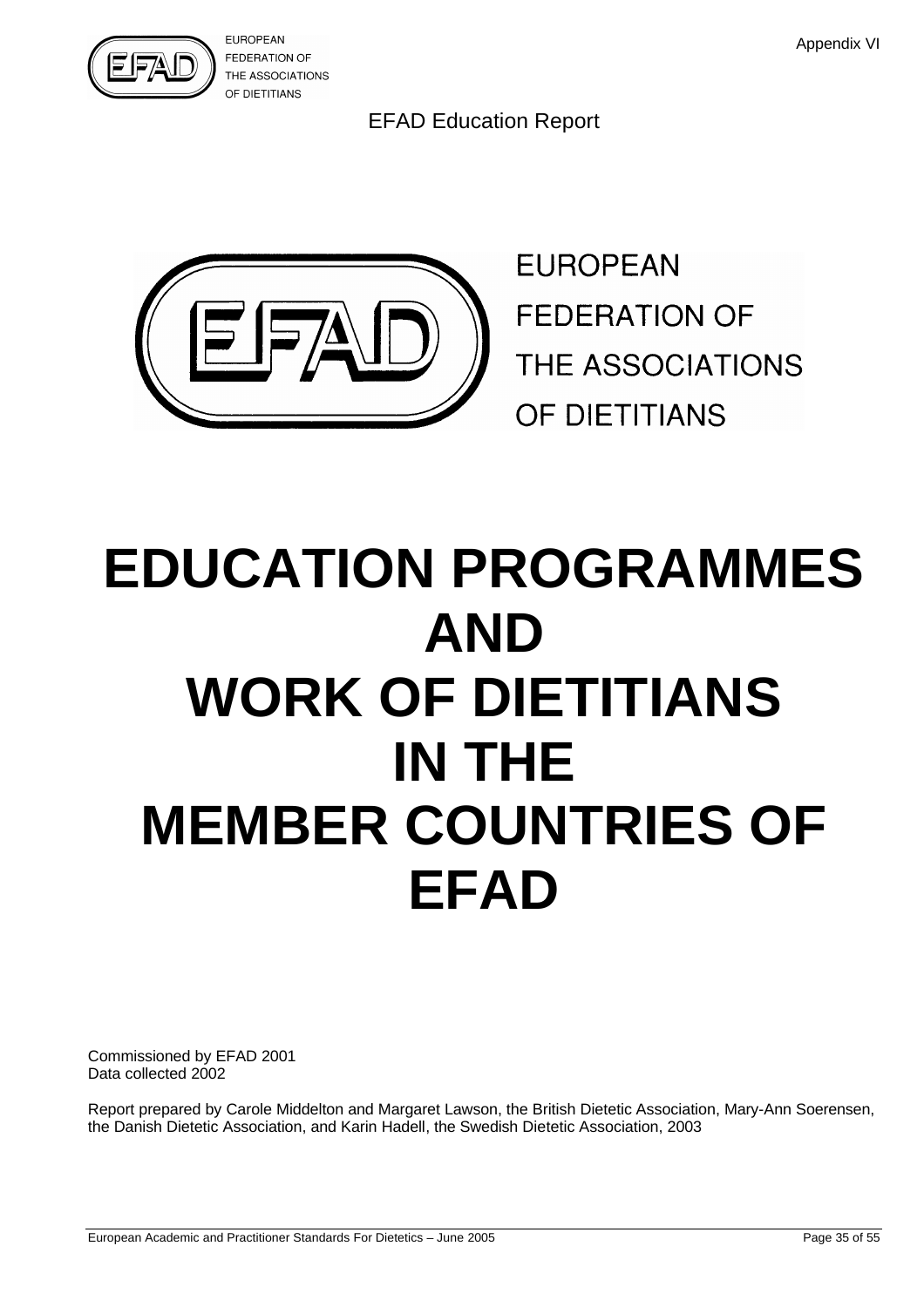Appendix VI

EFAD Education Report

EUROPEAN FEDERATION OF THE ASSOCIATIONS OF DIETITIANS

# EDUCATION PROGRAMMES AND WORK OF DIETITIANS IN THE MEMBER COUNTRIES OF EFAD

Commissioned by EFAD 2001
Data collected 2002

Report prepared by Carole Middelton and Margaret Lawson, the British Dietetic Association, Mary-Ann Soerensen, the Danish Dietetic Association, and Karin Hadell, the Swedish Dietetic Association, 2003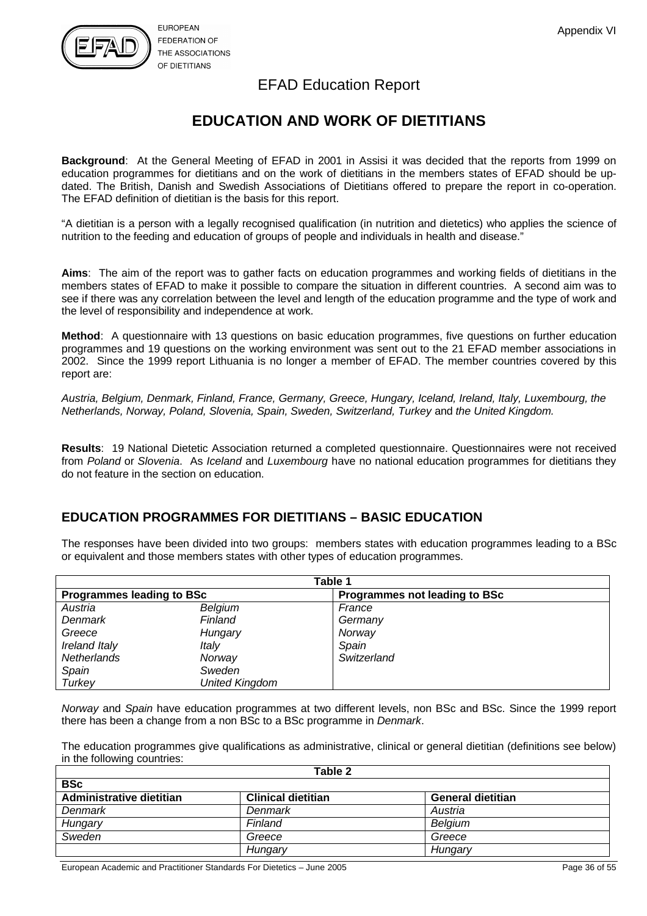EUROPEAN FEDERATION OF THE ASSOCIATIONS OF DIETITIANS

Appendix VI

# EFAD Education Report

## EDUCATION AND WORK OF DIETITIANS

**Background**: At the General Meeting of EFAD in 2001 in Assisi it was decided that the reports from 1999 on education programmes for dietitians and on the work of dietitians in the members states of EFAD should be up-dated. The British, Danish and Swedish Associations of Dietitians offered to prepare the report in co-operation. The EFAD definition of dietitian is the basis for this report.

"A dietitian is a person with a legally recognised qualification (in nutrition and dietetics) who applies the science of nutrition to the feeding and education of groups of people and individuals in health and disease."

**Aims**: The aim of the report was to gather facts on education programmes and working fields of dietitians in the members states of EFAD to make it possible to compare the situation in different countries. A second aim was to see if there was any correlation between the level and length of the education programme and the type of work and the level of responsibility and independence at work.

**Method**: A questionnaire with 13 questions on basic education programmes, five questions on further education programmes and 19 questions on the working environment was sent out to the 21 EFAD member associations in 2002. Since the 1999 report Lithuania is no longer a member of EFAD. The member countries covered by this report are:

*Austria, Belgium, Denmark, Finland, France, Germany, Greece, Hungary, Iceland, Ireland, Italy, Luxembourg, the Netherlands, Norway, Poland, Slovenia, Spain, Sweden, Switzerland, Turkey* and *the United Kingdom.*

**Results**: 19 National Dietetic Association returned a completed questionnaire. Questionnaires were not received from *Poland* or *Slovenia*. As *Iceland* and *Luxembourg* have no national education programmes for dietitians they do not feature in the section on education.

## EDUCATION PROGRAMMES FOR DIETITIANS – BASIC EDUCATION

The responses have been divided into two groups: members states with education programmes leading to a BSc or equivalent and those members states with other types of education programmes.

**Table 1**

| Programmes leading to BSc | | Programmes not leading to BSc |
|---|---|---|
| *Austria* | *Belgium* | *France* |
| *Denmark* | *Finland* | *Germany* |
| *Greece* | *Hungary* | *Norway* |
| *Ireland Italy* | *Italy* | *Spain* |
| *Netherlands* | *Norway* | *Switzerland* |
| *Spain* | *Sweden* | |
| *Turkey* | *United Kingdom* | |

*Norway* and *Spain* have education programmes at two different levels, non BSc and BSc. Since the 1999 report there has been a change from a non BSc to a BSc programme in *Denmark*.

The education programmes give qualifications as administrative, clinical or general dietitian (definitions see below) in the following countries:

**Table 2**

| BSc | | |
|---|---|---|
| **Administrative dietitian** | **Clinical dietitian** | **General dietitian** |
| *Denmark* | *Denmark* | *Austria* |
| *Hungary* | *Finland* | *Belgium* |
| *Sweden* | *Greece* | *Greece* |
| | *Hungary* | *Hungary* |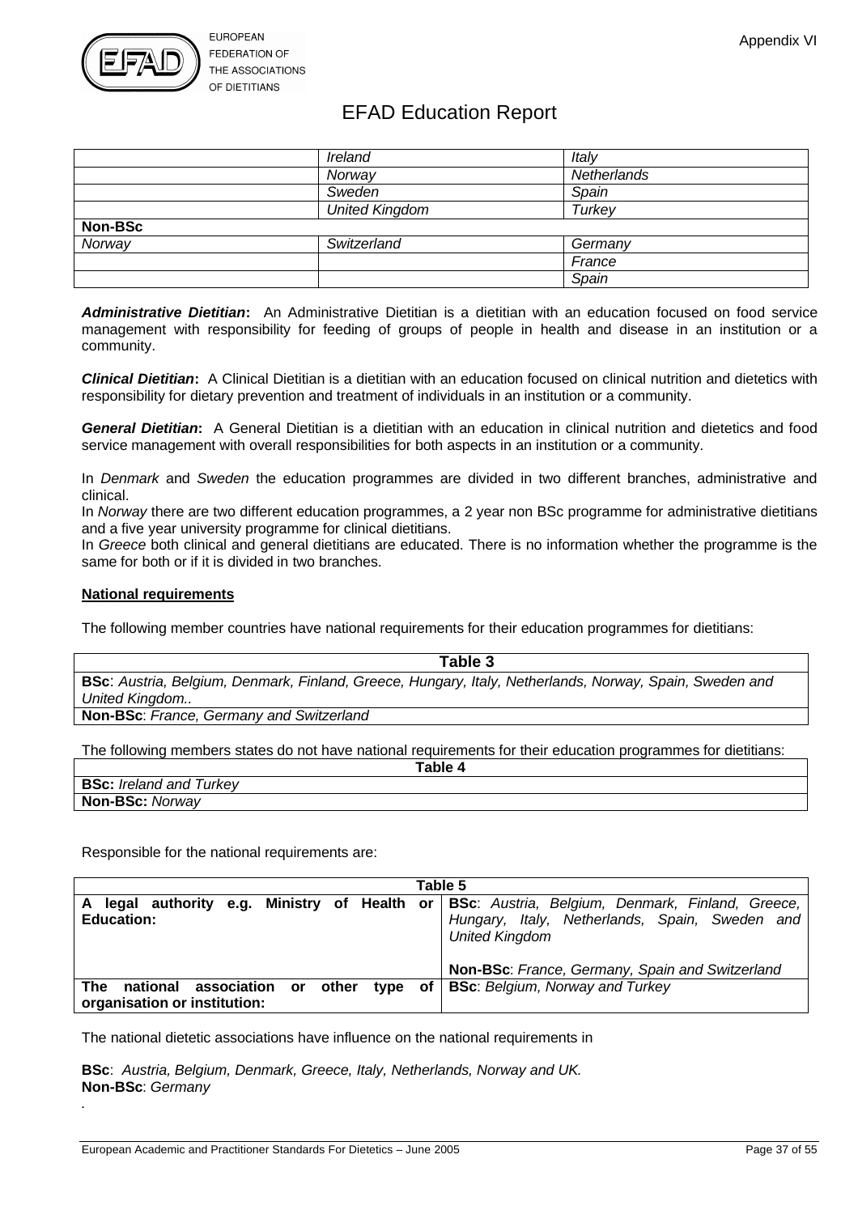|  | *Ireland* | *Italy* |
| --- | --- | --- |
|  | *Norway* | *Netherlands* |
|  | *Sweden* | *Spain* |
|  | *United Kingdom* | *Turkey* |
| **Non-BSc** |  |  |
| *Norway* | *Switzerland* | *Germany* |
|  |  | *France* |
|  |  | *Spain* |

***Administrative Dietitian*:** An Administrative Dietitian is a dietitian with an education focused on food service management with responsibility for feeding of groups of people in health and disease in an institution or a community.

***Clinical Dietitian*:** A Clinical Dietitian is a dietitian with an education focused on clinical nutrition and dietetics with responsibility for dietary prevention and treatment of individuals in an institution or a community.

***General Dietitian*:** A General Dietitian is a dietitian with an education in clinical nutrition and dietetics and food service management with overall responsibilities for both aspects in an institution or a community.

In *Denmark* and *Sweden* the education programmes are divided in two different branches, administrative and clinical.
In *Norway* there are two different education programmes, a 2 year non BSc programme for administrative dietitians and a five year university programme for clinical dietitians.
In *Greece* both clinical and general dietitians are educated. There is no information whether the programme is the same for both or if it is divided in two branches.

**National requirements**

The following member countries have national requirements for their education programmes for dietitians:

| Table 3 |
| --- |
| **BSc**: *Austria, Belgium, Denmark, Finland, Greece, Hungary, Italy, Netherlands, Norway, Spain, Sweden and United Kingdom..* |
| **Non-BSc**: *France, Germany and Switzerland* |

The following members states do not have national requirements for their education programmes for dietitians:

| Table 4 |
| --- |
| **BSc:** *Ireland and Turkey* |
| **Non-BSc:** *Norway* |

Responsible for the national requirements are:

| Table 5 | |
| --- | --- |
| **A legal authority e.g. Ministry of Health or Education:** | **BSc**: *Austria, Belgium, Denmark, Finland, Greece, Hungary, Italy, Netherlands, Spain, Sweden and United Kingdom*<br><br>**Non-BSc**: *France, Germany, Spain and Switzerland* |
| **The national association or other type of organisation or institution:** | **BSc**: *Belgium, Norway and Turkey* |

The national dietetic associations have influence on the national requirements in

**BSc**: *Austria, Belgium, Denmark, Greece, Italy, Netherlands, Norway and UK.*
**Non-BSc**: *Germany*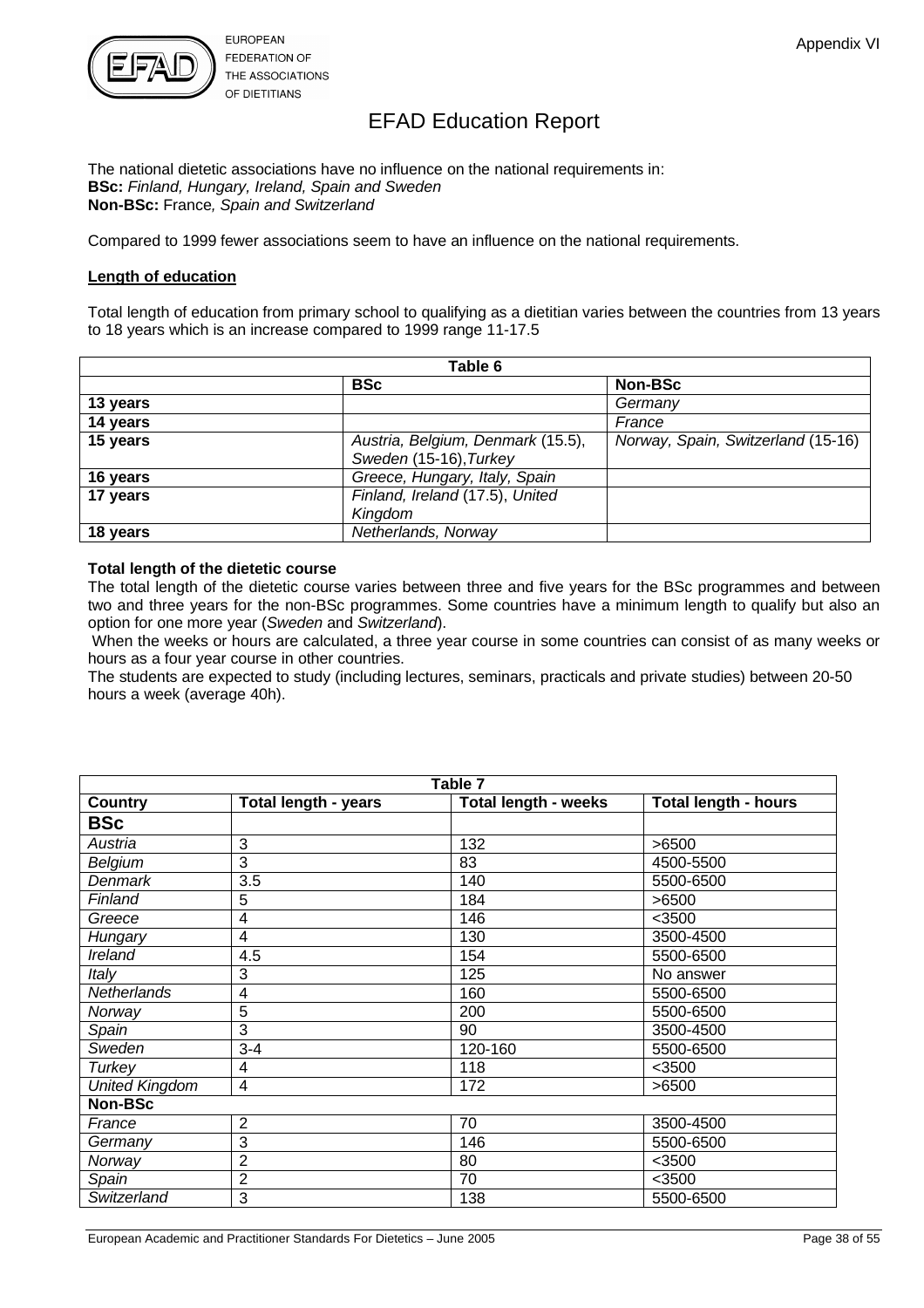The national dietetic associations have no influence on the national requirements in:
**BSc:** *Finland, Hungary, Ireland, Spain and Sweden*
**Non-BSc:** France*, Spain and Switzerland*

Compared to 1999 fewer associations seem to have an influence on the national requirements.

**Length of education**

Total length of education from primary school to qualifying as a dietitian varies between the countries from 13 years to 18 years which is an increase compared to 1999 range 11-17.5

| Table 6 | | |
|---|---|---|
| | **BSc** | **Non-BSc** |
| **13 years** | | *Germany* |
| **14 years** | | *France* |
| **15 years** | *Austria, Belgium, Denmark* (15.5), *Sweden* (15-16), *Turkey* | *Norway, Spain, Switzerland* (15-16) |
| **16 years** | *Greece, Hungary, Italy, Spain* | |
| **17 years** | *Finland, Ireland* (17.5), *United Kingdom* | |
| **18 years** | *Netherlands, Norway* | |

**Total length of the dietetic course**

The total length of the dietetic course varies between three and five years for the BSc programmes and between two and three years for the non-BSc programmes. Some countries have a minimum length to qualify but also an option for one more year (*Sweden* and *Switzerland*).

When the weeks or hours are calculated, a three year course in some countries can consist of as many weeks or hours as a four year course in other countries.

The students are expected to study (including lectures, seminars, practicals and private studies) between 20-50 hours a week (average 40h).

| Table 7 | | | |
|---|---|---|---|
| **Country** | **Total length - years** | **Total length - weeks** | **Total length - hours** |
| **BSc** | | | |
| *Austria* | 3 | 132 | >6500 |
| *Belgium* | 3 | 83 | 4500-5500 |
| *Denmark* | 3.5 | 140 | 5500-6500 |
| *Finland* | 5 | 184 | >6500 |
| *Greece* | 4 | 146 | <3500 |
| *Hungary* | 4 | 130 | 3500-4500 |
| *Ireland* | 4.5 | 154 | 5500-6500 |
| *Italy* | 3 | 125 | No answer |
| *Netherlands* | 4 | 160 | 5500-6500 |
| *Norway* | 5 | 200 | 5500-6500 |
| *Spain* | 3 | 90 | 3500-4500 |
| *Sweden* | 3-4 | 120-160 | 5500-6500 |
| *Turkey* | 4 | 118 | <3500 |
| *United Kingdom* | 4 | 172 | >6500 |
| **Non-BSc** | | | |
| *France* | 2 | 70 | 3500-4500 |
| *Germany* | 3 | 146 | 5500-6500 |
| *Norway* | 2 | 80 | <3500 |
| *Spain* | 2 | 70 | <3500 |
| *Switzerland* | 3 | 138 | 5500-6500 |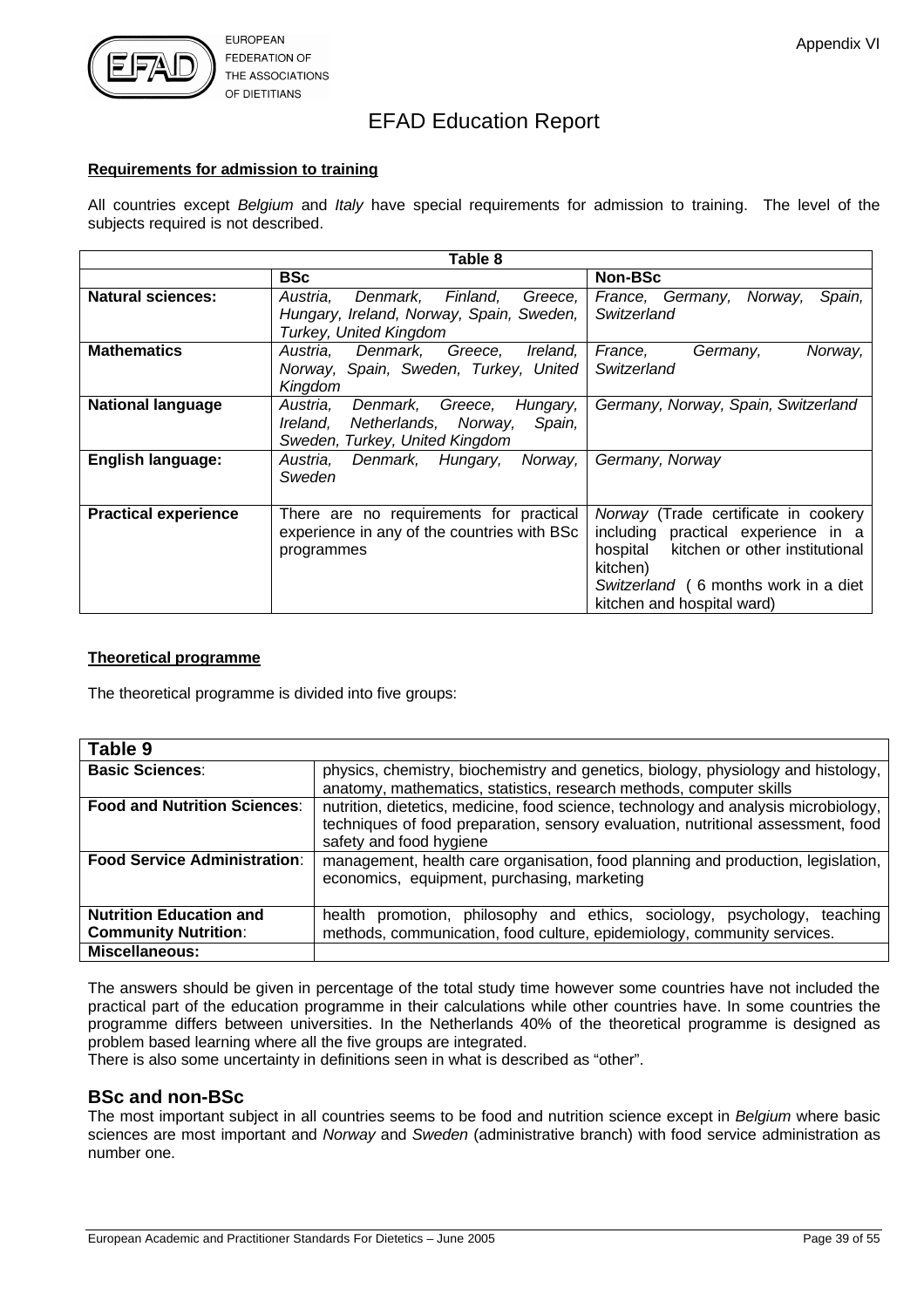# EFAD Education Report

**Requirements for admission to training**

All countries except *Belgium* and *Italy* have special requirements for admission to training. The level of the subjects required is not described.

| Table 8 | | |
|---|---|---|
| | **BSc** | **Non-BSc** |
| **Natural sciences:** | *Austria, Denmark, Finland, Greece, Hungary, Ireland, Norway, Spain, Sweden, Turkey, United Kingdom* | *France, Germany, Norway, Spain, Switzerland* |
| **Mathematics** | *Austria, Denmark, Greece, Ireland, Norway, Spain, Sweden, Turkey, United Kingdom* | *France, Germany, Norway, Switzerland* |
| **National language** | *Austria, Denmark, Greece, Hungary, Ireland, Netherlands, Norway, Spain, Sweden, Turkey, United Kingdom* | *Germany, Norway, Spain, Switzerland* |
| **English language:** | *Austria, Denmark, Hungary, Norway, Sweden* | *Germany, Norway* |
| **Practical experience** | There are no requirements for practical experience in any of the countries with BSc programmes | *Norway* (Trade certificate in cookery including practical experience in a hospital kitchen or other institutional kitchen) *Switzerland* ( 6 months work in a diet kitchen and hospital ward) |

**Theoretical programme**

The theoretical programme is divided into five groups:

| Table 9 | |
|---|---|
| **Basic Sciences**: | physics, chemistry, biochemistry and genetics, biology, physiology and histology, anatomy, mathematics, statistics, research methods, computer skills |
| **Food and Nutrition Sciences**: | nutrition, dietetics, medicine, food science, technology and analysis microbiology, techniques of food preparation, sensory evaluation, nutritional assessment, food safety and food hygiene |
| **Food Service Administration**: | management, health care organisation, food planning and production, legislation, economics, equipment, purchasing, marketing |
| **Nutrition Education and Community Nutrition**: | health promotion, philosophy and ethics, sociology, psychology, teaching methods, communication, food culture, epidemiology, community services. |
| **Miscellaneous:** | |

The answers should be given in percentage of the total study time however some countries have not included the practical part of the education programme in their calculations while other countries have. In some countries the programme differs between universities. In the Netherlands 40% of the theoretical programme is designed as problem based learning where all the five groups are integrated.
There is also some uncertainty in definitions seen in what is described as "other".

## BSc and non-BSc

The most important subject in all countries seems to be food and nutrition science except in *Belgium* where basic sciences are most important and *Norway* and *Sweden* (administrative branch) with food service administration as number one.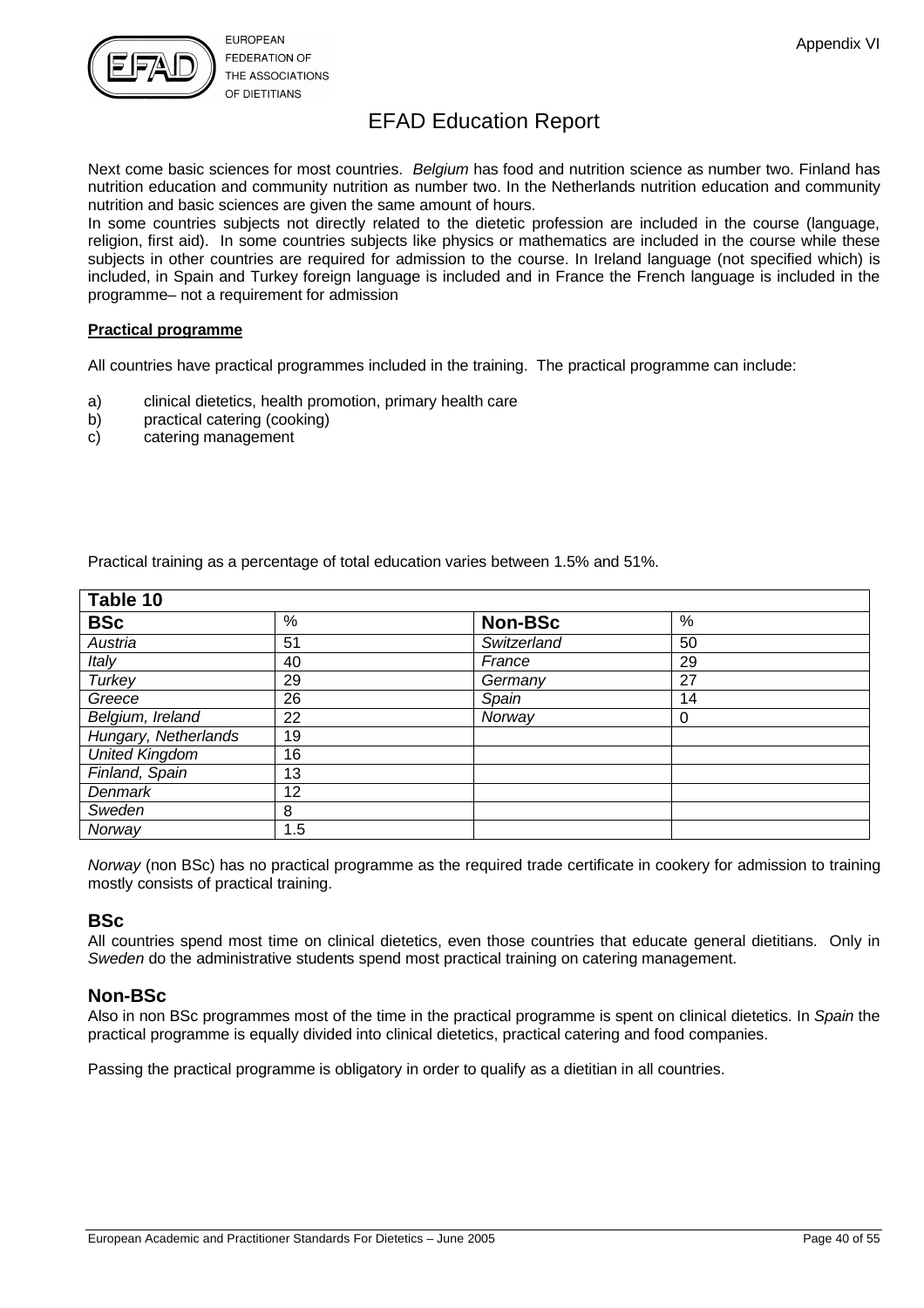Next come basic sciences for most countries. *Belgium* has food and nutrition science as number two. Finland has nutrition education and community nutrition as number two. In the Netherlands nutrition education and community nutrition and basic sciences are given the same amount of hours.

In some countries subjects not directly related to the dietetic profession are included in the course (language, religion, first aid). In some countries subjects like physics or mathematics are included in the course while these subjects in other countries are required for admission to the course. In Ireland language (not specified which) is included, in Spain and Turkey foreign language is included and in France the French language is included in the programme– not a requirement for admission

**Practical programme**

All countries have practical programmes included in the training. The practical programme can include:

a) clinical dietetics, health promotion, primary health care
b) practical catering (cooking)
c) catering management

Practical training as a percentage of total education varies between 1.5% and 51%.

| **Table 10** | | | |
|---|---|---|---|
| **BSc** | % | **Non-BSc** | % |
| *Austria* | 51 | *Switzerland* | 50 |
| *Italy* | 40 | *France* | 29 |
| *Turkey* | 29 | *Germany* | 27 |
| *Greece* | 26 | *Spain* | 14 |
| *Belgium, Ireland* | 22 | *Norway* | 0 |
| *Hungary, Netherlands* | 19 | | |
| *United Kingdom* | 16 | | |
| *Finland, Spain* | 13 | | |
| *Denmark* | 12 | | |
| *Sweden* | 8 | | |
| *Norway* | 1.5 | | |

*Norway* (non BSc) has no practical programme as the required trade certificate in cookery for admission to training mostly consists of practical training.

### BSc

All countries spend most time on clinical dietetics, even those countries that educate general dietitians. Only in *Sweden* do the administrative students spend most practical training on catering management.

### Non-BSc

Also in non BSc programmes most of the time in the practical programme is spent on clinical dietetics. In *Spain* the practical programme is equally divided into clinical dietetics, practical catering and food companies.

Passing the practical programme is obligatory in order to qualify as a dietitian in all countries.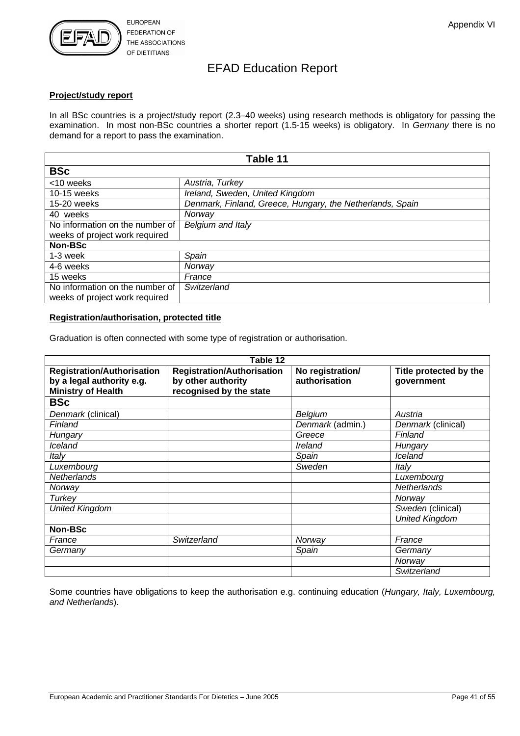# EFAD Education Report

**Project/study report**

In all BSc countries is a project/study report (2.3–40 weeks) using research methods is obligatory for passing the examination. In most non-BSc countries a shorter report (1.5-15 weeks) is obligatory. In *Germany* there is no demand for a report to pass the examination.

| Table 11 | |
|---|---|
| **BSc** | |
| <10 weeks | *Austria, Turkey* |
| 10-15 weeks | *Ireland, Sweden, United Kingdom* |
| 15-20 weeks | *Denmark, Finland, Greece, Hungary, the Netherlands, Spain* |
| 40 weeks | *Norway* |
| No information on the number of weeks of project work required | *Belgium and Italy* |
| **Non-BSc** | |
| 1-3 week | *Spain* |
| 4-6 weeks | *Norway* |
| 15 weeks | *France* |
| No information on the number of weeks of project work required | *Switzerland* |

**Registration/authorisation, protected title**

Graduation is often connected with some type of registration or authorisation.

| Table 12 | | | |
|---|---|---|---|
| **Registration/Authorisation by a legal authority e.g. Ministry of Health** | **Registration/Authorisation by other authority recognised by the state** | **No registration/ authorisation** | **Title protected by the government** |
| **BSc** | | | |
| *Denmark* (clinical) | | *Belgium* | *Austria* |
| *Finland* | | *Denmark* (admin.) | *Denmark* (clinical) |
| *Hungary* | | *Greece* | *Finland* |
| *Iceland* | | *Ireland* | *Hungary* |
| *Italy* | | *Spain* | *Iceland* |
| *Luxembourg* | | *Sweden* | *Italy* |
| *Netherlands* | | | *Luxembourg* |
| *Norway* | | | *Netherlands* |
| *Turkey* | | | *Norway* |
| *United Kingdom* | | | *Sweden* (clinical) |
| | | | *United Kingdom* |
| **Non-BSc** | | | |
| *France* | *Switzerland* | *Norway* | *France* |
| *Germany* | | *Spain* | *Germany* |
| | | | *Norway* |
| | | | *Switzerland* |

Some countries have obligations to keep the authorisation e.g. continuing education (*Hungary, Italy, Luxembourg, and Netherlands*).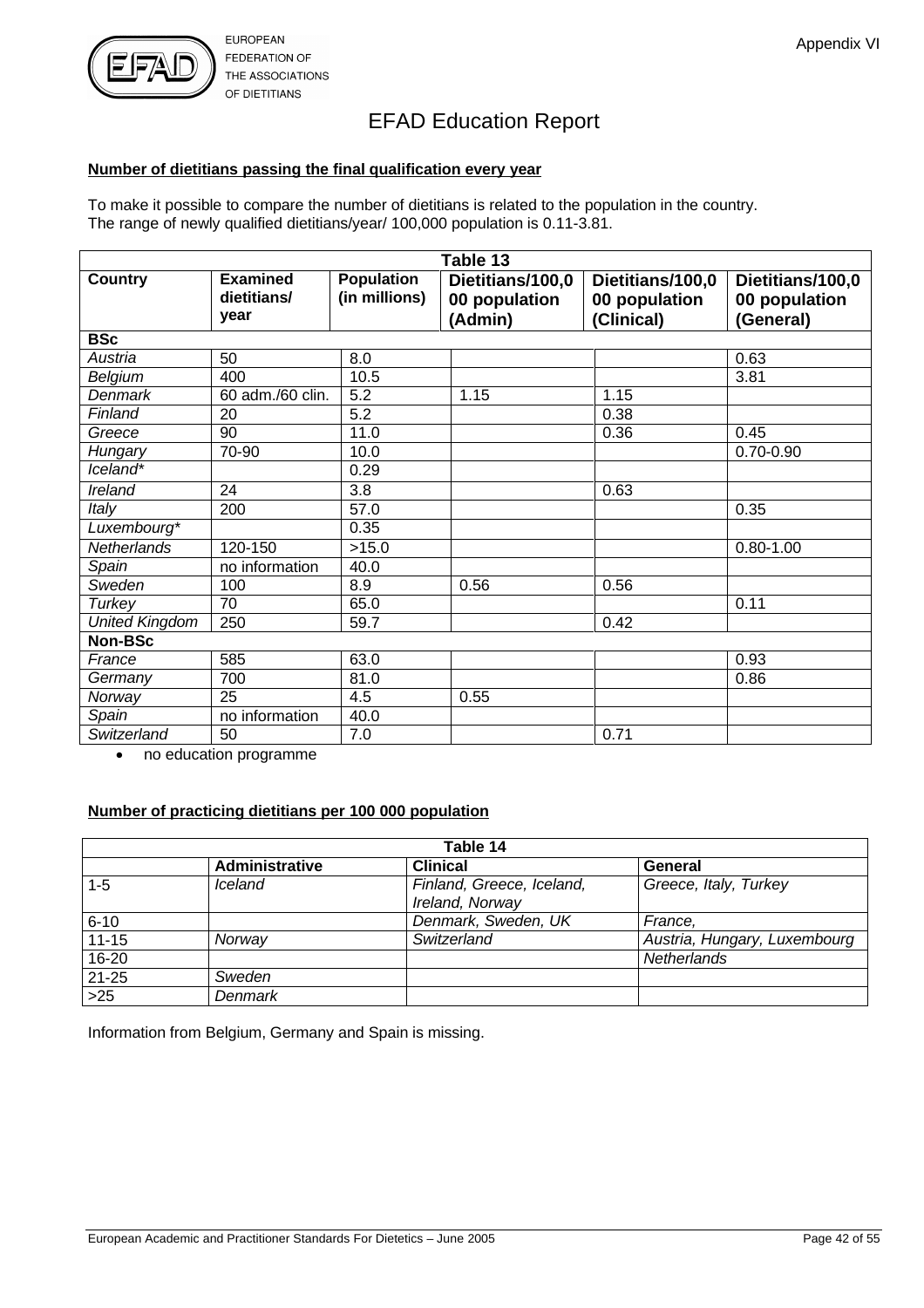# EFAD Education Report

**Number of dietitians passing the final qualification every year**

To make it possible to compare the number of dietitians is related to the population in the country.
The range of newly qualified dietitians/year/ 100,000 population is 0.11-3.81.

| Table 13 | | | | | |
|---|---|---|---|---|---|
| **Country** | **Examined dietitians/ year** | **Population (in millions)** | **Dietitians/100,000 population (Admin)** | **Dietitians/100,000 population (Clinical)** | **Dietitians/100,000 population (General)** |
| **BSc** | | | | | |
| *Austria* | 50 | 8.0 | | | 0.63 |
| *Belgium* | 400 | 10.5 | | | 3.81 |
| *Denmark* | 60 adm./60 clin. | 5.2 | 1.15 | 1.15 | |
| *Finland* | 20 | 5.2 | | 0.38 | |
| *Greece* | 90 | 11.0 | | 0.36 | 0.45 |
| *Hungary* | 70-90 | 10.0 | | | 0.70-0.90 |
| *Iceland** | | 0.29 | | | |
| *Ireland* | 24 | 3.8 | | 0.63 | |
| *Italy* | 200 | 57.0 | | | 0.35 |
| *Luxembourg** | | 0.35 | | | |
| *Netherlands* | 120-150 | >15.0 | | | 0.80-1.00 |
| *Spain* | no information | 40.0 | | | |
| *Sweden* | 100 | 8.9 | 0.56 | 0.56 | |
| *Turkey* | 70 | 65.0 | | | 0.11 |
| *United Kingdom* | 250 | 59.7 | | 0.42 | |
| **Non-BSc** | | | | | |
| *France* | 585 | 63.0 | | | 0.93 |
| *Germany* | 700 | 81.0 | | | 0.86 |
| *Norway* | 25 | 4.5 | 0.55 | | |
| *Spain* | no information | 40.0 | | | |
| *Switzerland* | 50 | 7.0 | | 0.71 | |

- no education programme

**Number of practicing dietitians per 100 000 population**

| Table 14 | | | |
|---|---|---|---|
| | **Administrative** | **Clinical** | **General** |
| 1-5 | *Iceland* | *Finland, Greece, Iceland, Ireland, Norway* | *Greece, Italy, Turkey* |
| 6-10 | | *Denmark, Sweden, UK* | *France,* |
| 11-15 | *Norway* | *Switzerland* | *Austria, Hungary, Luxembourg* |
| 16-20 | | | *Netherlands* |
| 21-25 | *Sweden* | | |
| >25 | *Denmark* | | |

Information from Belgium, Germany and Spain is missing.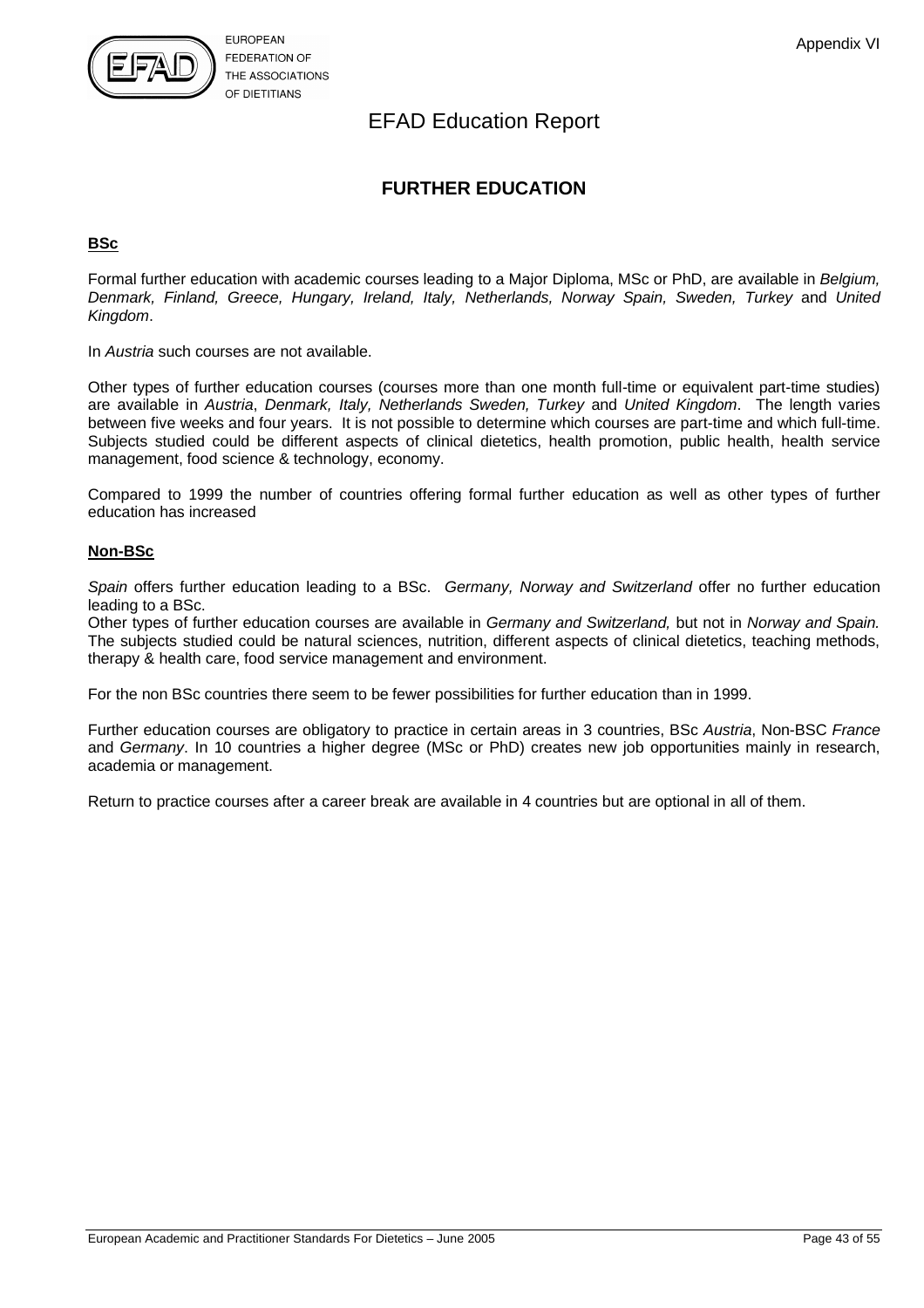EUROPEAN FEDERATION OF THE ASSOCIATIONS OF DIETITIANS

Appendix VI

# EFAD Education Report

## FURTHER EDUCATION

### BSc

Formal further education with academic courses leading to a Major Diploma, MSc or PhD, are available in *Belgium, Denmark, Finland, Greece, Hungary, Ireland, Italy, Netherlands, Norway Spain, Sweden, Turkey* and *United Kingdom*.

In *Austria* such courses are not available.

Other types of further education courses (courses more than one month full-time or equivalent part-time studies) are available in *Austria*, *Denmark, Italy, Netherlands Sweden, Turkey* and *United Kingdom*. The length varies between five weeks and four years. It is not possible to determine which courses are part-time and which full-time. Subjects studied could be different aspects of clinical dietetics, health promotion, public health, health service management, food science & technology, economy.

Compared to 1999 the number of countries offering formal further education as well as other types of further education has increased

### Non-BSc

*Spain* offers further education leading to a BSc. *Germany, Norway and Switzerland* offer no further education leading to a BSc.
Other types of further education courses are available in *Germany and Switzerland,* but not in *Norway and Spain.* The subjects studied could be natural sciences, nutrition, different aspects of clinical dietetics, teaching methods, therapy & health care, food service management and environment.

For the non BSc countries there seem to be fewer possibilities for further education than in 1999.

Further education courses are obligatory to practice in certain areas in 3 countries, BSc *Austria*, Non-BSC *France* and *Germany*. In 10 countries a higher degree (MSc or PhD) creates new job opportunities mainly in research, academia or management.

Return to practice courses after a career break are available in 4 countries but are optional in all of them.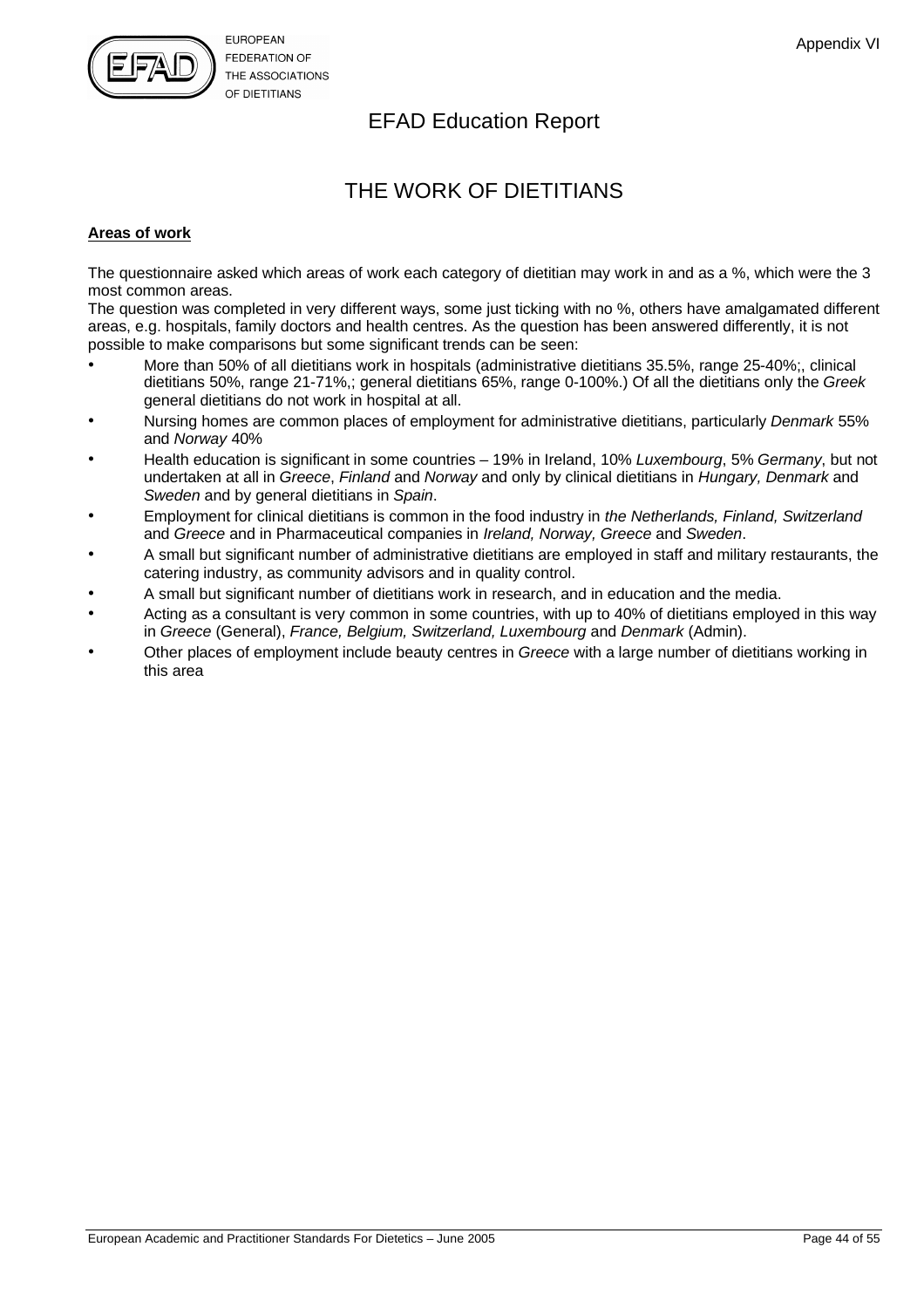# EFAD Education Report

## THE WORK OF DIETITIANS

**Areas of work**

The questionnaire asked which areas of work each category of dietitian may work in and as a %, which were the 3 most common areas.
The question was completed in very different ways, some just ticking with no %, others have amalgamated different areas, e.g. hospitals, family doctors and health centres. As the question has been answered differently, it is not possible to make comparisons but some significant trends can be seen:

- More than 50% of all dietitians work in hospitals (administrative dietitians 35.5%, range 25-40%;, clinical dietitians 50%, range 21-71%,; general dietitians 65%, range 0-100%.) Of all the dietitians only the *Greek* general dietitians do not work in hospital at all.
- Nursing homes are common places of employment for administrative dietitians, particularly *Denmark* 55% and *Norway* 40%
- Health education is significant in some countries – 19% in Ireland, 10% *Luxembourg*, 5% *Germany*, but not undertaken at all in *Greece*, *Finland* and *Norway* and only by clinical dietitians in *Hungary, Denmark* and *Sweden* and by general dietitians in *Spain*.
- Employment for clinical dietitians is common in the food industry in *the Netherlands, Finland, Switzerland* and *Greece* and in Pharmaceutical companies in *Ireland, Norway, Greece* and *Sweden*.
- A small but significant number of administrative dietitians are employed in staff and military restaurants, the catering industry, as community advisors and in quality control.
- A small but significant number of dietitians work in research, and in education and the media.
- Acting as a consultant is very common in some countries, with up to 40% of dietitians employed in this way in *Greece* (General), *France, Belgium, Switzerland, Luxembourg* and *Denmark* (Admin).
- Other places of employment include beauty centres in *Greece* with a large number of dietitians working in this area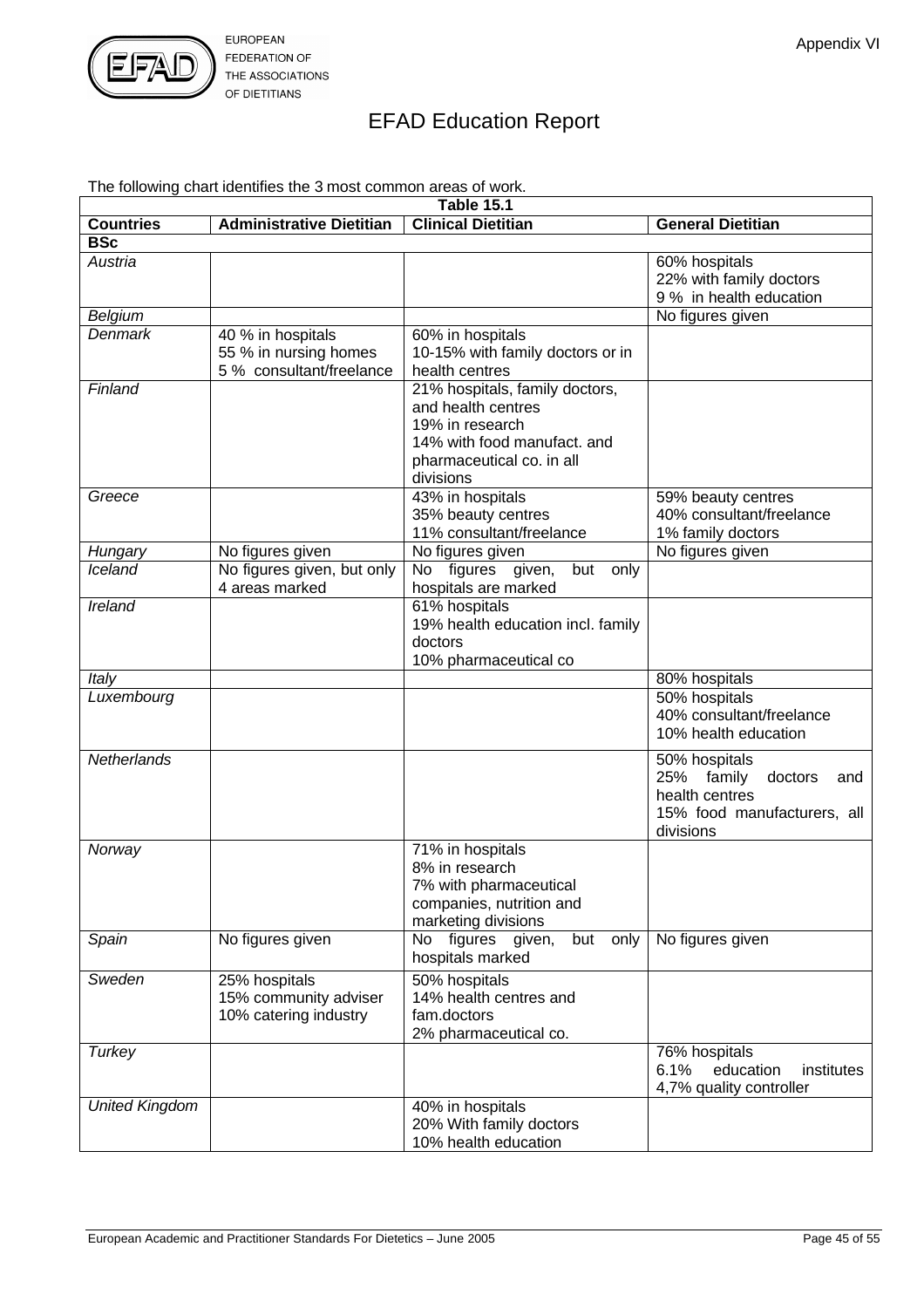Appendix VI

# EFAD Education Report

The following chart identifies the 3 most common areas of work.

**Table 15.1**

| Countries | Administrative Dietitian | Clinical Dietitian | General Dietitian |
|---|---|---|---|
| **BSc** | | | |
| *Austria* | | | 60% hospitals<br>22% with family doctors<br>9 % in health education |
| *Belgium* | | | No figures given |
| *Denmark* | 40 % in hospitals<br>55 % in nursing homes<br>5 % consultant/freelance | 60% in hospitals<br>10-15% with family doctors or in health centres | |
| *Finland* | | 21% hospitals, family doctors, and health centres<br>19% in research<br>14% with food manufact. and pharmaceutical co. in all divisions | |
| *Greece* | | 43% in hospitals<br>35% beauty centres<br>11% consultant/freelance | 59% beauty centres<br>40% consultant/freelance<br>1% family doctors |
| *Hungary* | No figures given | No figures given | No figures given |
| *Iceland* | No figures given, but only 4 areas marked | No figures given, but only hospitals are marked | |
| *Ireland* | | 61% hospitals<br>19% health education incl. family doctors<br>10% pharmaceutical co | |
| *Italy* | | | 80% hospitals |
| *Luxembourg* | | | 50% hospitals<br>40% consultant/freelance<br>10% health education |
| *Netherlands* | | | 50% hospitals<br>25% family doctors and health centres<br>15% food manufacturers, all divisions |
| *Norway* | | 71% in hospitals<br>8% in research<br>7% with pharmaceutical companies, nutrition and marketing divisions | |
| *Spain* | No figures given | No figures given, but only hospitals marked | No figures given |
| *Sweden* | 25% hospitals<br>15% community adviser<br>10% catering industry | 50% hospitals<br>14% health centres and fam.doctors<br>2% pharmaceutical co. | |
| *Turkey* | | | 76% hospitals<br>6.1% education institutes<br>4,7% quality controller |
| *United Kingdom* | | 40% in hospitals<br>20% With family doctors<br>10% health education | |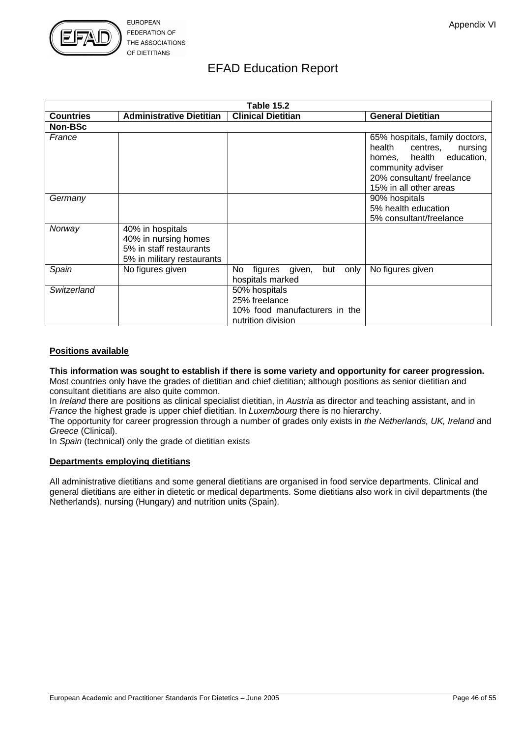| Table 15.2 | | | |
|---|---|---|---|
| **Countries** | **Administrative Dietitian** | **Clinical Dietitian** | **General Dietitian** |
| **Non-BSc** | | | |
| *France* | | | 65% hospitals, family doctors, health centres, nursing homes, health education, community adviser<br>20% consultant/ freelance<br>15% in all other areas |
| *Germany* | | | 90% hospitals<br>5% health education<br>5% consultant/freelance |
| *Norway* | 40% in hospitals<br>40% in nursing homes<br>5% in staff restaurants<br>5% in military restaurants | | |
| *Spain* | No figures given | No figures given, but only hospitals marked | No figures given |
| *Switzerland* | | 50% hospitals<br>25% freelance<br>10% food manufacturers in the nutrition division | |

**Positions available**

**This information was sought to establish if there is some variety and opportunity for career progression.**
Most countries only have the grades of dietitian and chief dietitian; although positions as senior dietitian and consultant dietitians are also quite common.
In *Ireland* there are positions as clinical specialist dietitian, in *Austria* as director and teaching assistant, and in *France* the highest grade is upper chief dietitian. In *Luxembourg* there is no hierarchy.
The opportunity for career progression through a number of grades only exists in *the Netherlands, UK, Ireland* and *Greece* (Clinical).
In *Spain* (technical) only the grade of dietitian exists

**Departments employing dietitians**

All administrative dietitians and some general dietitians are organised in food service departments. Clinical and general dietitians are either in dietetic or medical departments. Some dietitians also work in civil departments (the Netherlands), nursing (Hungary) and nutrition units (Spain).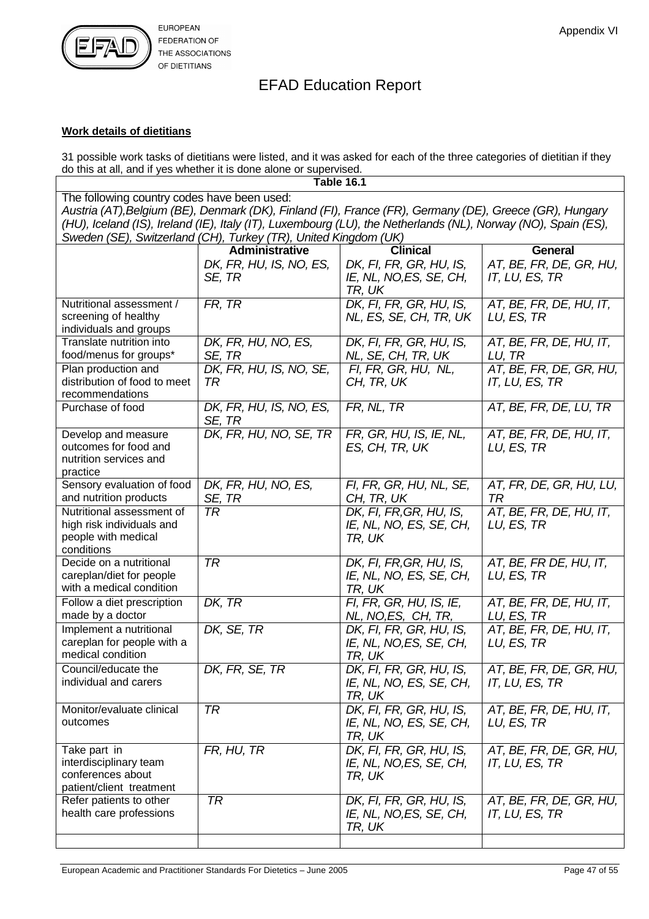# EFAD Education Report

**Work details of dietitians**

31 possible work tasks of dietitians were listed, and it was asked for each of the three categories of dietitian if they do this at all, and if yes whether it is done alone or supervised.

**Table 16.1**

The following country codes have been used:
*Austria (AT),Belgium (BE), Denmark (DK), Finland (FI), France (FR), Germany (DE), Greece (GR), Hungary (HU), Iceland (IS), Ireland (IE), Italy (IT), Luxembourg (LU), the Netherlands (NL), Norway (NO), Spain (ES), Sweden (SE), Switzerland (CH), Turkey (TR), United Kingdom (UK)*

| | **Administrative** *DK, FR, HU, IS, NO, ES, SE, TR* | **Clinical** *DK, FI, FR, GR, HU, IS, IE, NL, NO,ES, SE, CH, TR, UK* | **General** *AT, BE, FR, DE, GR, HU, IT, LU, ES, TR* |
|---|---|---|---|
| Nutritional assessment / screening of healthy individuals and groups | *FR, TR* | *DK, FI, FR, GR, HU, IS, NL, ES, SE, CH, TR, UK* | *AT, BE, FR, DE, HU, IT, LU, ES, TR* |
| Translate nutrition into food/menus for groups* | *DK, FR, HU, NO, ES, SE, TR* | *DK, FI, FR, GR, HU, IS, NL, SE, CH, TR, UK* | *AT, BE, FR, DE, HU, IT, LU, TR* |
| Plan production and distribution of food to meet recommendations | *DK, FR, HU, IS, NO, SE, TR* | *FI, FR, GR, HU, NL, CH, TR, UK* | *AT, BE, FR, DE, GR, HU, IT, LU, ES, TR* |
| Purchase of food | *DK, FR, HU, IS, NO, ES, SE, TR* | *FR, NL, TR* | *AT, BE, FR, DE, LU, TR* |
| Develop and measure outcomes for food and nutrition services and practice | *DK, FR, HU, NO, SE, TR* | *FR, GR, HU, IS, IE, NL, ES, CH, TR, UK* | *AT, BE, FR, DE, HU, IT, LU, ES, TR* |
| Sensory evaluation of food and nutrition products | *DK, FR, HU, NO, ES, SE, TR* | *FI, FR, GR, HU, NL, SE, CH, TR, UK* | *AT, FR, DE, GR, HU, LU, TR* |
| Nutritional assessment of high risk individuals and people with medical conditions | *TR* | *DK, FI, FR,GR, HU, IS, IE, NL, NO, ES, SE, CH, TR, UK* | *AT, BE, FR, DE, HU, IT, LU, ES, TR* |
| Decide on a nutritional careplan/diet for people with a medical condition | *TR* | *DK, FI, FR,GR, HU, IS, IE, NL, NO, ES, SE, CH, TR, UK* | *AT, BE, FR DE, HU, IT, LU, ES, TR* |
| Follow a diet prescription made by a doctor | *DK, TR* | *FI, FR, GR, HU, IS, IE, NL, NO,ES, CH, TR,* | *AT, BE, FR, DE, HU, IT, LU, ES, TR* |
| Implement a nutritional careplan for people with a medical condition | *DK, SE, TR* | *DK, FI, FR, GR, HU, IS, IE, NL, NO,ES, SE, CH, TR, UK* | *AT, BE, FR, DE, HU, IT, LU, ES, TR* |
| Council/educate the individual and carers | *DK, FR, SE, TR* | *DK, FI, FR, GR, HU, IS, IE, NL, NO, ES, SE, CH, TR, UK* | *AT, BE, FR, DE, GR, HU, IT, LU, ES, TR* |
| Monitor/evaluate clinical outcomes | *TR* | *DK, FI, FR, GR, HU, IS, IE, NL, NO, ES, SE, CH, TR, UK* | *AT, BE, FR, DE, HU, IT, LU, ES, TR* |
| Take part in interdisciplinary team conferences about patient/client treatment | *FR, HU, TR* | *DK, FI, FR, GR, HU, IS, IE, NL, NO,ES, SE, CH, TR, UK* | *AT, BE, FR, DE, GR, HU, IT, LU, ES, TR* |
| Refer patients to other health care professions | *TR* | *DK, FI, FR, GR, HU, IS, IE, NL, NO,ES, SE, CH, TR, UK* | *AT, BE, FR, DE, GR, HU, IT, LU, ES, TR* |
| | | | |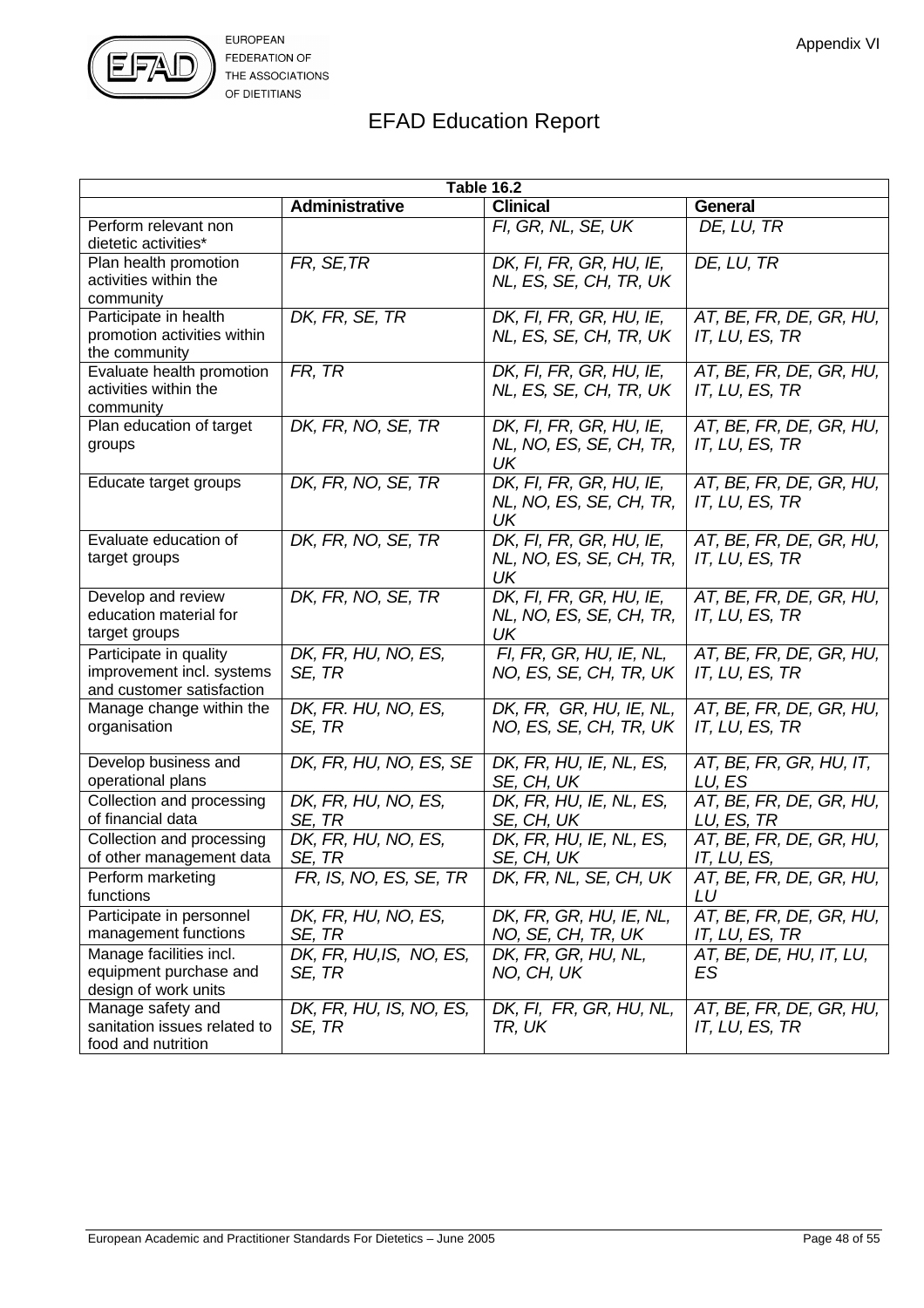# EFAD Education Report

| Table 16.2 | | | |
|---|---|---|---|
| | **Administrative** | **Clinical** | **General** |
| Perform relevant non dietetic activities* | | *FI, GR, NL, SE, UK* | *DE, LU, TR* |
| Plan health promotion activities within the community | *FR, SE,TR* | *DK, FI, FR, GR, HU, IE, NL, ES, SE, CH, TR, UK* | *DE, LU, TR* |
| Participate in health promotion activities within the community | *DK, FR, SE, TR* | *DK, FI, FR, GR, HU, IE, NL, ES, SE, CH, TR, UK* | *AT, BE, FR, DE, GR, HU, IT, LU, ES, TR* |
| Evaluate health promotion activities within the community | *FR, TR* | *DK, FI, FR, GR, HU, IE, NL, ES, SE, CH, TR, UK* | *AT, BE, FR, DE, GR, HU, IT, LU, ES, TR* |
| Plan education of target groups | *DK, FR, NO, SE, TR* | *DK, FI, FR, GR, HU, IE, NL, NO, ES, SE, CH, TR, UK* | *AT, BE, FR, DE, GR, HU, IT, LU, ES, TR* |
| Educate target groups | *DK, FR, NO, SE, TR* | *DK, FI, FR, GR, HU, IE, NL, NO, ES, SE, CH, TR, UK* | *AT, BE, FR, DE, GR, HU, IT, LU, ES, TR* |
| Evaluate education of target groups | *DK, FR, NO, SE, TR* | *DK, FI, FR, GR, HU, IE, NL, NO, ES, SE, CH, TR, UK* | *AT, BE, FR, DE, GR, HU, IT, LU, ES, TR* |
| Develop and review education material for target groups | *DK, FR, NO, SE, TR* | *DK, FI, FR, GR, HU, IE, NL, NO, ES, SE, CH, TR, UK* | *AT, BE, FR, DE, GR, HU, IT, LU, ES, TR* |
| Participate in quality improvement incl. systems and customer satisfaction | *DK, FR, HU, NO, ES, SE, TR* | *FI, FR, GR, HU, IE, NL, NO, ES, SE, CH, TR, UK* | *AT, BE, FR, DE, GR, HU, IT, LU, ES, TR* |
| Manage change within the organisation | *DK, FR. HU, NO, ES, SE, TR* | *DK, FR, GR, HU, IE, NL, NO, ES, SE, CH, TR, UK* | *AT, BE, FR, DE, GR, HU, IT, LU, ES, TR* |
| Develop business and operational plans | *DK, FR, HU, NO, ES, SE* | *DK, FR, HU, IE, NL, ES, SE, CH, UK* | *AT, BE, FR, GR, HU, IT, LU, ES* |
| Collection and processing of financial data | *DK, FR, HU, NO, ES, SE, TR* | *DK, FR, HU, IE, NL, ES, SE, CH, UK* | *AT, BE, FR, DE, GR, HU, LU, ES, TR* |
| Collection and processing of other management data | *DK, FR, HU, NO, ES, SE, TR* | *DK, FR, HU, IE, NL, ES, SE, CH, UK* | *AT, BE, FR, DE, GR, HU, IT, LU, ES,* |
| Perform marketing functions | *FR, IS, NO, ES, SE, TR* | *DK, FR, NL, SE, CH, UK* | *AT, BE, FR, DE, GR, HU, LU* |
| Participate in personnel management functions | *DK, FR, HU, NO, ES, SE, TR* | *DK, FR, GR, HU, IE, NL, NO, SE, CH, TR, UK* | *AT, BE, FR, DE, GR, HU, IT, LU, ES, TR* |
| Manage facilities incl. equipment purchase and design of work units | *DK, FR, HU,IS, NO, ES, SE, TR* | *DK, FR, GR, HU, NL, NO, CH, UK* | *AT, BE, DE, HU, IT, LU, ES* |
| Manage safety and sanitation issues related to food and nutrition | *DK, FR, HU, IS, NO, ES, SE, TR* | *DK, FI, FR, GR, HU, NL, TR, UK* | *AT, BE, FR, DE, GR, HU, IT, LU, ES, TR* |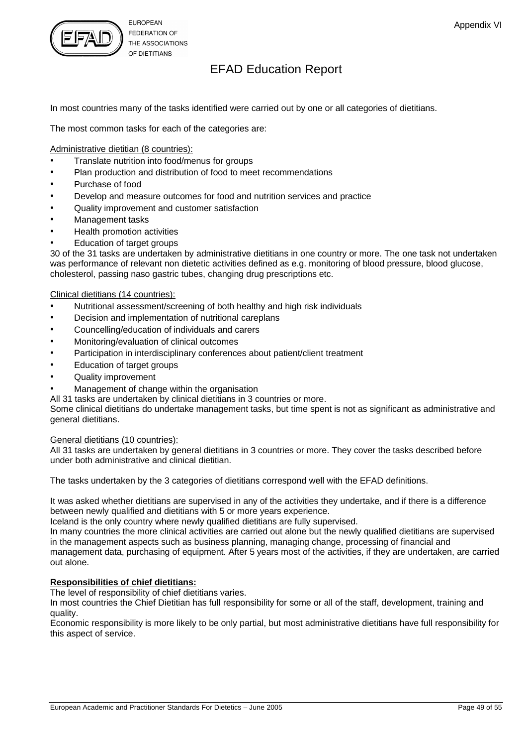# EFAD Education Report

In most countries many of the tasks identified were carried out by one or all categories of dietitians.

The most common tasks for each of the categories are:

Administrative dietitian (8 countries):

- Translate nutrition into food/menus for groups
- Plan production and distribution of food to meet recommendations
- Purchase of food
- Develop and measure outcomes for food and nutrition services and practice
- Quality improvement and customer satisfaction
- Management tasks
- Health promotion activities
- Education of target groups

30 of the 31 tasks are undertaken by administrative dietitians in one country or more. The one task not undertaken was performance of relevant non dietetic activities defined as e.g. monitoring of blood pressure, blood glucose, cholesterol, passing naso gastric tubes, changing drug prescriptions etc.

Clinical dietitians (14 countries):

- Nutritional assessment/screening of both healthy and high risk individuals
- Decision and implementation of nutritional careplans
- Councelling/education of individuals and carers
- Monitoring/evaluation of clinical outcomes
- Participation in interdisciplinary conferences about patient/client treatment
- Education of target groups
- Quality improvement
- Management of change within the organisation

All 31 tasks are undertaken by clinical dietitians in 3 countries or more.
Some clinical dietitians do undertake management tasks, but time spent is not as significant as administrative and general dietitians.

General dietitians (10 countries):
All 31 tasks are undertaken by general dietitians in 3 countries or more. They cover the tasks described before under both administrative and clinical dietitian.

The tasks undertaken by the 3 categories of dietitians correspond well with the EFAD definitions.

It was asked whether dietitians are supervised in any of the activities they undertake, and if there is a difference between newly qualified and dietitians with 5 or more years experience.
Iceland is the only country where newly qualified dietitians are fully supervised.
In many countries the more clinical activities are carried out alone but the newly qualified dietitians are supervised in the management aspects such as business planning, managing change, processing of financial and management data, purchasing of equipment. After 5 years most of the activities, if they are undertaken, are carried out alone.

**Responsibilities of chief dietitians:**
The level of responsibility of chief dietitians varies.
In most countries the Chief Dietitian has full responsibility for some or all of the staff, development, training and quality.
Economic responsibility is more likely to be only partial, but most administrative dietitians have full responsibility for this aspect of service.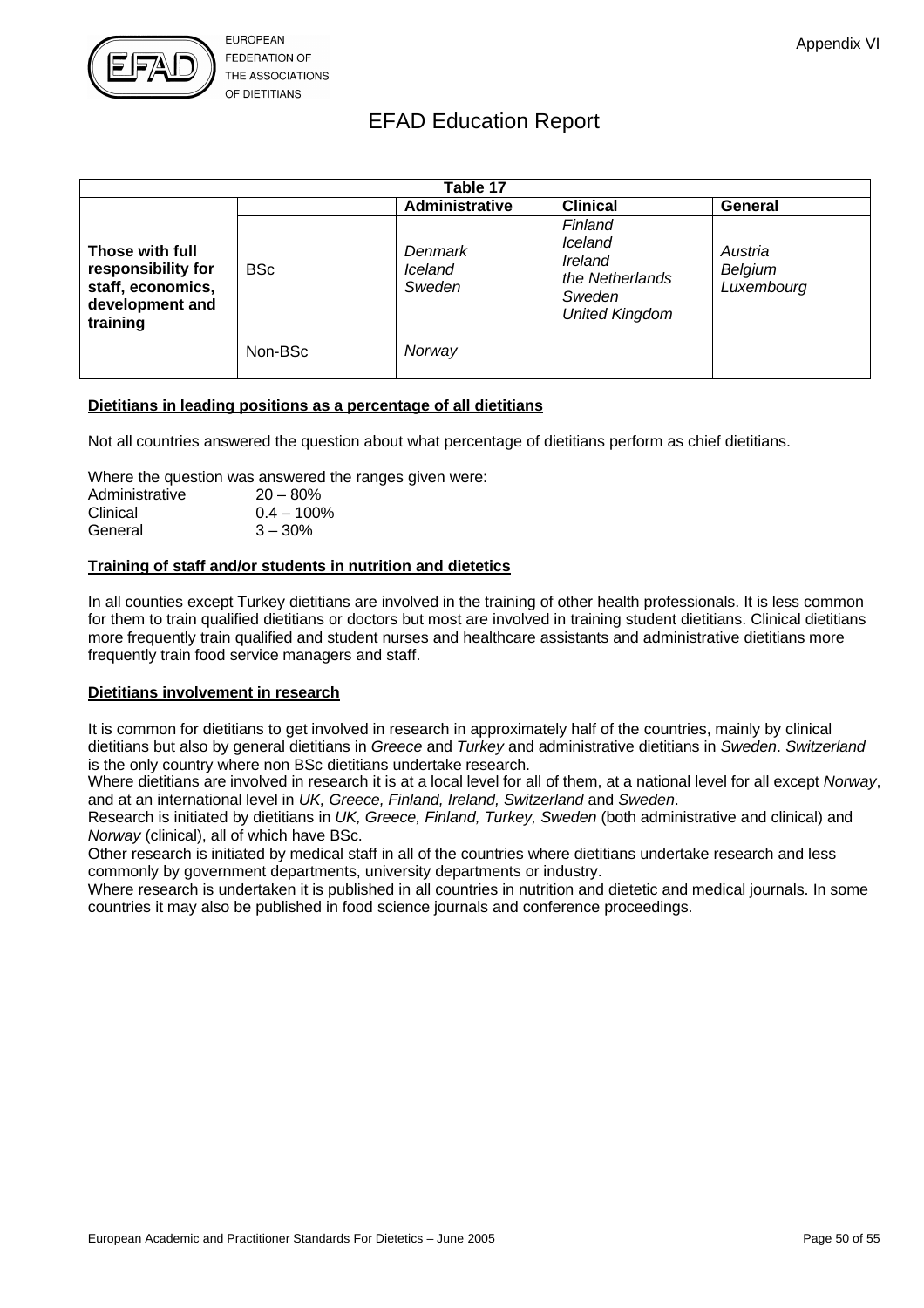# EFAD Education Report

| Table 17 | | | | |
|---|---|---|---|---|
| | | **Administrative** | **Clinical** | **General** |
| **Those with full responsibility for staff, economics, development and training** | BSc | *Denmark*<br>*Iceland*<br>*Sweden* | *Finland*<br>*Iceland*<br>*Ireland*<br>*the Netherlands*<br>*Sweden*<br>*United Kingdom* | *Austria*<br>*Belgium*<br>*Luxembourg* |
| | Non-BSc | *Norway* | | |

**<u>Dietitians in leading positions as a percentage of all dietitians</u>**

Not all countries answered the question about what percentage of dietitians perform as chief dietitians.

Where the question was answered the ranges given were:

| | |
|---|---|
| Administrative | 20 – 80% |
| Clinical | 0.4 – 100% |
| General | 3 – 30% |

**<u>Training of staff and/or students in nutrition and dietetics</u>**

In all counties except Turkey dietitians are involved in the training of other health professionals. It is less common for them to train qualified dietitians or doctors but most are involved in training student dietitians. Clinical dietitians more frequently train qualified and student nurses and healthcare assistants and administrative dietitians more frequently train food service managers and staff.

**<u>Dietitians involvement in research</u>**

It is common for dietitians to get involved in research in approximately half of the countries, mainly by clinical dietitians but also by general dietitians in *Greece* and *Turkey* and administrative dietitians in *Sweden*. *Switzerland* is the only country where non BSc dietitians undertake research.

Where dietitians are involved in research it is at a local level for all of them, at a national level for all except *Norway*, and at an international level in *UK, Greece, Finland, Ireland, Switzerland* and *Sweden*.

Research is initiated by dietitians in *UK, Greece, Finland, Turkey, Sweden* (both administrative and clinical) and *Norway* (clinical), all of which have BSc.

Other research is initiated by medical staff in all of the countries where dietitians undertake research and less commonly by government departments, university departments or industry.

Where research is undertaken it is published in all countries in nutrition and dietetic and medical journals. In some countries it may also be published in food science journals and conference proceedings.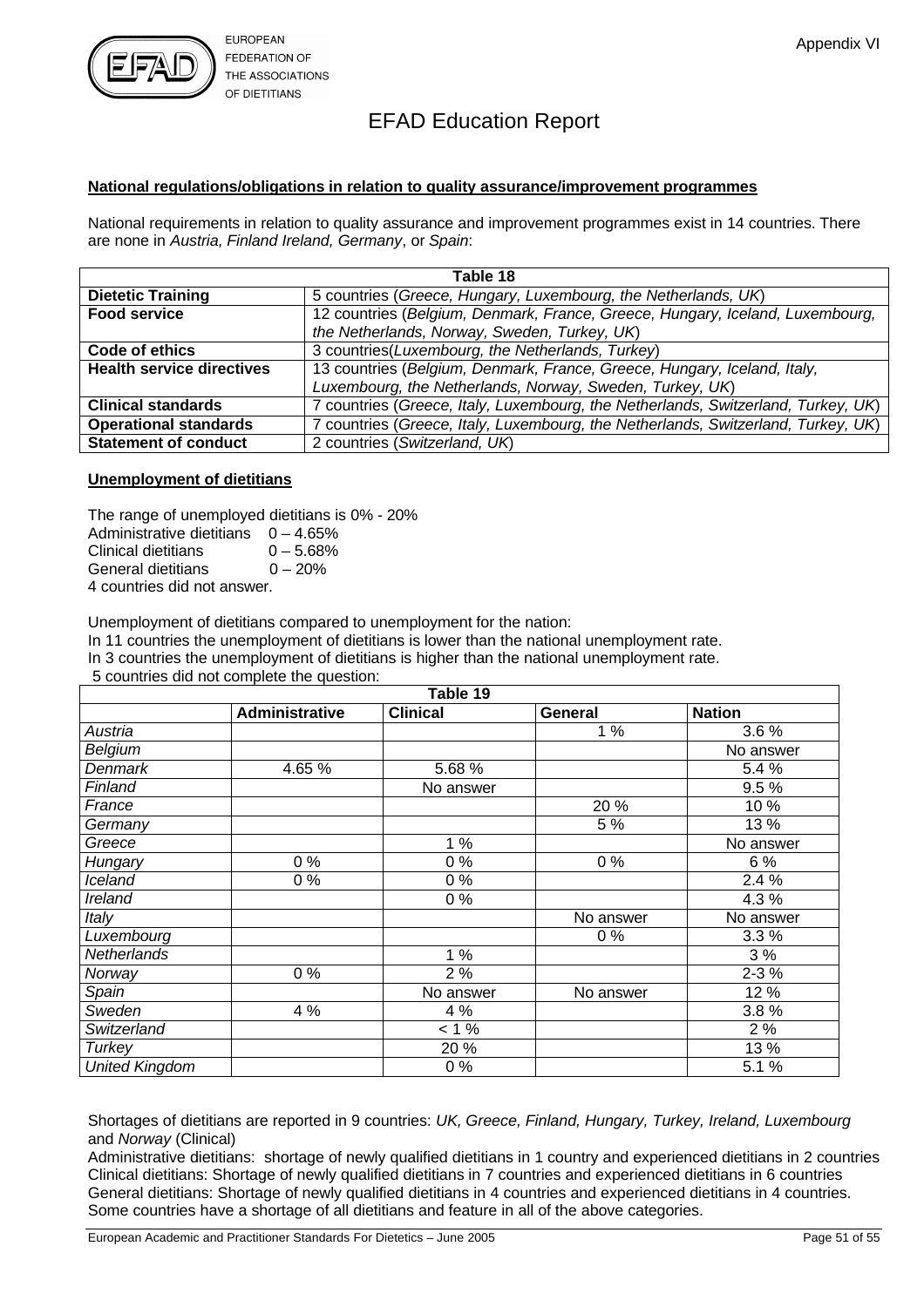# EFAD Education Report

**National regulations/obligations in relation to quality assurance/improvement programmes**

National requirements in relation to quality assurance and improvement programmes exist in 14 countries. There are none in *Austria, Finland Ireland, Germany*, or *Spain*:

| Table 18 | |
|---|---|
| **Dietetic Training** | 5 countries (*Greece, Hungary, Luxembourg, the Netherlands, UK*) |
| **Food service** | 12 countries (*Belgium, Denmark, France, Greece, Hungary, Iceland, Luxembourg, the Netherlands, Norway, Sweden, Turkey, UK*) |
| **Code of ethics** | 3 countries(*Luxembourg, the Netherlands, Turkey*) |
| **Health service directives** | 13 countries (*Belgium, Denmark, France, Greece, Hungary, Iceland, Italy, Luxembourg, the Netherlands, Norway, Sweden, Turkey, UK*) |
| **Clinical standards** | 7 countries (*Greece, Italy, Luxembourg, the Netherlands, Switzerland, Turkey, UK*) |
| **Operational standards** | 7 countries (*Greece, Italy, Luxembourg, the Netherlands, Switzerland, Turkey, UK*) |
| **Statement of conduct** | 2 countries (*Switzerland, UK*) |

**Unemployment of dietitians**

The range of unemployed dietitians is 0% - 20%
Administrative dietitians 0 – 4.65%
Clinical dietitians 0 – 5.68%
General dietitians 0 – 20%
4 countries did not answer.

Unemployment of dietitians compared to unemployment for the nation:
In 11 countries the unemployment of dietitians is lower than the national unemployment rate.
In 3 countries the unemployment of dietitians is higher than the national unemployment rate.
5 countries did not complete the question:

| Table 19 | **Administrative** | **Clinical** | **General** | **Nation** |
|---|---|---|---|---|
| *Austria* | | | 1 % | 3.6 % |
| *Belgium* | | | | No answer |
| *Denmark* | 4.65 % | 5.68 % | | 5.4 % |
| *Finland* | | No answer | | 9.5 % |
| *France* | | | 20 % | 10 % |
| *Germany* | | | 5 % | 13 % |
| *Greece* | | 1 % | | No answer |
| *Hungary* | 0 % | 0 % | 0 % | 6 % |
| *Iceland* | 0 % | 0 % | | 2.4 % |
| *Ireland* | | 0 % | | 4.3 % |
| *Italy* | | | No answer | No answer |
| *Luxembourg* | | | 0 % | 3.3 % |
| *Netherlands* | | 1 % | | 3 % |
| *Norway* | 0 % | 2 % | | 2-3 % |
| *Spain* | | No answer | No answer | 12 % |
| *Sweden* | 4 % | 4 % | | 3.8 % |
| *Switzerland* | | < 1 % | | 2 % |
| *Turkey* | | 20 % | | 13 % |
| *United Kingdom* | | 0 % | | 5.1 % |

Shortages of dietitians are reported in 9 countries: *UK, Greece, Finland, Hungary, Turkey, Ireland, Luxembourg* and *Norway* (Clinical)
Administrative dietitians: shortage of newly qualified dietitians in 1 country and experienced dietitians in 2 countries
Clinical dietitians: Shortage of newly qualified dietitians in 7 countries and experienced dietitians in 6 countries
General dietitians: Shortage of newly qualified dietitians in 4 countries and experienced dietitians in 4 countries.
Some countries have a shortage of all dietitians and feature in all of the above categories.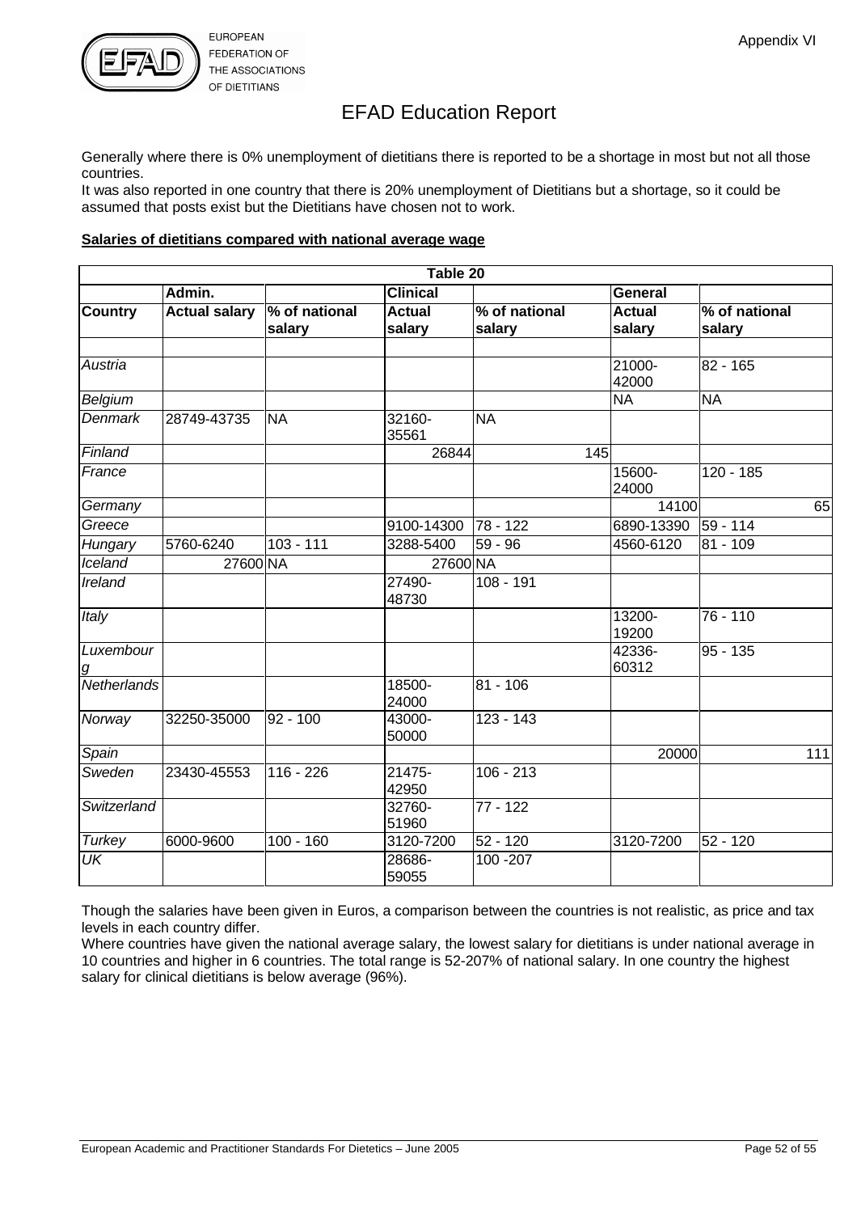# EFAD Education Report

Generally where there is 0% unemployment of dietitians there is reported to be a shortage in most but not all those countries.
It was also reported in one country that there is 20% unemployment of Dietitians but a shortage, so it could be assumed that posts exist but the Dietitians have chosen not to work.

**Salaries of dietitians compared with national average wage**

| Table 20 | | | | | | |
|---|---|---|---|---|---|---|
| | **Admin.** | | **Clinical** | | **General** | |
| **Country** | **Actual salary** | **% of national salary** | **Actual salary** | **% of national salary** | **Actual salary** | **% of national salary** |
| | | | | | | |
| *Austria* | | | | | 21000-42000 | 82 - 165 |
| *Belgium* | | | | | NA | NA |
| *Denmark* | 28749-43735 | NA | 32160-35561 | NA | | |
| *Finland* | | | 26844 | 145 | | |
| *France* | | | | | 15600-24000 | 120 - 185 |
| *Germany* | | | | | 14100 | 65 |
| *Greece* | | | 9100-14300 | 78 - 122 | 6890-13390 | 59 - 114 |
| *Hungary* | 5760-6240 | 103 - 111 | 3288-5400 | 59 - 96 | 4560-6120 | 81 - 109 |
| *Iceland* | 27600 | NA | 27600 | NA | | |
| *Ireland* | | | 27490-48730 | 108 - 191 | | |
| *Italy* | | | | | 13200-19200 | 76 - 110 |
| *Luxembourg* | | | | | 42336-60312 | 95 - 135 |
| *Netherlands* | | | 18500-24000 | 81 - 106 | | |
| *Norway* | 32250-35000 | 92 - 100 | 43000-50000 | 123 - 143 | | |
| *Spain* | | | | | 20000 | 111 |
| *Sweden* | 23430-45553 | 116 - 226 | 21475-42950 | 106 - 213 | | |
| *Switzerland* | | | 32760-51960 | 77 - 122 | | |
| *Turkey* | 6000-9600 | 100 - 160 | 3120-7200 | 52 - 120 | 3120-7200 | 52 - 120 |
| *UK* | | | 28686-59055 | 100 -207 | | |

Though the salaries have been given in Euros, a comparison between the countries is not realistic, as price and tax levels in each country differ.
Where countries have given the national average salary, the lowest salary for dietitians is under national average in 10 countries and higher in 6 countries. The total range is 52-207% of national salary. In one country the highest salary for clinical dietitians is below average (96%).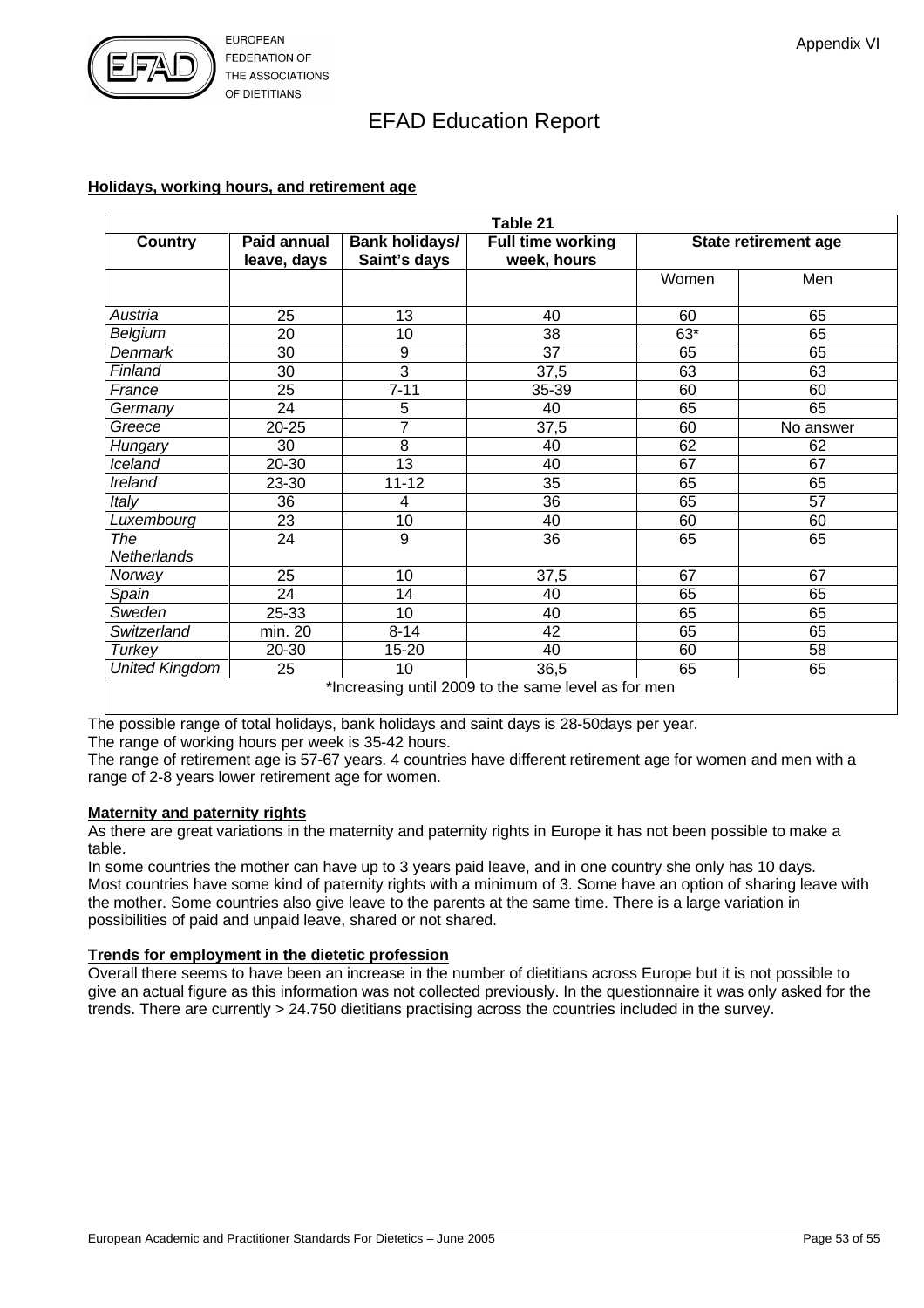# EFAD Education Report

## Holidays, working hours, and retirement age

**Table 21**

| Country | Paid annual leave, days | Bank holidays/ Saint's days | Full time working week, hours | State retirement age | |
|---|---|---|---|---|---|
| | | | | Women | Men |
| *Austria* | 25 | 13 | 40 | 60 | 65 |
| *Belgium* | 20 | 10 | 38 | 63* | 65 |
| *Denmark* | 30 | 9 | 37 | 65 | 65 |
| *Finland* | 30 | 3 | 37,5 | 63 | 63 |
| *France* | 25 | 7-11 | 35-39 | 60 | 60 |
| *Germany* | 24 | 5 | 40 | 65 | 65 |
| *Greece* | 20-25 | 7 | 37,5 | 60 | No answer |
| *Hungary* | 30 | 8 | 40 | 62 | 62 |
| *Iceland* | 20-30 | 13 | 40 | 67 | 67 |
| *Ireland* | 23-30 | 11-12 | 35 | 65 | 65 |
| *Italy* | 36 | 4 | 36 | 65 | 57 |
| *Luxembourg* | 23 | 10 | 40 | 60 | 60 |
| *The Netherlands* | 24 | 9 | 36 | 65 | 65 |
| *Norway* | 25 | 10 | 37,5 | 67 | 67 |
| *Spain* | 24 | 14 | 40 | 65 | 65 |
| *Sweden* | 25-33 | 10 | 40 | 65 | 65 |
| *Switzerland* | min. 20 | 8-14 | 42 | 65 | 65 |
| *Turkey* | 20-30 | 15-20 | 40 | 60 | 58 |
| *United Kingdom* | 25 | 10 | 36,5 | 65 | 65 |

*Increasing until 2009 to the same level as for men

The possible range of total holidays, bank holidays and saint days is 28-50days per year.
The range of working hours per week is 35-42 hours.
The range of retirement age is 57-67 years. 4 countries have different retirement age for women and men with a range of 2-8 years lower retirement age for women.

## Maternity and paternity rights

As there are great variations in the maternity and paternity rights in Europe it has not been possible to make a table.
In some countries the mother can have up to 3 years paid leave, and in one country she only has 10 days.
Most countries have some kind of paternity rights with a minimum of 3. Some have an option of sharing leave with the mother. Some countries also give leave to the parents at the same time. There is a large variation in possibilities of paid and unpaid leave, shared or not shared.

## Trends for employment in the dietetic profession

Overall there seems to have been an increase in the number of dietitians across Europe but it is not possible to give an actual figure as this information was not collected previously. In the questionnaire it was only asked for the trends. There are currently > 24.750 dietitians practising across the countries included in the survey.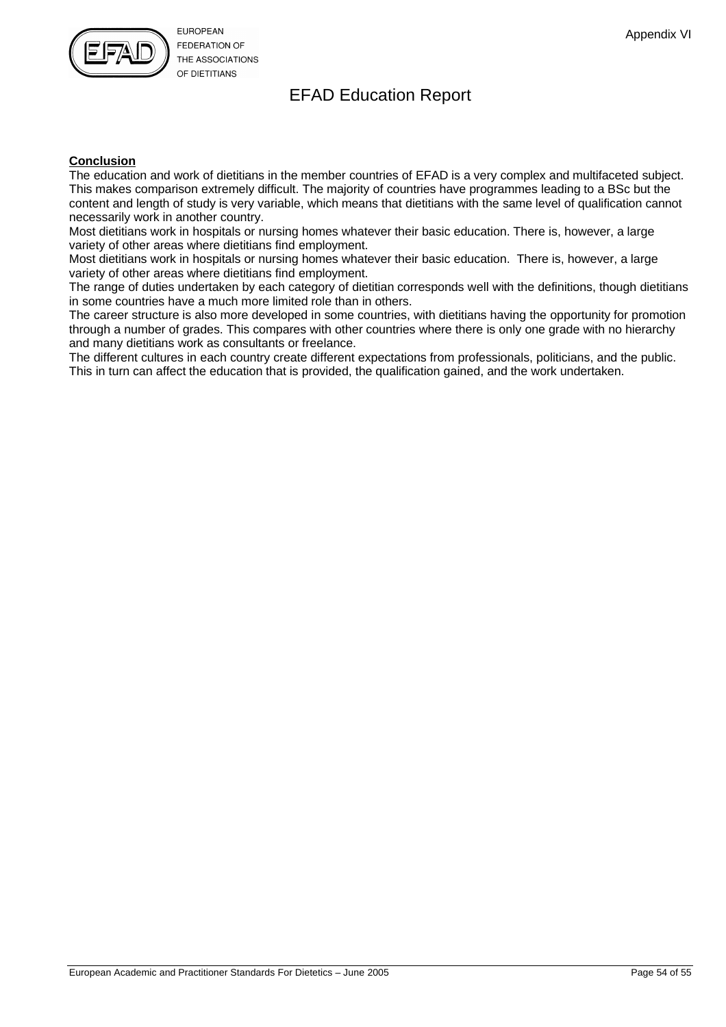# EFAD Education Report

**Conclusion**

The education and work of dietitians in the member countries of EFAD is a very complex and multifaceted subject. This makes comparison extremely difficult. The majority of countries have programmes leading to a BSc but the content and length of study is very variable, which means that dietitians with the same level of qualification cannot necessarily work in another country.

Most dietitians work in hospitals or nursing homes whatever their basic education. There is, however, a large variety of other areas where dietitians find employment.

Most dietitians work in hospitals or nursing homes whatever their basic education. There is, however, a large variety of other areas where dietitians find employment.

The range of duties undertaken by each category of dietitian corresponds well with the definitions, though dietitians in some countries have a much more limited role than in others.

The career structure is also more developed in some countries, with dietitians having the opportunity for promotion through a number of grades. This compares with other countries where there is only one grade with no hierarchy and many dietitians work as consultants or freelance.

The different cultures in each country create different expectations from professionals, politicians, and the public. This in turn can affect the education that is provided, the qualification gained, and the work undertaken.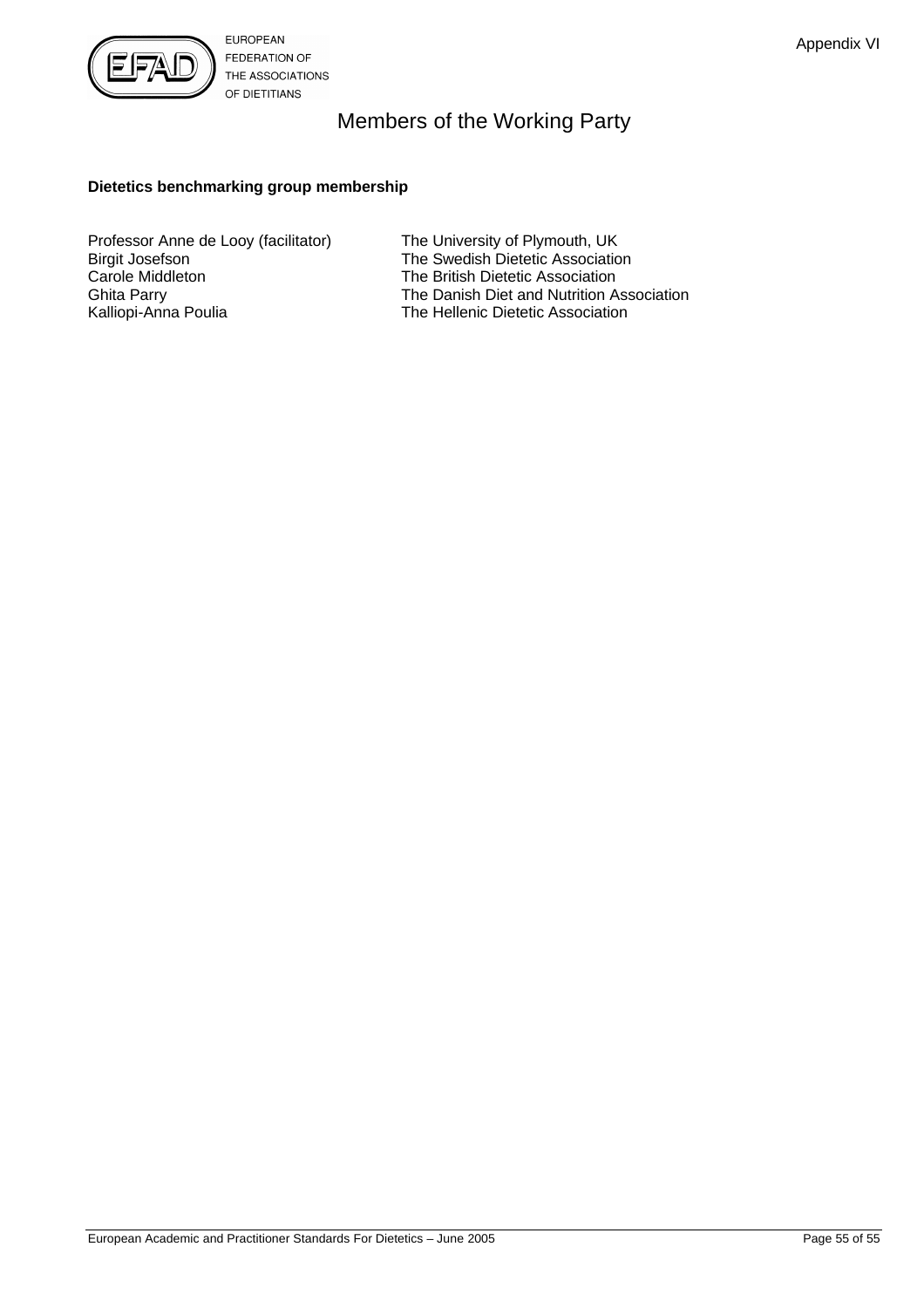Appendix VI

# Members of the Working Party

**Dietetics benchmarking group membership**

| | |
|---|---|
| Professor Anne de Looy (facilitator) | The University of Plymouth, UK |
| Birgit Josefson | The Swedish Dietetic Association |
| Carole Middleton | The British Dietetic Association |
| Ghita Parry | The Danish Diet and Nutrition Association |
| Kalliopi-Anna Poulia | The Hellenic Dietetic Association |